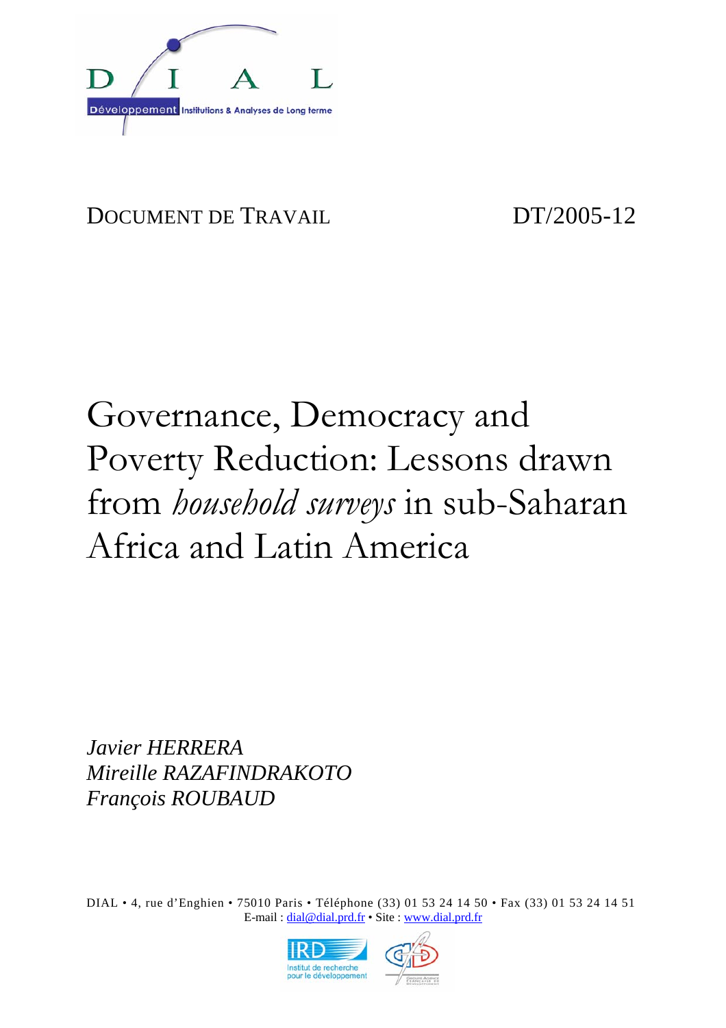DIAL

Développement Institutions & Analyses de Long terme

DOCUMENT DE TRAVAIL DT/2005-12

# Governance, Democracy and Poverty Reduction: Lessons drawn from *household surveys* in sub-Saharan Africa and Latin America

*Javier HERRERA*
*Mireille RAZAFINDRAKOTO*
*François ROUBAUD*

DIAL • 4, rue d'Enghien • 75010 Paris • Téléphone (33) 01 53 24 14 50 • Fax (33) 01 53 24 14 51
E-mail : dial@dial.prd.fr • Site : www.dial.prd.fr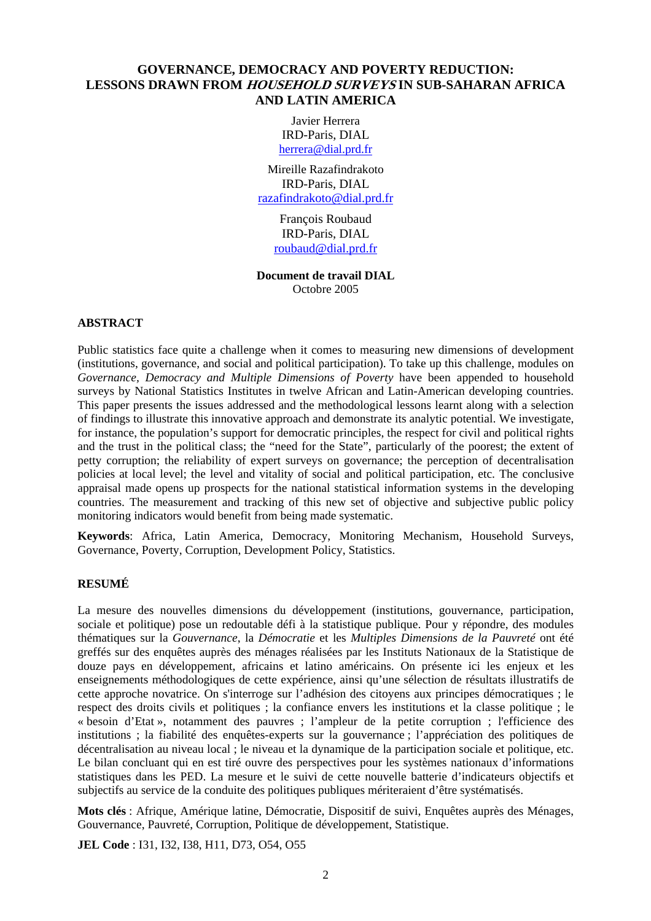# GOVERNANCE, DEMOCRACY AND POVERTY REDUCTION: LESSONS DRAWN FROM *HOUSEHOLD SURVEYS* IN SUB-SAHARAN AFRICA AND LATIN AMERICA

Javier Herrera
IRD-Paris, DIAL
herrera@dial.prd.fr

Mireille Razafindrakoto
IRD-Paris, DIAL
razafindrakoto@dial.prd.fr

François Roubaud
IRD-Paris, DIAL
roubaud@dial.prd.fr

**Document de travail DIAL**
Octobre 2005

## ABSTRACT

Public statistics face quite a challenge when it comes to measuring new dimensions of development (institutions, governance, and social and political participation). To take up this challenge, modules on *Governance, Democracy and Multiple Dimensions of Poverty* have been appended to household surveys by National Statistics Institutes in twelve African and Latin-American developing countries. This paper presents the issues addressed and the methodological lessons learnt along with a selection of findings to illustrate this innovative approach and demonstrate its analytic potential. We investigate, for instance, the population's support for democratic principles, the respect for civil and political rights and the trust in the political class; the "need for the State", particularly of the poorest; the extent of petty corruption; the reliability of expert surveys on governance; the perception of decentralisation policies at local level; the level and vitality of social and political participation, etc. The conclusive appraisal made opens up prospects for the national statistical information systems in the developing countries. The measurement and tracking of this new set of objective and subjective public policy monitoring indicators would benefit from being made systematic.

**Keywords**: Africa, Latin America, Democracy, Monitoring Mechanism, Household Surveys, Governance, Poverty, Corruption, Development Policy, Statistics.

## RESUMÉ

La mesure des nouvelles dimensions du développement (institutions, gouvernance, participation, sociale et politique) pose un redoutable défi à la statistique publique. Pour y répondre, des modules thématiques sur la *Gouvernance*, la *Démocratie* et les *Multiples Dimensions de la Pauvreté* ont été greffés sur des enquêtes auprès des ménages réalisées par les Instituts Nationaux de la Statistique de douze pays en développement, africains et latino américains. On présente ici les enjeux et les enseignements méthodologiques de cette expérience, ainsi qu'une sélection de résultats illustratifs de cette approche novatrice. On s'interroge sur l'adhésion des citoyens aux principes démocratiques ; le respect des droits civils et politiques ; la confiance envers les institutions et la classe politique ; le « besoin d'Etat », notamment des pauvres ; l'ampleur de la petite corruption ; l'efficience des institutions ; la fiabilité des enquêtes-experts sur la gouvernance ; l'appréciation des politiques de décentralisation au niveau local ; le niveau et la dynamique de la participation sociale et politique, etc. Le bilan concluant qui en est tiré ouvre des perspectives pour les systèmes nationaux d'informations statistiques dans les PED. La mesure et le suivi de cette nouvelle batterie d'indicateurs objectifs et subjectifs au service de la conduite des politiques publiques mériteraient d'être systématisés.

**Mots clés** : Afrique, Amérique latine, Démocratie, Dispositif de suivi, Enquêtes auprès des Ménages, Gouvernance, Pauvreté, Corruption, Politique de développement, Statistique.

**JEL Code** : I31, I32, I38, H11, D73, O54, O55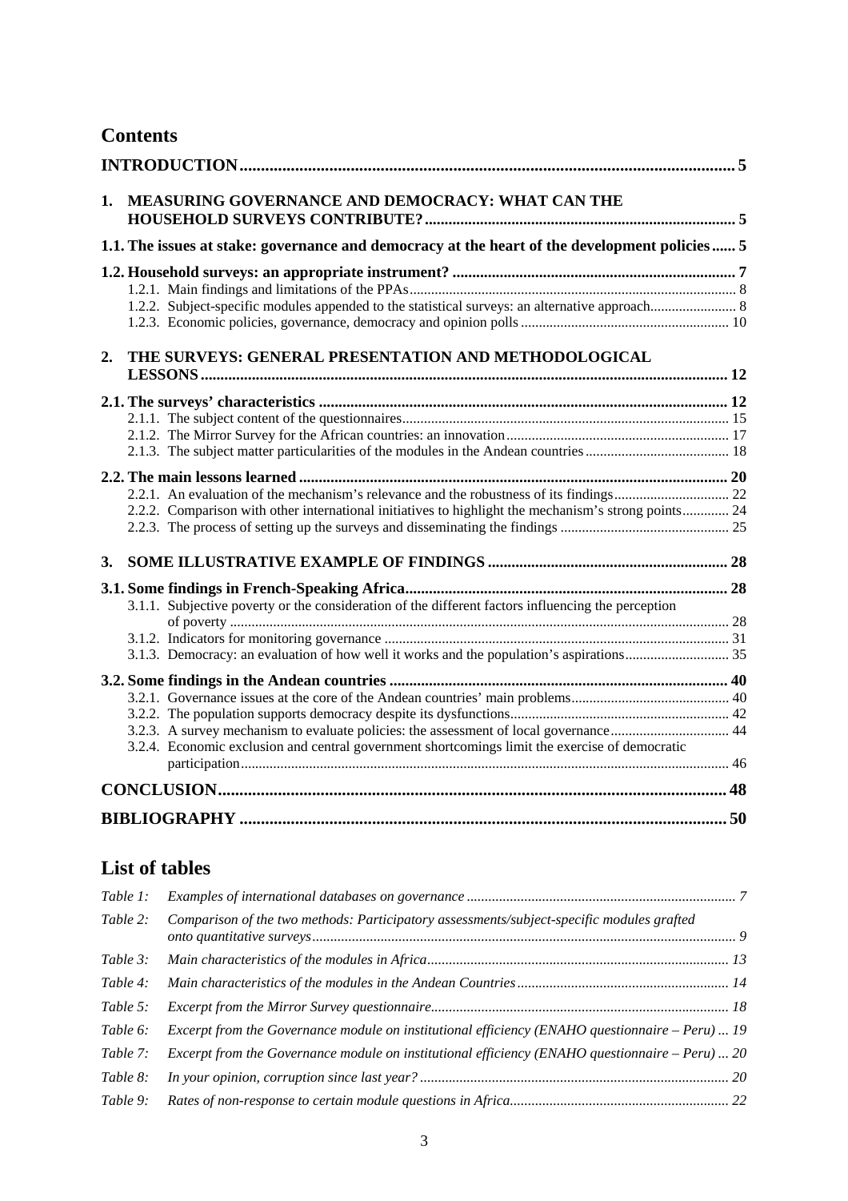## Contents

**INTRODUCTION** ..... 5

**1. MEASURING GOVERNANCE AND DEMOCRACY: WHAT CAN THE HOUSEHOLD SURVEYS CONTRIBUTE?** ..... 5

**1.1. The issues at stake: governance and democracy at the heart of the development policies** ..... 5

**1.2. Household surveys: an appropriate instrument?** ..... 7

- 1.2.1. Main findings and limitations of the PPAs ..... 8
- 1.2.2. Subject-specific modules appended to the statistical surveys: an alternative approach ..... 8
- 1.2.3. Economic policies, governance, democracy and opinion polls ..... 10

**2. THE SURVEYS: GENERAL PRESENTATION AND METHODOLOGICAL LESSONS** ..... 12

**2.1. The surveys' characteristics** ..... 12

- 2.1.1. The subject content of the questionnaires ..... 15
- 2.1.2. The Mirror Survey for the African countries: an innovation ..... 17
- 2.1.3. The subject matter particularities of the modules in the Andean countries ..... 18

**2.2. The main lessons learned** ..... 20

- 2.2.1. An evaluation of the mechanism's relevance and the robustness of its findings ..... 22
- 2.2.2. Comparison with other international initiatives to highlight the mechanism's strong points ..... 24
- 2.2.3. The process of setting up the surveys and disseminating the findings ..... 25

**3. SOME ILLUSTRATIVE EXAMPLE OF FINDINGS** ..... 28

**3.1. Some findings in French-Speaking Africa** ..... 28

- 3.1.1. Subjective poverty or the consideration of the different factors influencing the perception of poverty ..... 28
- 3.1.2. Indicators for monitoring governance ..... 31
- 3.1.3. Democracy: an evaluation of how well it works and the population's aspirations ..... 35

**3.2. Some findings in the Andean countries** ..... 40

- 3.2.1. Governance issues at the core of the Andean countries' main problems ..... 40
- 3.2.2. The population supports democracy despite its dysfunctions ..... 42
- 3.2.3. A survey mechanism to evaluate policies: the assessment of local governance ..... 44
- 3.2.4. Economic exclusion and central government shortcomings limit the exercise of democratic participation ..... 46

**CONCLUSION** ..... 48

**BIBLIOGRAPHY** ..... 50

## List of tables

| | | |
|---|---|---|
| *Table 1:* | *Examples of international databases on governance* | *7* |
| *Table 2:* | *Comparison of the two methods: Participatory assessments/subject-specific modules grafted onto quantitative surveys* | *9* |
| *Table 3:* | *Main characteristics of the modules in Africa* | *13* |
| *Table 4:* | *Main characteristics of the modules in the Andean Countries* | *14* |
| *Table 5:* | *Excerpt from the Mirror Survey questionnaire* | *18* |
| *Table 6:* | *Excerpt from the Governance module on institutional efficiency (ENAHO questionnaire – Peru)* | *19* |
| *Table 7:* | *Excerpt from the Governance module on institutional efficiency (ENAHO questionnaire – Peru)* | *20* |
| *Table 8:* | *In your opinion, corruption since last year?* | *20* |
| *Table 9:* | *Rates of non-response to certain module questions in Africa* | *22* |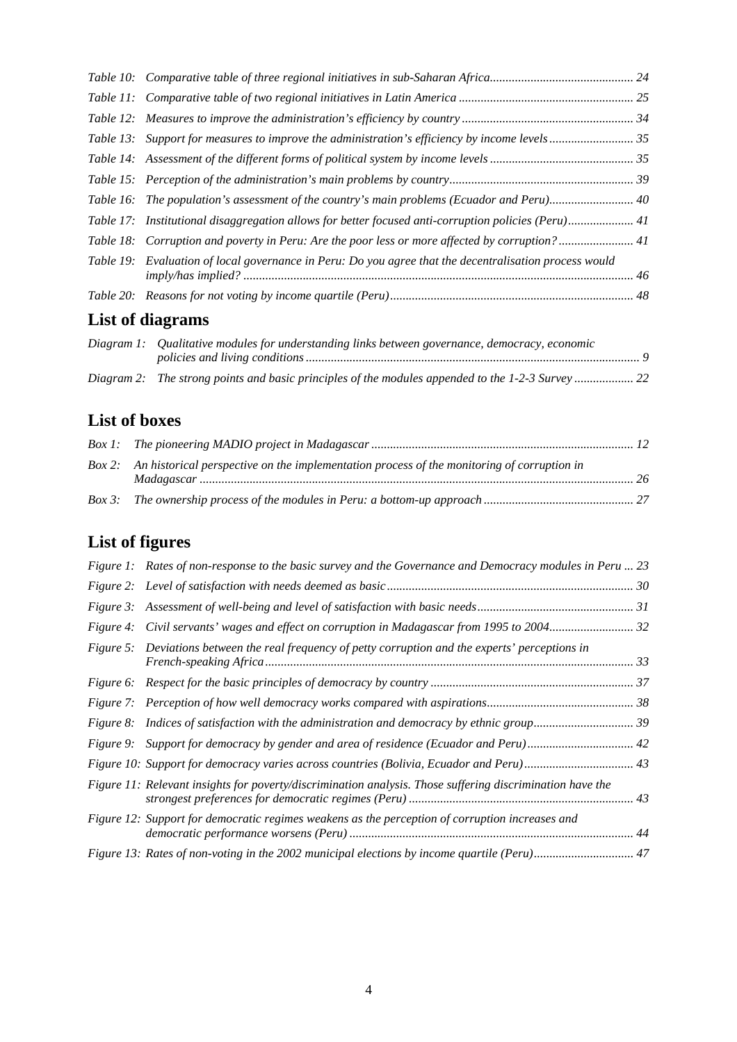*Table 10: Comparative table of three regional initiatives in sub-Saharan Africa* ..... 24

*Table 11: Comparative table of two regional initiatives in Latin America* ..... 25

*Table 12: Measures to improve the administration's efficiency by country* ..... 34

*Table 13: Support for measures to improve the administration's efficiency by income levels* ..... 35

*Table 14: Assessment of the different forms of political system by income levels* ..... 35

*Table 15: Perception of the administration's main problems by country* ..... 39

*Table 16: The population's assessment of the country's main problems (Ecuador and Peru)* ..... 40

*Table 17: Institutional disaggregation allows for better focused anti-corruption policies (Peru)* ..... 41

*Table 18: Corruption and poverty in Peru: Are the poor less or more affected by corruption?* ..... 41

*Table 19: Evaluation of local governance in Peru: Do you agree that the decentralisation process would imply/has implied?* ..... 46

*Table 20: Reasons for not voting by income quartile (Peru)* ..... 48

## List of diagrams

*Diagram 1: Qualitative modules for understanding links between governance, democracy, economic policies and living conditions* ..... 9

*Diagram 2: The strong points and basic principles of the modules appended to the 1-2-3 Survey* ..... 22

## List of boxes

*Box 1: The pioneering MADIO project in Madagascar* ..... 12

*Box 2: An historical perspective on the implementation process of the monitoring of corruption in Madagascar* ..... 26

*Box 3: The ownership process of the modules in Peru: a bottom-up approach* ..... 27

## List of figures

*Figure 1: Rates of non-response to the basic survey and the Governance and Democracy modules in Peru* ... 23

*Figure 2: Level of satisfaction with needs deemed as basic* ..... 30

*Figure 3: Assessment of well-being and level of satisfaction with basic needs* ..... 31

*Figure 4: Civil servants' wages and effect on corruption in Madagascar from 1995 to 2004* ..... 32

*Figure 5: Deviations between the real frequency of petty corruption and the experts' perceptions in French-speaking Africa* ..... 33

*Figure 6: Respect for the basic principles of democracy by country* ..... 37

*Figure 7: Perception of how well democracy works compared with aspirations* ..... 38

*Figure 8: Indices of satisfaction with the administration and democracy by ethnic group* ..... 39

*Figure 9: Support for democracy by gender and area of residence (Ecuador and Peru)* ..... 42

*Figure 10: Support for democracy varies across countries (Bolivia, Ecuador and Peru)* ..... 43

*Figure 11: Relevant insights for poverty/discrimination analysis. Those suffering discrimination have the strongest preferences for democratic regimes (Peru)* ..... 43

*Figure 12: Support for democratic regimes weakens as the perception of corruption increases and democratic performance worsens (Peru)* ..... 44

*Figure 13: Rates of non-voting in the 2002 municipal elections by income quartile (Peru)* ..... 47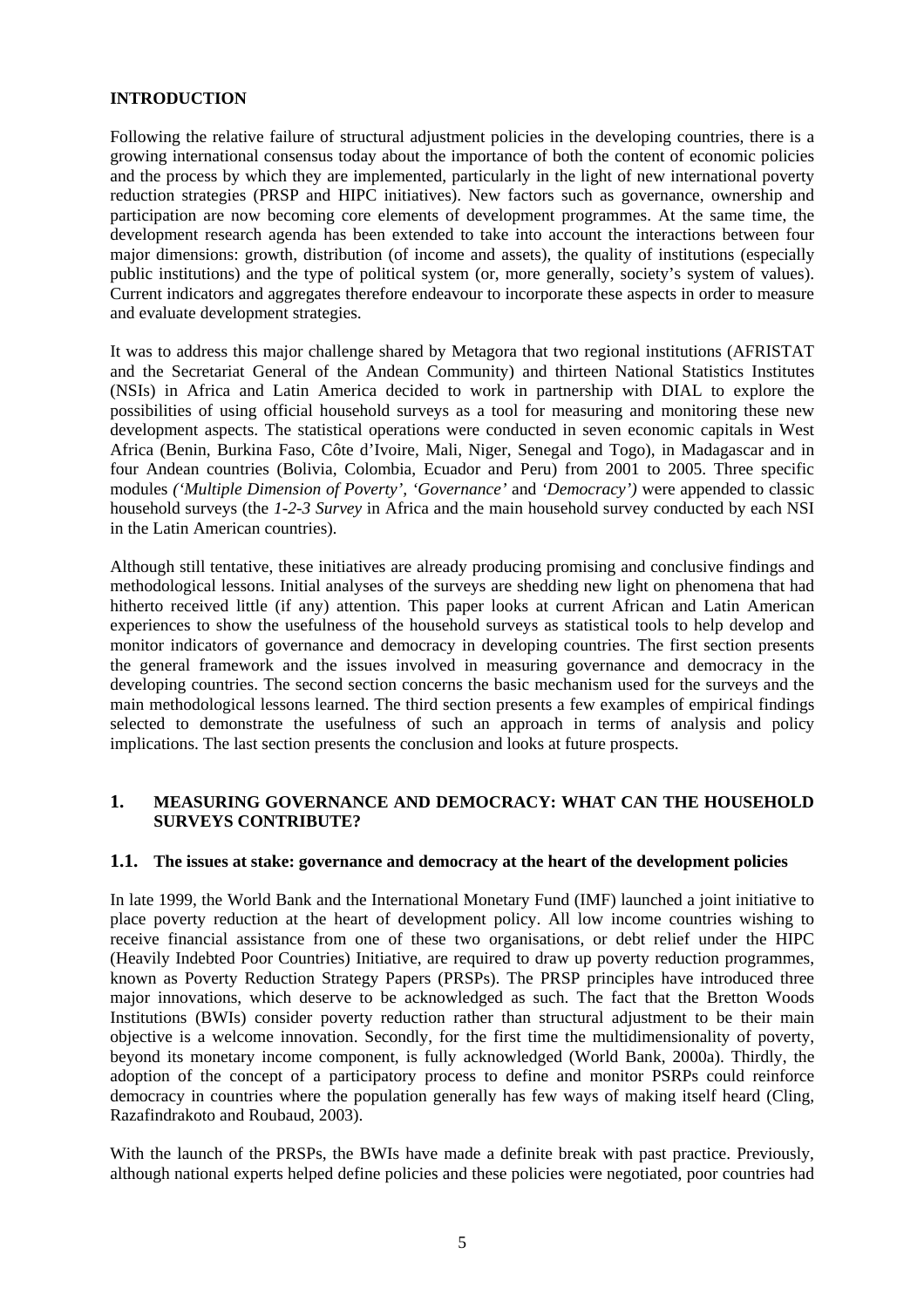## INTRODUCTION

Following the relative failure of structural adjustment policies in the developing countries, there is a growing international consensus today about the importance of both the content of economic policies and the process by which they are implemented, particularly in the light of new international poverty reduction strategies (PRSP and HIPC initiatives). New factors such as governance, ownership and participation are now becoming core elements of development programmes. At the same time, the development research agenda has been extended to take into account the interactions between four major dimensions: growth, distribution (of income and assets), the quality of institutions (especially public institutions) and the type of political system (or, more generally, society's system of values). Current indicators and aggregates therefore endeavour to incorporate these aspects in order to measure and evaluate development strategies.

It was to address this major challenge shared by Metagora that two regional institutions (AFRISTAT and the Secretariat General of the Andean Community) and thirteen National Statistics Institutes (NSIs) in Africa and Latin America decided to work in partnership with DIAL to explore the possibilities of using official household surveys as a tool for measuring and monitoring these new development aspects. The statistical operations were conducted in seven economic capitals in West Africa (Benin, Burkina Faso, Côte d'Ivoire, Mali, Niger, Senegal and Togo), in Madagascar and in four Andean countries (Bolivia, Colombia, Ecuador and Peru) from 2001 to 2005. Three specific modules *('Multiple Dimension of Poverty', 'Governance'* and *'Democracy')* were appended to classic household surveys (the *1-2-3 Survey* in Africa and the main household survey conducted by each NSI in the Latin American countries).

Although still tentative, these initiatives are already producing promising and conclusive findings and methodological lessons. Initial analyses of the surveys are shedding new light on phenomena that had hitherto received little (if any) attention. This paper looks at current African and Latin American experiences to show the usefulness of the household surveys as statistical tools to help develop and monitor indicators of governance and democracy in developing countries. The first section presents the general framework and the issues involved in measuring governance and democracy in the developing countries. The second section concerns the basic mechanism used for the surveys and the main methodological lessons learned. The third section presents a few examples of empirical findings selected to demonstrate the usefulness of such an approach in terms of analysis and policy implications. The last section presents the conclusion and looks at future prospects.

## 1. MEASURING GOVERNANCE AND DEMOCRACY: WHAT CAN THE HOUSEHOLD SURVEYS CONTRIBUTE?

### 1.1. The issues at stake: governance and democracy at the heart of the development policies

In late 1999, the World Bank and the International Monetary Fund (IMF) launched a joint initiative to place poverty reduction at the heart of development policy. All low income countries wishing to receive financial assistance from one of these two organisations, or debt relief under the HIPC (Heavily Indebted Poor Countries) Initiative, are required to draw up poverty reduction programmes, known as Poverty Reduction Strategy Papers (PRSPs). The PRSP principles have introduced three major innovations, which deserve to be acknowledged as such. The fact that the Bretton Woods Institutions (BWIs) consider poverty reduction rather than structural adjustment to be their main objective is a welcome innovation. Secondly, for the first time the multidimensionality of poverty, beyond its monetary income component, is fully acknowledged (World Bank, 2000a). Thirdly, the adoption of the concept of a participatory process to define and monitor PSRPs could reinforce democracy in countries where the population generally has few ways of making itself heard (Cling, Razafindrakoto and Roubaud, 2003).

With the launch of the PRSPs, the BWIs have made a definite break with past practice. Previously, although national experts helped define policies and these policies were negotiated, poor countries had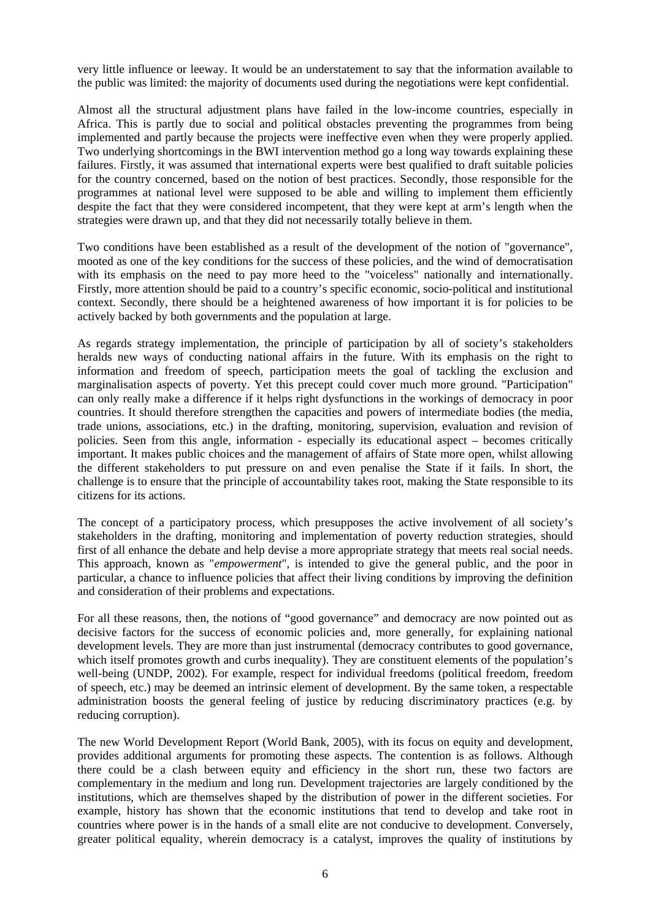very little influence or leeway. It would be an understatement to say that the information available to the public was limited: the majority of documents used during the negotiations were kept confidential.

Almost all the structural adjustment plans have failed in the low-income countries, especially in Africa. This is partly due to social and political obstacles preventing the programmes from being implemented and partly because the projects were ineffective even when they were properly applied. Two underlying shortcomings in the BWI intervention method go a long way towards explaining these failures. Firstly, it was assumed that international experts were best qualified to draft suitable policies for the country concerned, based on the notion of best practices. Secondly, those responsible for the programmes at national level were supposed to be able and willing to implement them efficiently despite the fact that they were considered incompetent, that they were kept at arm's length when the strategies were drawn up, and that they did not necessarily totally believe in them.

Two conditions have been established as a result of the development of the notion of "governance", mooted as one of the key conditions for the success of these policies, and the wind of democratisation with its emphasis on the need to pay more heed to the "voiceless" nationally and internationally. Firstly, more attention should be paid to a country's specific economic, socio-political and institutional context. Secondly, there should be a heightened awareness of how important it is for policies to be actively backed by both governments and the population at large.

As regards strategy implementation, the principle of participation by all of society's stakeholders heralds new ways of conducting national affairs in the future. With its emphasis on the right to information and freedom of speech, participation meets the goal of tackling the exclusion and marginalisation aspects of poverty. Yet this precept could cover much more ground. "Participation" can only really make a difference if it helps right dysfunctions in the workings of democracy in poor countries. It should therefore strengthen the capacities and powers of intermediate bodies (the media, trade unions, associations, etc.) in the drafting, monitoring, supervision, evaluation and revision of policies. Seen from this angle, information - especially its educational aspect – becomes critically important. It makes public choices and the management of affairs of State more open, whilst allowing the different stakeholders to put pressure on and even penalise the State if it fails. In short, the challenge is to ensure that the principle of accountability takes root, making the State responsible to its citizens for its actions.

The concept of a participatory process, which presupposes the active involvement of all society's stakeholders in the drafting, monitoring and implementation of poverty reduction strategies, should first of all enhance the debate and help devise a more appropriate strategy that meets real social needs. This approach, known as "*empowerment*", is intended to give the general public, and the poor in particular, a chance to influence policies that affect their living conditions by improving the definition and consideration of their problems and expectations.

For all these reasons, then, the notions of "good governance" and democracy are now pointed out as decisive factors for the success of economic policies and, more generally, for explaining national development levels. They are more than just instrumental (democracy contributes to good governance, which itself promotes growth and curbs inequality). They are constituent elements of the population's well-being (UNDP, 2002). For example, respect for individual freedoms (political freedom, freedom of speech, etc.) may be deemed an intrinsic element of development. By the same token, a respectable administration boosts the general feeling of justice by reducing discriminatory practices (e.g. by reducing corruption).

The new World Development Report (World Bank, 2005), with its focus on equity and development, provides additional arguments for promoting these aspects. The contention is as follows. Although there could be a clash between equity and efficiency in the short run, these two factors are complementary in the medium and long run. Development trajectories are largely conditioned by the institutions, which are themselves shaped by the distribution of power in the different societies. For example, history has shown that the economic institutions that tend to develop and take root in countries where power is in the hands of a small elite are not conducive to development. Conversely, greater political equality, wherein democracy is a catalyst, improves the quality of institutions by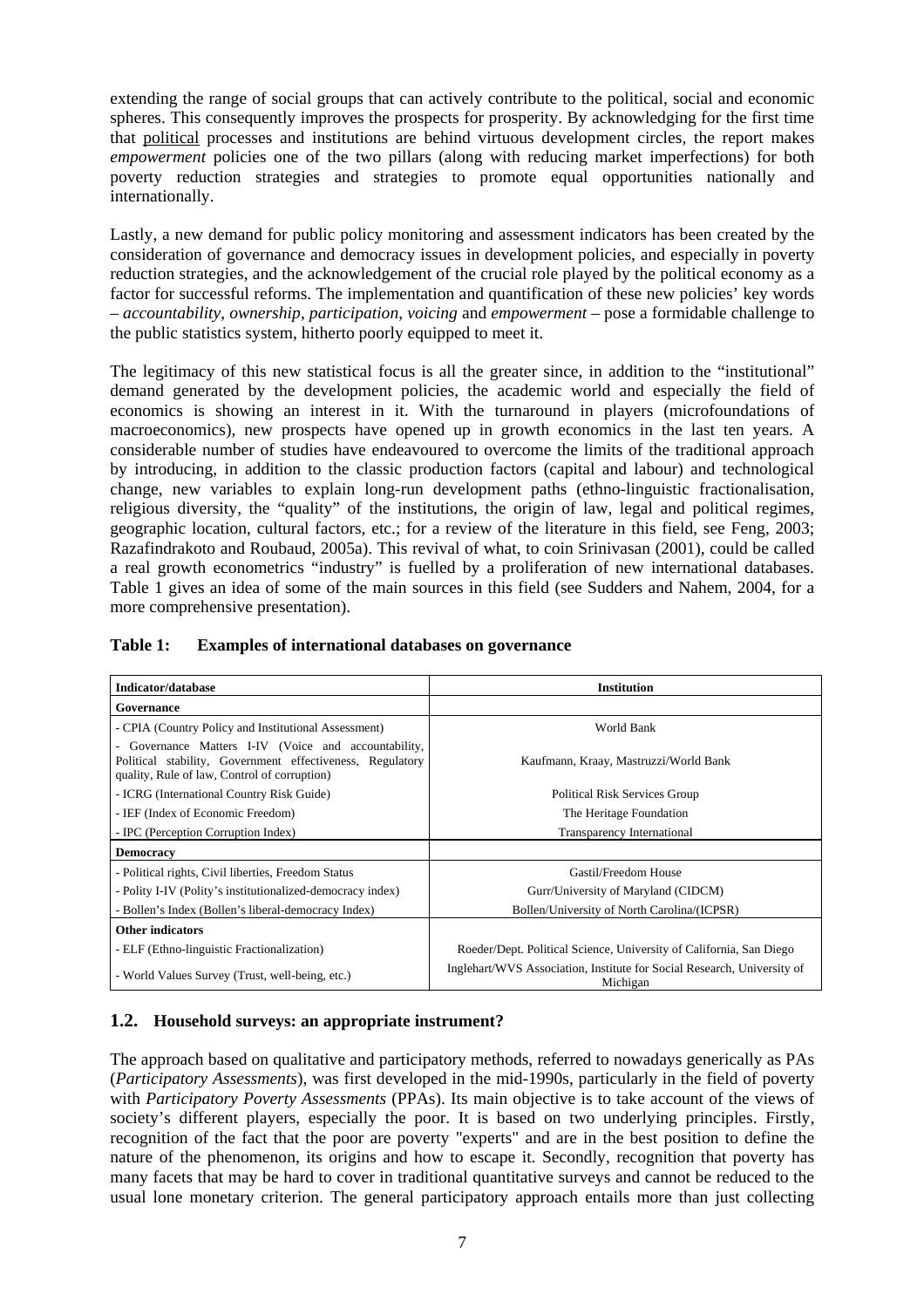extending the range of social groups that can actively contribute to the political, social and economic spheres. This consequently improves the prospects for prosperity. By acknowledging for the first time that political processes and institutions are behind virtuous development circles, the report makes *empowerment* policies one of the two pillars (along with reducing market imperfections) for both poverty reduction strategies and strategies to promote equal opportunities nationally and internationally.

Lastly, a new demand for public policy monitoring and assessment indicators has been created by the consideration of governance and democracy issues in development policies, and especially in poverty reduction strategies, and the acknowledgement of the crucial role played by the political economy as a factor for successful reforms. The implementation and quantification of these new policies' key words – *accountability*, *ownership*, *participation*, *voicing* and *empowerment* – pose a formidable challenge to the public statistics system, hitherto poorly equipped to meet it.

The legitimacy of this new statistical focus is all the greater since, in addition to the "institutional" demand generated by the development policies, the academic world and especially the field of economics is showing an interest in it. With the turnaround in players (microfoundations of macroeconomics), new prospects have opened up in growth economics in the last ten years. A considerable number of studies have endeavoured to overcome the limits of the traditional approach by introducing, in addition to the classic production factors (capital and labour) and technological change, new variables to explain long-run development paths (ethno-linguistic fractionalisation, religious diversity, the "quality" of the institutions, the origin of law, legal and political regimes, geographic location, cultural factors, etc.; for a review of the literature in this field, see Feng, 2003; Razafindrakoto and Roubaud, 2005a). This revival of what, to coin Srinivasan (2001), could be called a real growth econometrics "industry" is fuelled by a proliferation of new international databases. Table 1 gives an idea of some of the main sources in this field (see Sudders and Nahem, 2004, for a more comprehensive presentation).

**Table 1: Examples of international databases on governance**

| Indicator/database | Institution |
|---|---|
| **Governance** | |
| - CPIA (Country Policy and Institutional Assessment) | World Bank |
| - Governance Matters I-IV (Voice and accountability, Political stability, Government effectiveness, Regulatory quality, Rule of law, Control of corruption) | Kaufmann, Kraay, Mastruzzi/World Bank |
| - ICRG (International Country Risk Guide) | Political Risk Services Group |
| - IEF (Index of Economic Freedom) | The Heritage Foundation |
| - IPC (Perception Corruption Index) | Transparency International |
| **Democracy** | |
| - Political rights, Civil liberties, Freedom Status | Gastil/Freedom House |
| - Polity I-IV (Polity's institutionalized-democracy index) | Gurr/University of Maryland (CIDCM) |
| - Bollen's Index (Bollen's liberal-democracy Index) | Bollen/University of North Carolina/(ICPSR) |
| **Other indicators** | |
| - ELF (Ethno-linguistic Fractionalization) | Roeder/Dept. Political Science, University of California, San Diego |
| - World Values Survey (Trust, well-being, etc.) | Inglehart/WVS Association, Institute for Social Research, University of Michigan |

## 1.2. Household surveys: an appropriate instrument?

The approach based on qualitative and participatory methods, referred to nowadays generically as PAs (*Participatory Assessments*), was first developed in the mid-1990s, particularly in the field of poverty with *Participatory Poverty Assessments* (PPAs). Its main objective is to take account of the views of society's different players, especially the poor. It is based on two underlying principles. Firstly, recognition of the fact that the poor are poverty "experts" and are in the best position to define the nature of the phenomenon, its origins and how to escape it. Secondly, recognition that poverty has many facets that may be hard to cover in traditional quantitative surveys and cannot be reduced to the usual lone monetary criterion. The general participatory approach entails more than just collecting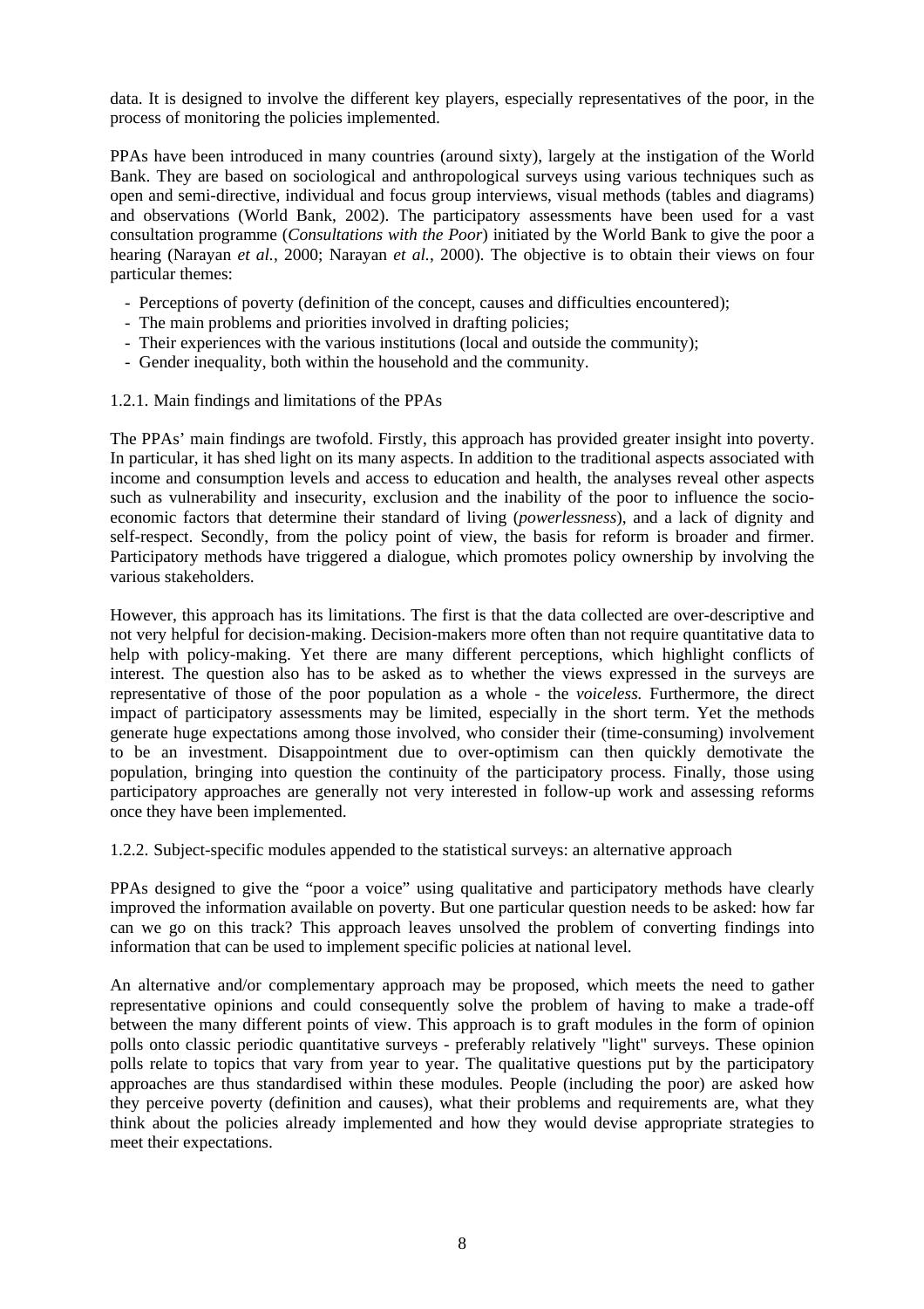data. It is designed to involve the different key players, especially representatives of the poor, in the process of monitoring the policies implemented.

PPAs have been introduced in many countries (around sixty), largely at the instigation of the World Bank. They are based on sociological and anthropological surveys using various techniques such as open and semi-directive, individual and focus group interviews, visual methods (tables and diagrams) and observations (World Bank, 2002). The participatory assessments have been used for a vast consultation programme (*Consultations with the Poor*) initiated by the World Bank to give the poor a hearing (Narayan *et al.*, 2000; Narayan *et al.*, 2000). The objective is to obtain their views on four particular themes:

- Perceptions of poverty (definition of the concept, causes and difficulties encountered);
- The main problems and priorities involved in drafting policies;
- Their experiences with the various institutions (local and outside the community);
- Gender inequality, both within the household and the community.

### 1.2.1. Main findings and limitations of the PPAs

The PPAs' main findings are twofold. Firstly, this approach has provided greater insight into poverty. In particular, it has shed light on its many aspects. In addition to the traditional aspects associated with income and consumption levels and access to education and health, the analyses reveal other aspects such as vulnerability and insecurity, exclusion and the inability of the poor to influence the socio-economic factors that determine their standard of living (*powerlessness*), and a lack of dignity and self-respect. Secondly, from the policy point of view, the basis for reform is broader and firmer. Participatory methods have triggered a dialogue, which promotes policy ownership by involving the various stakeholders.

However, this approach has its limitations. The first is that the data collected are over-descriptive and not very helpful for decision-making. Decision-makers more often than not require quantitative data to help with policy-making. Yet there are many different perceptions, which highlight conflicts of interest. The question also has to be asked as to whether the views expressed in the surveys are representative of those of the poor population as a whole - the *voiceless.* Furthermore, the direct impact of participatory assessments may be limited, especially in the short term. Yet the methods generate huge expectations among those involved, who consider their (time-consuming) involvement to be an investment. Disappointment due to over-optimism can then quickly demotivate the population, bringing into question the continuity of the participatory process. Finally, those using participatory approaches are generally not very interested in follow-up work and assessing reforms once they have been implemented.

### 1.2.2. Subject-specific modules appended to the statistical surveys: an alternative approach

PPAs designed to give the "poor a voice" using qualitative and participatory methods have clearly improved the information available on poverty. But one particular question needs to be asked: how far can we go on this track? This approach leaves unsolved the problem of converting findings into information that can be used to implement specific policies at national level.

An alternative and/or complementary approach may be proposed, which meets the need to gather representative opinions and could consequently solve the problem of having to make a trade-off between the many different points of view. This approach is to graft modules in the form of opinion polls onto classic periodic quantitative surveys - preferably relatively "light" surveys. These opinion polls relate to topics that vary from year to year. The qualitative questions put by the participatory approaches are thus standardised within these modules. People (including the poor) are asked how they perceive poverty (definition and causes), what their problems and requirements are, what they think about the policies already implemented and how they would devise appropriate strategies to meet their expectations.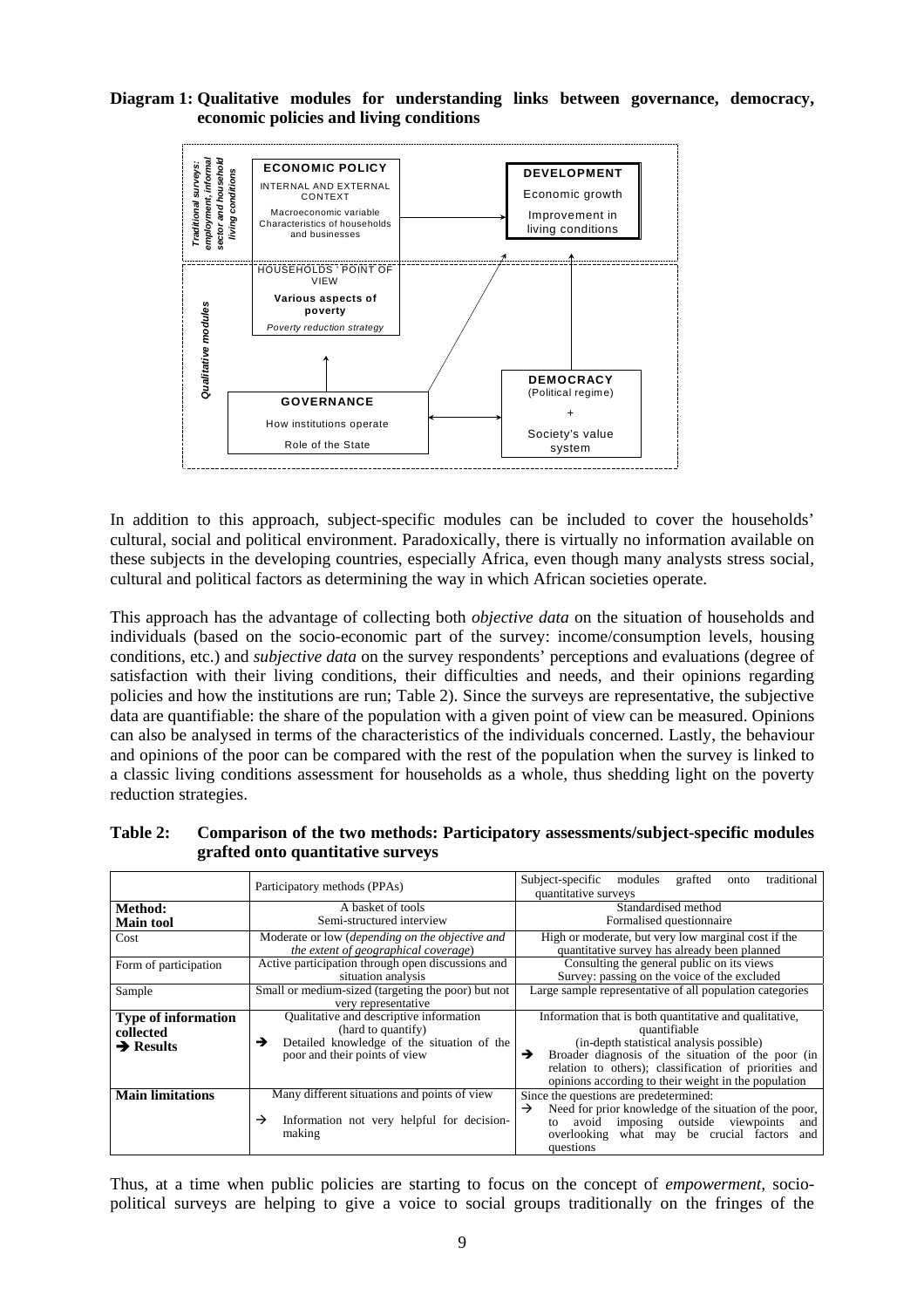**Diagram 1: Qualitative modules for understanding links between governance, democracy, economic policies and living conditions**

*Traditional surveys: employment, informal sector and household living conditions*

**ECONOMIC POLICY**
INTERNAL AND EXTERNAL CONTEXT
Macroeconomic variable
Characteristics of households and businesses

**DEVELOPMENT**
Economic growth
Improvement in living conditions

*Qualitative modules*

HOUSEHOLDS' POINT OF VIEW
**Various aspects of poverty**
*Poverty reduction strategy*

**GOVERNANCE**
How institutions operate
Role of the State

**DEMOCRACY**
(Political regime)
+
Society's value system

In addition to this approach, subject-specific modules can be included to cover the households' cultural, social and political environment. Paradoxically, there is virtually no information available on these subjects in the developing countries, especially Africa, even though many analysts stress social, cultural and political factors as determining the way in which African societies operate.

This approach has the advantage of collecting both *objective data* on the situation of households and individuals (based on the socio-economic part of the survey: income/consumption levels, housing conditions, etc.) and *subjective data* on the survey respondents' perceptions and evaluations (degree of satisfaction with their living conditions, their difficulties and needs, and their opinions regarding policies and how the institutions are run; Table 2). Since the surveys are representative, the subjective data are quantifiable: the share of the population with a given point of view can be measured. Opinions can also be analysed in terms of the characteristics of the individuals concerned. Lastly, the behaviour and opinions of the poor can be compared with the rest of the population when the survey is linked to a classic living conditions assessment for households as a whole, thus shedding light on the poverty reduction strategies.

**Table 2: Comparison of the two methods: Participatory assessments/subject-specific modules grafted onto quantitative surveys**

| | Participatory methods (PPAs) | Subject-specific modules grafted onto traditional quantitative surveys |
|---|---|---|
| **Method:** **Main tool** | A basket of tools Semi-structured interview | Standardised method Formalised questionnaire |
| Cost | Moderate or low (*depending on the objective and the extent of geographical coverage*) | High or moderate, but very low marginal cost if the quantitative survey has already been planned |
| Form of participation | Active participation through open discussions and situation analysis | Consulting the general public on its views Survey: passing on the voice of the excluded |
| Sample | Small or medium-sized (targeting the poor) but not very representative | Large sample representative of all population categories |
| **Type of information collected** **→ Results** | Qualitative and descriptive information (hard to quantify) → Detailed knowledge of the situation of the poor and their points of view | Information that is both quantitative and qualitative, quantifiable (in-depth statistical analysis possible) → Broader diagnosis of the situation of the poor (in relation to others); classification of priorities and opinions according to their weight in the population |
| **Main limitations** | Many different situations and points of view → Information not very helpful for decision-making | Since the questions are predetermined: → Need for prior knowledge of the situation of the poor, to avoid imposing outside viewpoints and overlooking what may be crucial factors and questions |

Thus, at a time when public policies are starting to focus on the concept of *empowerment*, socio-political surveys are helping to give a voice to social groups traditionally on the fringes of the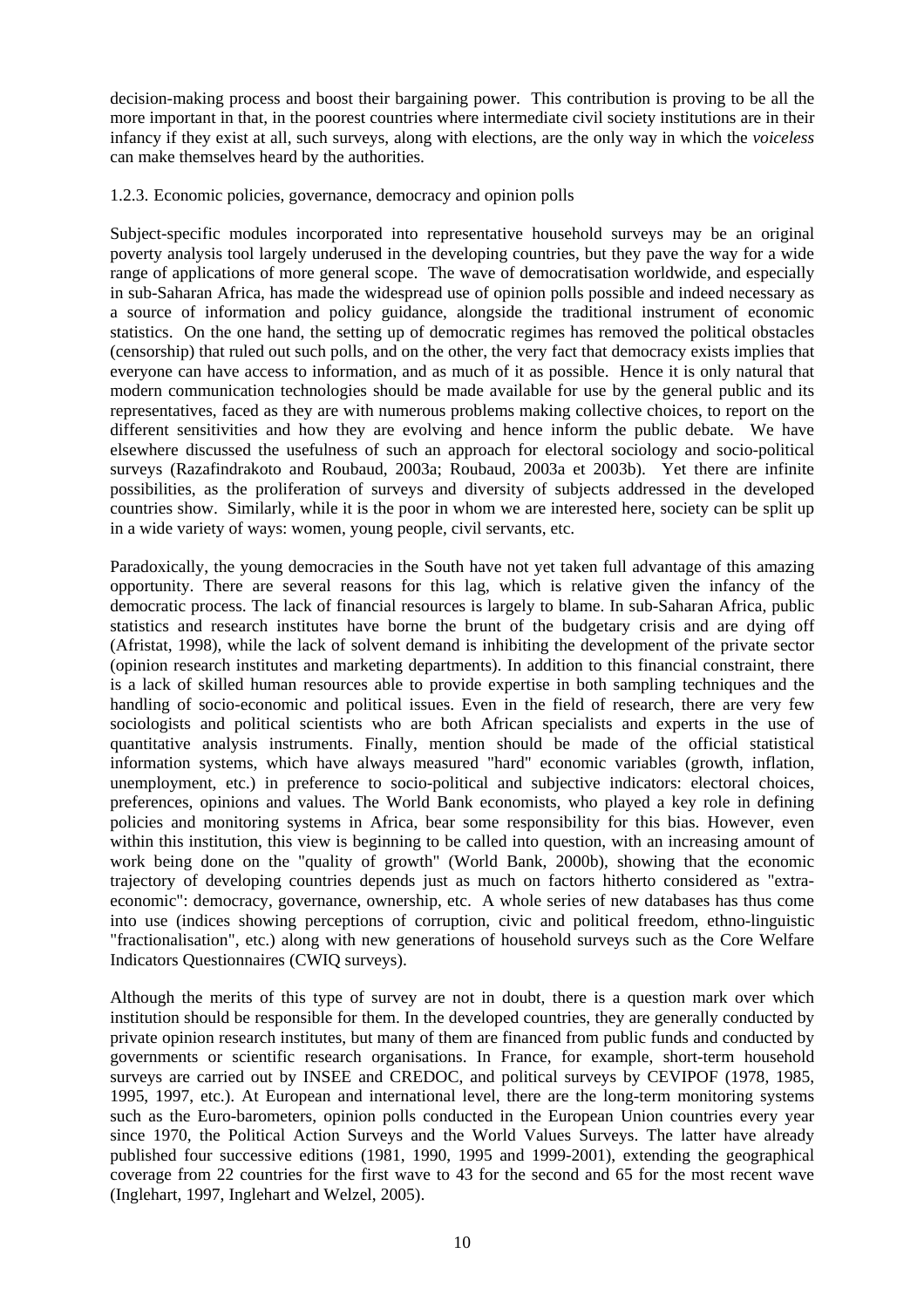decision-making process and boost their bargaining power. This contribution is proving to be all the more important in that, in the poorest countries where intermediate civil society institutions are in their infancy if they exist at all, such surveys, along with elections, are the only way in which the *voiceless* can make themselves heard by the authorities.

### 1.2.3. Economic policies, governance, democracy and opinion polls

Subject-specific modules incorporated into representative household surveys may be an original poverty analysis tool largely underused in the developing countries, but they pave the way for a wide range of applications of more general scope. The wave of democratisation worldwide, and especially in sub-Saharan Africa, has made the widespread use of opinion polls possible and indeed necessary as a source of information and policy guidance, alongside the traditional instrument of economic statistics. On the one hand, the setting up of democratic regimes has removed the political obstacles (censorship) that ruled out such polls, and on the other, the very fact that democracy exists implies that everyone can have access to information, and as much of it as possible. Hence it is only natural that modern communication technologies should be made available for use by the general public and its representatives, faced as they are with numerous problems making collective choices, to report on the different sensitivities and how they are evolving and hence inform the public debate. We have elsewhere discussed the usefulness of such an approach for electoral sociology and socio-political surveys (Razafindrakoto and Roubaud, 2003a; Roubaud, 2003a et 2003b). Yet there are infinite possibilities, as the proliferation of surveys and diversity of subjects addressed in the developed countries show. Similarly, while it is the poor in whom we are interested here, society can be split up in a wide variety of ways: women, young people, civil servants, etc.

Paradoxically, the young democracies in the South have not yet taken full advantage of this amazing opportunity. There are several reasons for this lag, which is relative given the infancy of the democratic process. The lack of financial resources is largely to blame. In sub-Saharan Africa, public statistics and research institutes have borne the brunt of the budgetary crisis and are dying off (Afristat, 1998), while the lack of solvent demand is inhibiting the development of the private sector (opinion research institutes and marketing departments). In addition to this financial constraint, there is a lack of skilled human resources able to provide expertise in both sampling techniques and the handling of socio-economic and political issues. Even in the field of research, there are very few sociologists and political scientists who are both African specialists and experts in the use of quantitative analysis instruments. Finally, mention should be made of the official statistical information systems, which have always measured "hard" economic variables (growth, inflation, unemployment, etc.) in preference to socio-political and subjective indicators: electoral choices, preferences, opinions and values. The World Bank economists, who played a key role in defining policies and monitoring systems in Africa, bear some responsibility for this bias. However, even within this institution, this view is beginning to be called into question, with an increasing amount of work being done on the "quality of growth" (World Bank, 2000b), showing that the economic trajectory of developing countries depends just as much on factors hitherto considered as "extra-economic": democracy, governance, ownership, etc. A whole series of new databases has thus come into use (indices showing perceptions of corruption, civic and political freedom, ethno-linguistic "fractionalisation", etc.) along with new generations of household surveys such as the Core Welfare Indicators Questionnaires (CWIQ surveys).

Although the merits of this type of survey are not in doubt, there is a question mark over which institution should be responsible for them. In the developed countries, they are generally conducted by private opinion research institutes, but many of them are financed from public funds and conducted by governments or scientific research organisations. In France, for example, short-term household surveys are carried out by INSEE and CREDOC, and political surveys by CEVIPOF (1978, 1985, 1995, 1997, etc.). At European and international level, there are the long-term monitoring systems such as the Euro-barometers, opinion polls conducted in the European Union countries every year since 1970, the Political Action Surveys and the World Values Surveys. The latter have already published four successive editions (1981, 1990, 1995 and 1999-2001), extending the geographical coverage from 22 countries for the first wave to 43 for the second and 65 for the most recent wave (Inglehart, 1997, Inglehart and Welzel, 2005).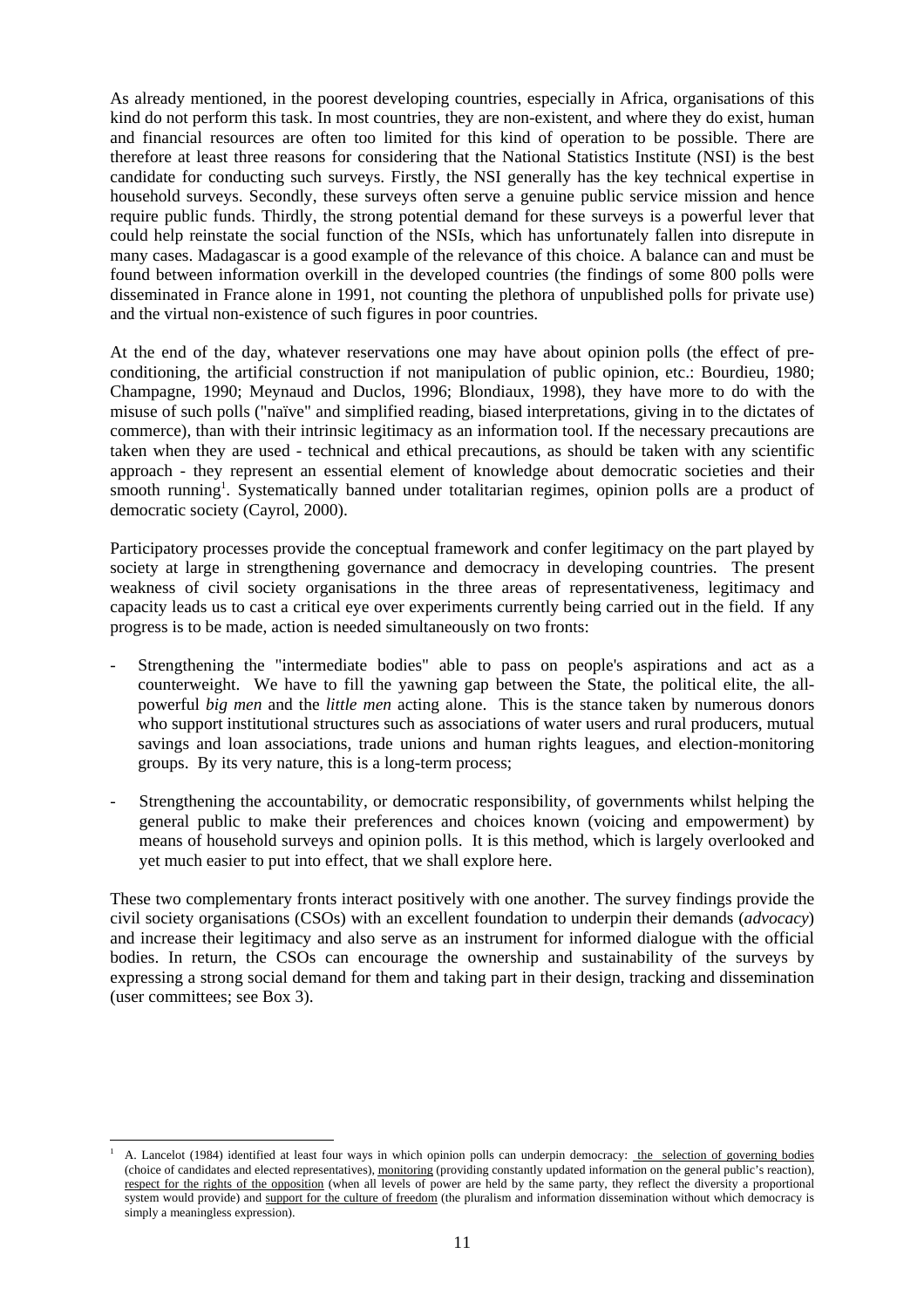As already mentioned, in the poorest developing countries, especially in Africa, organisations of this kind do not perform this task. In most countries, they are non-existent, and where they do exist, human and financial resources are often too limited for this kind of operation to be possible. There are therefore at least three reasons for considering that the National Statistics Institute (NSI) is the best candidate for conducting such surveys. Firstly, the NSI generally has the key technical expertise in household surveys. Secondly, these surveys often serve a genuine public service mission and hence require public funds. Thirdly, the strong potential demand for these surveys is a powerful lever that could help reinstate the social function of the NSIs, which has unfortunately fallen into disrepute in many cases. Madagascar is a good example of the relevance of this choice. A balance can and must be found between information overkill in the developed countries (the findings of some 800 polls were disseminated in France alone in 1991, not counting the plethora of unpublished polls for private use) and the virtual non-existence of such figures in poor countries.

At the end of the day, whatever reservations one may have about opinion polls (the effect of pre-conditioning, the artificial construction if not manipulation of public opinion, etc.: Bourdieu, 1980; Champagne, 1990; Meynaud and Duclos, 1996; Blondiaux, 1998), they have more to do with the misuse of such polls ("naïve" and simplified reading, biased interpretations, giving in to the dictates of commerce), than with their intrinsic legitimacy as an information tool. If the necessary precautions are taken when they are used - technical and ethical precautions, as should be taken with any scientific approach - they represent an essential element of knowledge about democratic societies and their smooth running[1]. Systematically banned under totalitarian regimes, opinion polls are a product of democratic society (Cayrol, 2000).

Participatory processes provide the conceptual framework and confer legitimacy on the part played by society at large in strengthening governance and democracy in developing countries. The present weakness of civil society organisations in the three areas of representativeness, legitimacy and capacity leads us to cast a critical eye over experiments currently being carried out in the field. If any progress is to be made, action is needed simultaneously on two fronts:

- Strengthening the "intermediate bodies" able to pass on people's aspirations and act as a counterweight. We have to fill the yawning gap between the State, the political elite, the all-powerful *big men* and the *little men* acting alone. This is the stance taken by numerous donors who support institutional structures such as associations of water users and rural producers, mutual savings and loan associations, trade unions and human rights leagues, and election-monitoring groups. By its very nature, this is a long-term process;
- Strengthening the accountability, or democratic responsibility, of governments whilst helping the general public to make their preferences and choices known (voicing and empowerment) by means of household surveys and opinion polls. It is this method, which is largely overlooked and yet much easier to put into effect, that we shall explore here.

These two complementary fronts interact positively with one another. The survey findings provide the civil society organisations (CSOs) with an excellent foundation to underpin their demands (*advocacy*) and increase their legitimacy and also serve as an instrument for informed dialogue with the official bodies. In return, the CSOs can encourage the ownership and sustainability of the surveys by expressing a strong social demand for them and taking part in their design, tracking and dissemination (user committees; see Box 3).

---

[1] A. Lancelot (1984) identified at least four ways in which opinion polls can underpin democracy: the selection of governing bodies (choice of candidates and elected representatives), monitoring (providing constantly updated information on the general public's reaction), respect for the rights of the opposition (when all levels of power are held by the same party, they reflect the diversity a proportional system would provide) and support for the culture of freedom (the pluralism and information dissemination without which democracy is simply a meaningless expression).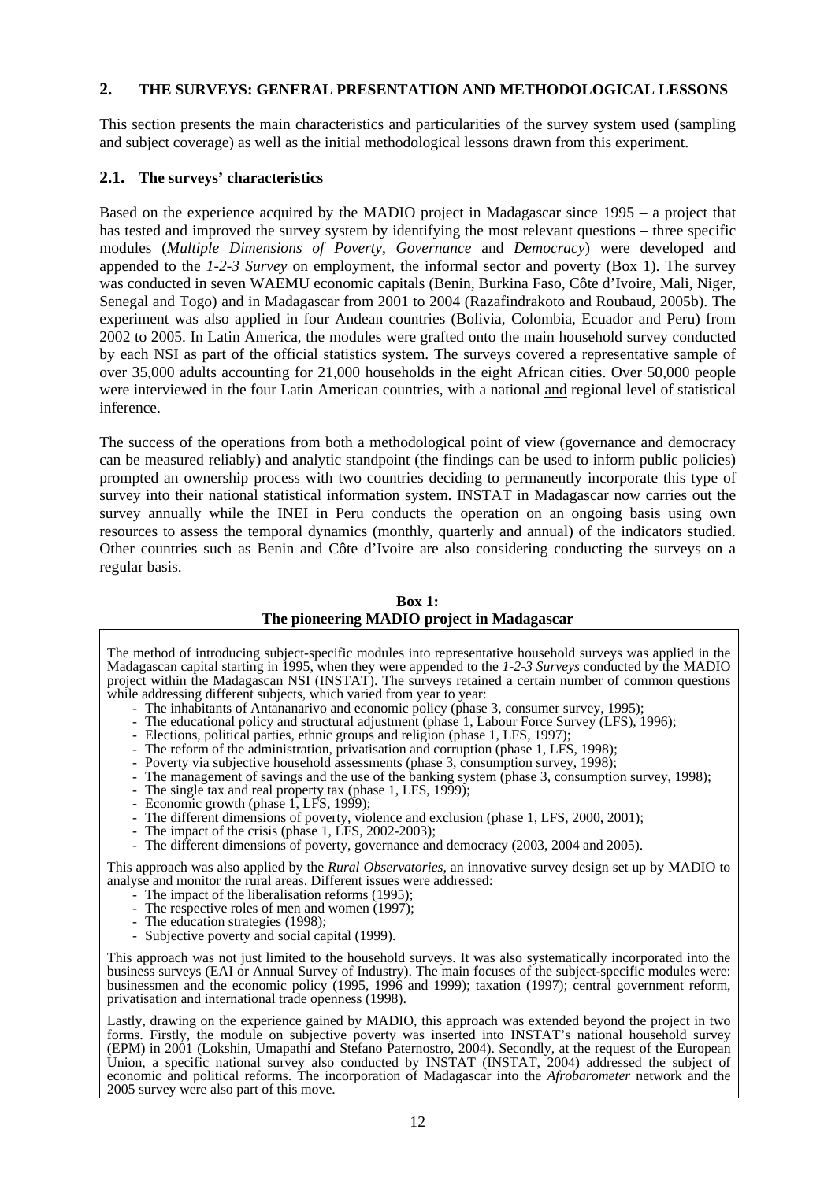## 2. THE SURVEYS: GENERAL PRESENTATION AND METHODOLOGICAL LESSONS

This section presents the main characteristics and particularities of the survey system used (sampling and subject coverage) as well as the initial methodological lessons drawn from this experiment.

### 2.1. The surveys' characteristics

Based on the experience acquired by the MADIO project in Madagascar since 1995 – a project that has tested and improved the survey system by identifying the most relevant questions – three specific modules (*Multiple Dimensions of Poverty*, *Governance* and *Democracy*) were developed and appended to the *1-2-3 Survey* on employment, the informal sector and poverty (Box 1). The survey was conducted in seven WAEMU economic capitals (Benin, Burkina Faso, Côte d'Ivoire, Mali, Niger, Senegal and Togo) and in Madagascar from 2001 to 2004 (Razafindrakoto and Roubaud, 2005b). The experiment was also applied in four Andean countries (Bolivia, Colombia, Ecuador and Peru) from 2002 to 2005. In Latin America, the modules were grafted onto the main household survey conducted by each NSI as part of the official statistics system. The surveys covered a representative sample of over 35,000 adults accounting for 21,000 households in the eight African cities. Over 50,000 people were interviewed in the four Latin American countries, with a national <u>and</u> regional level of statistical inference.

The success of the operations from both a methodological point of view (governance and democracy can be measured reliably) and analytic standpoint (the findings can be used to inform public policies) prompted an ownership process with two countries deciding to permanently incorporate this type of survey into their national statistical information system. INSTAT in Madagascar now carries out the survey annually while the INEI in Peru conducts the operation on an ongoing basis using own resources to assess the temporal dynamics (monthly, quarterly and annual) of the indicators studied. Other countries such as Benin and Côte d'Ivoire are also considering conducting the surveys on a regular basis.

**Box 1:**
**The pioneering MADIO project in Madagascar**

The method of introducing subject-specific modules into representative household surveys was applied in the Madagascan capital starting in 1995, when they were appended to the *1-2-3 Surveys* conducted by the MADIO project within the Madagascan NSI (INSTAT). The surveys retained a certain number of common questions while addressing different subjects, which varied from year to year:

- The inhabitants of Antananarivo and economic policy (phase 3, consumer survey, 1995);
- The educational policy and structural adjustment (phase 1, Labour Force Survey (LFS), 1996);
- Elections, political parties, ethnic groups and religion (phase 1, LFS, 1997);
- The reform of the administration, privatisation and corruption (phase 1, LFS, 1998);
- Poverty via subjective household assessments (phase 3, consumption survey, 1998);
- The management of savings and the use of the banking system (phase 3, consumption survey, 1998);
- The single tax and real property tax (phase 1, LFS, 1999);
- Economic growth (phase 1, LFS, 1999);
- The different dimensions of poverty, violence and exclusion (phase 1, LFS, 2000, 2001);
- The impact of the crisis (phase 1, LFS, 2002-2003);
- The different dimensions of poverty, governance and democracy (2003, 2004 and 2005).

This approach was also applied by the *Rural Observatories*, an innovative survey design set up by MADIO to analyse and monitor the rural areas. Different issues were addressed:

- The impact of the liberalisation reforms (1995);
- The respective roles of men and women (1997);
- The education strategies (1998);
- Subjective poverty and social capital (1999).

This approach was not just limited to the household surveys. It was also systematically incorporated into the business surveys (EAI or Annual Survey of Industry). The main focuses of the subject-specific modules were: businessmen and the economic policy (1995, 1996 and 1999); taxation (1997); central government reform, privatisation and international trade openness (1998).

Lastly, drawing on the experience gained by MADIO, this approach was extended beyond the project in two forms. Firstly, the module on subjective poverty was inserted into INSTAT's national household survey (EPM) in 2001 (Lokshin, Umapathi and Stefano Paternostro, 2004). Secondly, at the request of the European Union, a specific national survey also conducted by INSTAT (INSTAT, 2004) addressed the subject of economic and political reforms. The incorporation of Madagascar into the *Afrobarometer* network and the 2005 survey were also part of this move.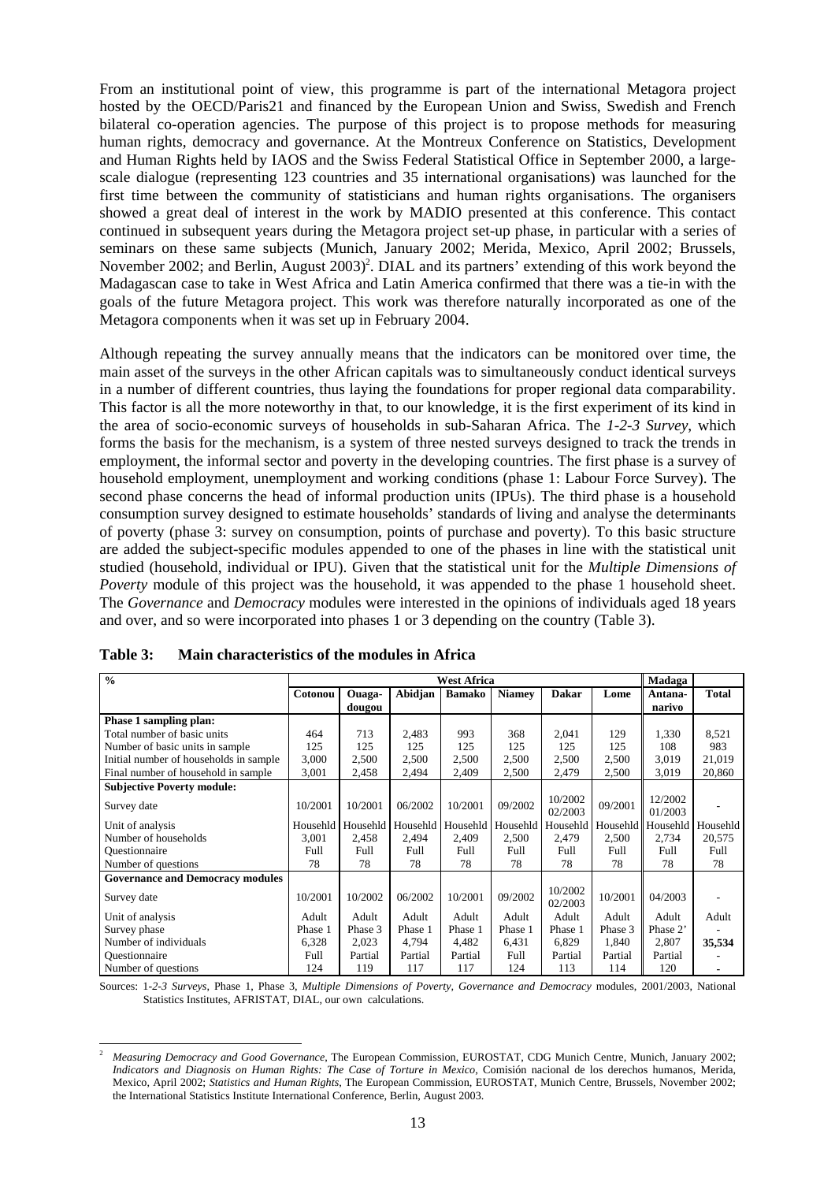From an institutional point of view, this programme is part of the international Metagora project hosted by the OECD/Paris21 and financed by the European Union and Swiss, Swedish and French bilateral co-operation agencies. The purpose of this project is to propose methods for measuring human rights, democracy and governance. At the Montreux Conference on Statistics, Development and Human Rights held by IAOS and the Swiss Federal Statistical Office in September 2000, a large-scale dialogue (representing 123 countries and 35 international organisations) was launched for the first time between the community of statisticians and human rights organisations. The organisers showed a great deal of interest in the work by MADIO presented at this conference. This contact continued in subsequent years during the Metagora project set-up phase, in particular with a series of seminars on these same subjects (Munich, January 2002; Merida, Mexico, April 2002; Brussels, November 2002; and Berlin, August 2003)[2]. DIAL and its partners' extending of this work beyond the Madagascan case to take in West Africa and Latin America confirmed that there was a tie-in with the goals of the future Metagora project. This work was therefore naturally incorporated as one of the Metagora components when it was set up in February 2004.

Although repeating the survey annually means that the indicators can be monitored over time, the main asset of the surveys in the other African capitals was to simultaneously conduct identical surveys in a number of different countries, thus laying the foundations for proper regional data comparability. This factor is all the more noteworthy in that, to our knowledge, it is the first experiment of its kind in the area of socio-economic surveys of households in sub-Saharan Africa. The *1-2-3 Survey*, which forms the basis for the mechanism, is a system of three nested surveys designed to track the trends in employment, the informal sector and poverty in the developing countries. The first phase is a survey of household employment, unemployment and working conditions (phase 1: Labour Force Survey). The second phase concerns the head of informal production units (IPUs). The third phase is a household consumption survey designed to estimate households' standards of living and analyse the determinants of poverty (phase 3: survey on consumption, points of purchase and poverty). To this basic structure are added the subject-specific modules appended to one of the phases in line with the statistical unit studied (household, individual or IPU). Given that the statistical unit for the *Multiple Dimensions of Poverty* module of this project was the household, it was appended to the phase 1 household sheet. The *Governance* and *Democracy* modules were interested in the opinions of individuals aged 18 years and over, and so were incorporated into phases 1 or 3 depending on the country (Table 3).

**Table 3: Main characteristics of the modules in Africa**

| % | West Africa | | | | | | | Madaga | |
|---|---|---|---|---|---|---|---|---|---|
| | Cotonou | Ouaga-dougou | Abidjan | Bamako | Niamey | Dakar | Lome | Antana-narivo | Total |
| **Phase 1 sampling plan:** | | | | | | | | | |
| Total number of basic units | 464 | 713 | 2,483 | 993 | 368 | 2,041 | 129 | 1,330 | 8,521 |
| Number of basic units in sample | 125 | 125 | 125 | 125 | 125 | 125 | 125 | 108 | 983 |
| Initial number of households in sample | 3,000 | 2,500 | 2,500 | 2,500 | 2,500 | 2,500 | 2,500 | 3,019 | 21,019 |
| Final number of household in sample | 3,001 | 2,458 | 2,494 | 2,409 | 2,500 | 2,479 | 2,500 | 3,019 | 20,860 |
| **Subjective Poverty module:** | | | | | | | | | |
| Survey date | 10/2001 | 10/2001 | 06/2002 | 10/2001 | 09/2002 | 10/2002 02/2003 | 09/2001 | 12/2002 01/2003 | - |
| Unit of analysis | Househld | Househld | Househld | Househld | Househld | Househld | Househld | Househld | Househld |
| Number of households | 3,001 | 2,458 | 2,494 | 2,409 | 2,500 | 2,479 | 2,500 | 2,734 | 20,575 |
| Questionnaire | Full | Full | Full | Full | Full | Full | Full | Full | Full |
| Number of questions | 78 | 78 | 78 | 78 | 78 | 78 | 78 | 78 | 78 |
| **Governance and Democracy modules** | | | | | | | | | |
| Survey date | 10/2001 | 10/2002 | 06/2002 | 10/2001 | 09/2002 | 10/2002 02/2003 | 10/2001 | 04/2003 | - |
| Unit of analysis | Adult | Adult | Adult | Adult | Adult | Adult | Adult | Adult | Adult |
| Survey phase | Phase 1 | Phase 3 | Phase 1 | Phase 1 | Phase 1 | Phase 1 | Phase 3 | Phase 2' | - |
| Number of individuals | 6,328 | 2,023 | 4,794 | 4,482 | 6,431 | 6,829 | 1,840 | 2,807 | **35,534** |
| Questionnaire | Full | Partial | Partial | Partial | Full | Partial | Partial | Partial | - |
| Number of questions | 124 | 119 | 117 | 117 | 124 | 113 | 114 | 120 | - |

Sources: *1-2-3 Surveys*, Phase 1, Phase 3, *Multiple Dimensions of Poverty, Governance and Democracy* modules, 2001/2003, National Statistics Institutes, AFRISTAT, DIAL, our own calculations.

[2] *Measuring Democracy and Good Governance*, The European Commission, EUROSTAT, CDG Munich Centre, Munich, January 2002; *Indicators and Diagnosis on Human Rights: The Case of Torture in Mexico*, Comisión nacional de los derechos humanos, Merida, Mexico, April 2002; *Statistics and Human Rights*, The European Commission, EUROSTAT, Munich Centre, Brussels, November 2002; the International Statistics Institute International Conference, Berlin, August 2003.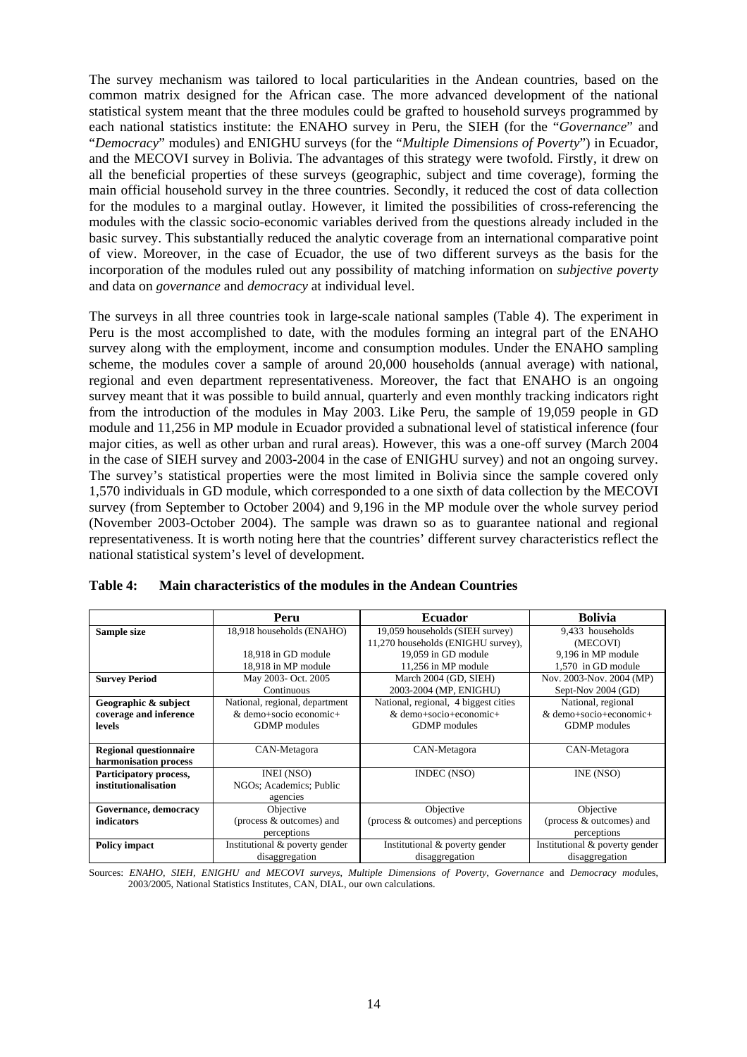The survey mechanism was tailored to local particularities in the Andean countries, based on the common matrix designed for the African case. The more advanced development of the national statistical system meant that the three modules could be grafted to household surveys programmed by each national statistics institute: the ENAHO survey in Peru, the SIEH (for the "*Governance*" and "*Democracy*" modules) and ENIGHU surveys (for the "*Multiple Dimensions of Poverty*") in Ecuador, and the MECOVI survey in Bolivia. The advantages of this strategy were twofold. Firstly, it drew on all the beneficial properties of these surveys (geographic, subject and time coverage), forming the main official household survey in the three countries. Secondly, it reduced the cost of data collection for the modules to a marginal outlay. However, it limited the possibilities of cross-referencing the modules with the classic socio-economic variables derived from the questions already included in the basic survey. This substantially reduced the analytic coverage from an international comparative point of view. Moreover, in the case of Ecuador, the use of two different surveys as the basis for the incorporation of the modules ruled out any possibility of matching information on *subjective poverty* and data on *governance* and *democracy* at individual level.

The surveys in all three countries took in large-scale national samples (Table 4). The experiment in Peru is the most accomplished to date, with the modules forming an integral part of the ENAHO survey along with the employment, income and consumption modules. Under the ENAHO sampling scheme, the modules cover a sample of around 20,000 households (annual average) with national, regional and even department representativeness. Moreover, the fact that ENAHO is an ongoing survey meant that it was possible to build annual, quarterly and even monthly tracking indicators right from the introduction of the modules in May 2003. Like Peru, the sample of 19,059 people in GD module and 11,256 in MP module in Ecuador provided a subnational level of statistical inference (four major cities, as well as other urban and rural areas). However, this was a one-off survey (March 2004 in the case of SIEH survey and 2003-2004 in the case of ENIGHU survey) and not an ongoing survey. The survey's statistical properties were the most limited in Bolivia since the sample covered only 1,570 individuals in GD module, which corresponded to a one sixth of data collection by the MECOVI survey (from September to October 2004) and 9,196 in the MP module over the whole survey period (November 2003-October 2004). The sample was drawn so as to guarantee national and regional representativeness. It is worth noting here that the countries' different survey characteristics reflect the national statistical system's level of development.

**Table 4: Main characteristics of the modules in the Andean Countries**

| | Peru | Ecuador | Bolivia |
|---|---|---|---|
| **Sample size** | 18,918 households (ENAHO)<br><br>18,918 in GD module<br>18,918 in MP module | 19,059 households (SIEH survey)<br>11,270 households (ENIGHU survey),<br>19,059 in GD module<br>11,256 in MP module | 9,433 households (MECOVI)<br>9,196 in MP module<br>1,570 in GD module |
| **Survey Period** | May 2003- Oct. 2005<br>Continuous | March 2004 (GD, SIEH)<br>2003-2004 (MP, ENIGHU) | Nov. 2003-Nov. 2004 (MP)<br>Sept-Nov 2004 (GD) |
| **Geographic & subject coverage and inference levels** | National, regional, department & demo+socio economic+ GDMP modules | National, regional, 4 biggest cities & demo+socio+economic+ GDMP modules | National, regional & demo+socio+economic+ GDMP modules |
| **Regional questionnaire harmonisation process** | CAN-Metagora | CAN-Metagora | CAN-Metagora |
| **Participatory process, institutionalisation** | INEI (NSO)<br>NGOs; Academics; Public agencies | INDEC (NSO) | INE (NSO) |
| **Governance, democracy indicators** | Objective (process & outcomes) and perceptions | Objective (process & outcomes) and perceptions | Objective (process & outcomes) and perceptions |
| **Policy impact** | Institutional & poverty gender disaggregation | Institutional & poverty gender disaggregation | Institutional & poverty gender disaggregation |

Sources: *ENAHO, SIEH, ENIGHU and MECOVI surveys, Multiple Dimensions of Poverty, Governance* and *Democracy mod*ules, 2003/2005, National Statistics Institutes, CAN, DIAL, our own calculations.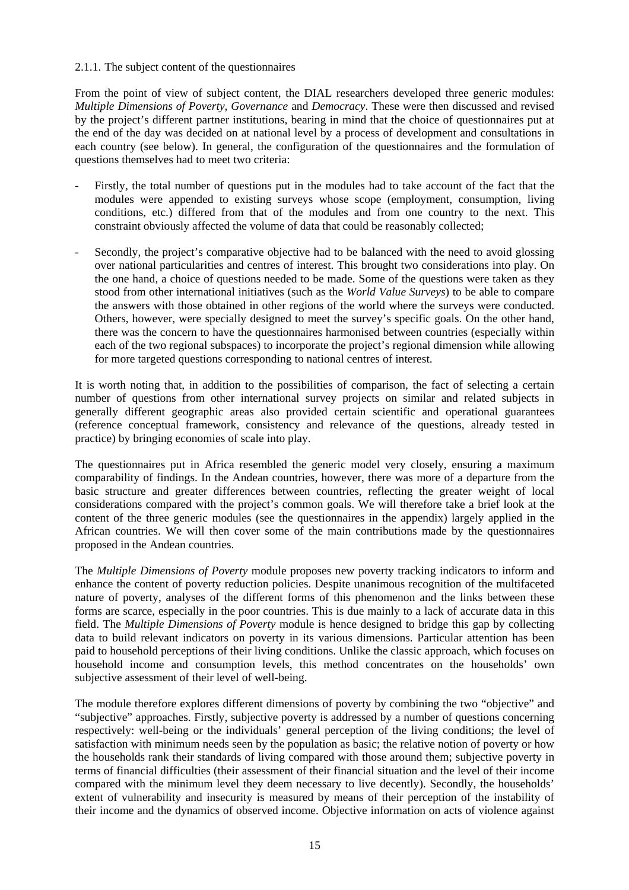#### 2.1.1. The subject content of the questionnaires

From the point of view of subject content, the DIAL researchers developed three generic modules: *Multiple Dimensions of Poverty, Governance* and *Democracy*. These were then discussed and revised by the project's different partner institutions, bearing in mind that the choice of questionnaires put at the end of the day was decided on at national level by a process of development and consultations in each country (see below). In general, the configuration of the questionnaires and the formulation of questions themselves had to meet two criteria:

- Firstly, the total number of questions put in the modules had to take account of the fact that the modules were appended to existing surveys whose scope (employment, consumption, living conditions, etc.) differed from that of the modules and from one country to the next. This constraint obviously affected the volume of data that could be reasonably collected;

- Secondly, the project's comparative objective had to be balanced with the need to avoid glossing over national particularities and centres of interest. This brought two considerations into play. On the one hand, a choice of questions needed to be made. Some of the questions were taken as they stood from other international initiatives (such as the *World Value Surveys*) to be able to compare the answers with those obtained in other regions of the world where the surveys were conducted. Others, however, were specially designed to meet the survey's specific goals. On the other hand, there was the concern to have the questionnaires harmonised between countries (especially within each of the two regional subspaces) to incorporate the project's regional dimension while allowing for more targeted questions corresponding to national centres of interest.

It is worth noting that, in addition to the possibilities of comparison, the fact of selecting a certain number of questions from other international survey projects on similar and related subjects in generally different geographic areas also provided certain scientific and operational guarantees (reference conceptual framework, consistency and relevance of the questions, already tested in practice) by bringing economies of scale into play.

The questionnaires put in Africa resembled the generic model very closely, ensuring a maximum comparability of findings. In the Andean countries, however, there was more of a departure from the basic structure and greater differences between countries, reflecting the greater weight of local considerations compared with the project's common goals. We will therefore take a brief look at the content of the three generic modules (see the questionnaires in the appendix) largely applied in the African countries. We will then cover some of the main contributions made by the questionnaires proposed in the Andean countries.

The *Multiple Dimensions of Poverty* module proposes new poverty tracking indicators to inform and enhance the content of poverty reduction policies. Despite unanimous recognition of the multifaceted nature of poverty, analyses of the different forms of this phenomenon and the links between these forms are scarce, especially in the poor countries. This is due mainly to a lack of accurate data in this field. The *Multiple Dimensions of Poverty* module is hence designed to bridge this gap by collecting data to build relevant indicators on poverty in its various dimensions. Particular attention has been paid to household perceptions of their living conditions. Unlike the classic approach, which focuses on household income and consumption levels, this method concentrates on the households' own subjective assessment of their level of well-being.

The module therefore explores different dimensions of poverty by combining the two "objective" and "subjective" approaches. Firstly, subjective poverty is addressed by a number of questions concerning respectively: well-being or the individuals' general perception of the living conditions; the level of satisfaction with minimum needs seen by the population as basic; the relative notion of poverty or how the households rank their standards of living compared with those around them; subjective poverty in terms of financial difficulties (their assessment of their financial situation and the level of their income compared with the minimum level they deem necessary to live decently). Secondly, the households' extent of vulnerability and insecurity is measured by means of their perception of the instability of their income and the dynamics of observed income. Objective information on acts of violence against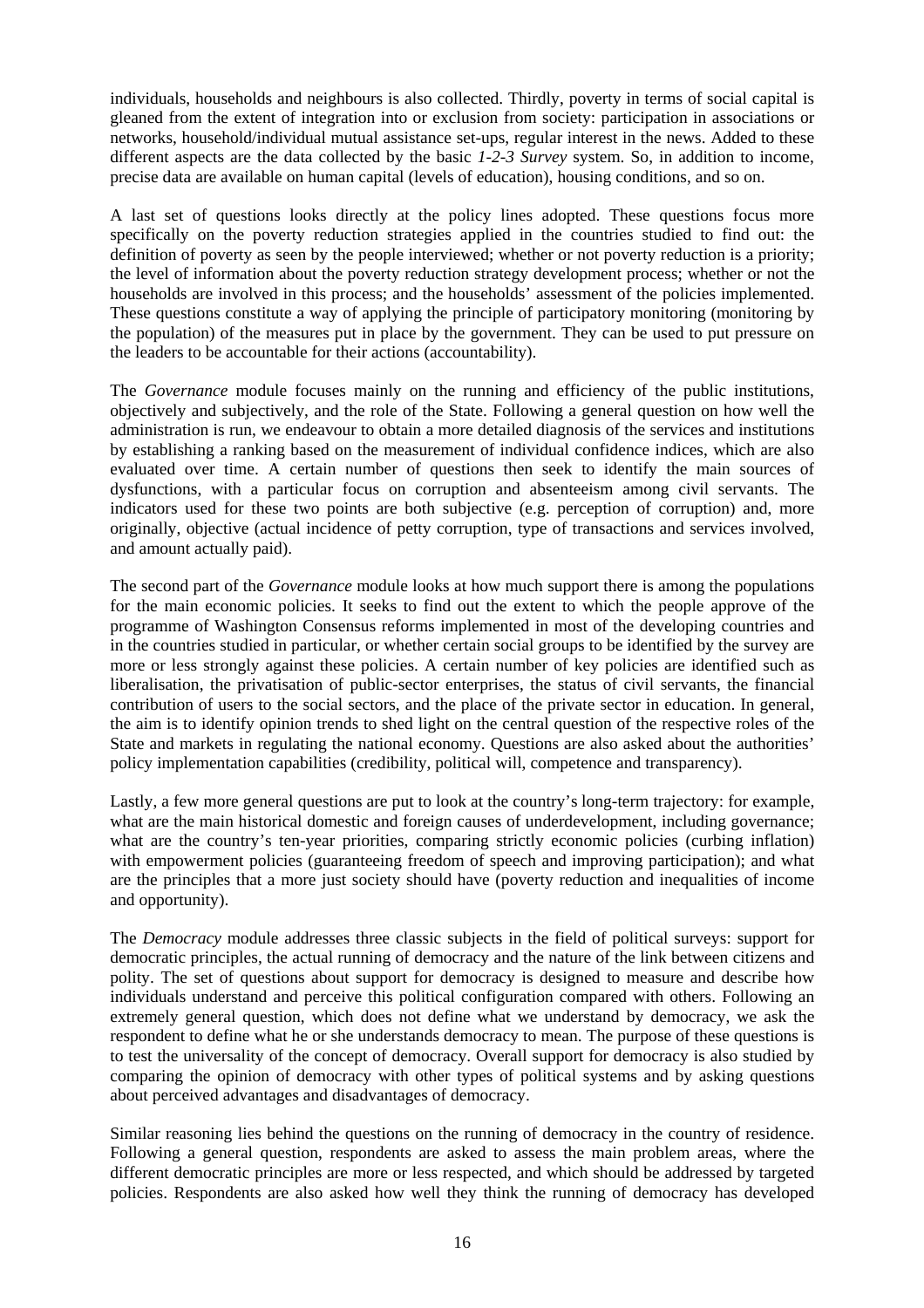individuals, households and neighbours is also collected. Thirdly, poverty in terms of social capital is gleaned from the extent of integration into or exclusion from society: participation in associations or networks, household/individual mutual assistance set-ups, regular interest in the news. Added to these different aspects are the data collected by the basic *1-2-3 Survey* system. So, in addition to income, precise data are available on human capital (levels of education), housing conditions, and so on.

A last set of questions looks directly at the policy lines adopted. These questions focus more specifically on the poverty reduction strategies applied in the countries studied to find out: the definition of poverty as seen by the people interviewed; whether or not poverty reduction is a priority; the level of information about the poverty reduction strategy development process; whether or not the households are involved in this process; and the households' assessment of the policies implemented. These questions constitute a way of applying the principle of participatory monitoring (monitoring by the population) of the measures put in place by the government. They can be used to put pressure on the leaders to be accountable for their actions (accountability).

The *Governance* module focuses mainly on the running and efficiency of the public institutions, objectively and subjectively, and the role of the State. Following a general question on how well the administration is run, we endeavour to obtain a more detailed diagnosis of the services and institutions by establishing a ranking based on the measurement of individual confidence indices, which are also evaluated over time. A certain number of questions then seek to identify the main sources of dysfunctions, with a particular focus on corruption and absenteeism among civil servants. The indicators used for these two points are both subjective (e.g. perception of corruption) and, more originally, objective (actual incidence of petty corruption, type of transactions and services involved, and amount actually paid).

The second part of the *Governance* module looks at how much support there is among the populations for the main economic policies. It seeks to find out the extent to which the people approve of the programme of Washington Consensus reforms implemented in most of the developing countries and in the countries studied in particular, or whether certain social groups to be identified by the survey are more or less strongly against these policies. A certain number of key policies are identified such as liberalisation, the privatisation of public-sector enterprises, the status of civil servants, the financial contribution of users to the social sectors, and the place of the private sector in education. In general, the aim is to identify opinion trends to shed light on the central question of the respective roles of the State and markets in regulating the national economy. Questions are also asked about the authorities' policy implementation capabilities (credibility, political will, competence and transparency).

Lastly, a few more general questions are put to look at the country's long-term trajectory: for example, what are the main historical domestic and foreign causes of underdevelopment, including governance; what are the country's ten-year priorities, comparing strictly economic policies (curbing inflation) with empowerment policies (guaranteeing freedom of speech and improving participation); and what are the principles that a more just society should have (poverty reduction and inequalities of income and opportunity).

The *Democracy* module addresses three classic subjects in the field of political surveys: support for democratic principles, the actual running of democracy and the nature of the link between citizens and polity. The set of questions about support for democracy is designed to measure and describe how individuals understand and perceive this political configuration compared with others. Following an extremely general question, which does not define what we understand by democracy, we ask the respondent to define what he or she understands democracy to mean. The purpose of these questions is to test the universality of the concept of democracy. Overall support for democracy is also studied by comparing the opinion of democracy with other types of political systems and by asking questions about perceived advantages and disadvantages of democracy.

Similar reasoning lies behind the questions on the running of democracy in the country of residence. Following a general question, respondents are asked to assess the main problem areas, where the different democratic principles are more or less respected, and which should be addressed by targeted policies. Respondents are also asked how well they think the running of democracy has developed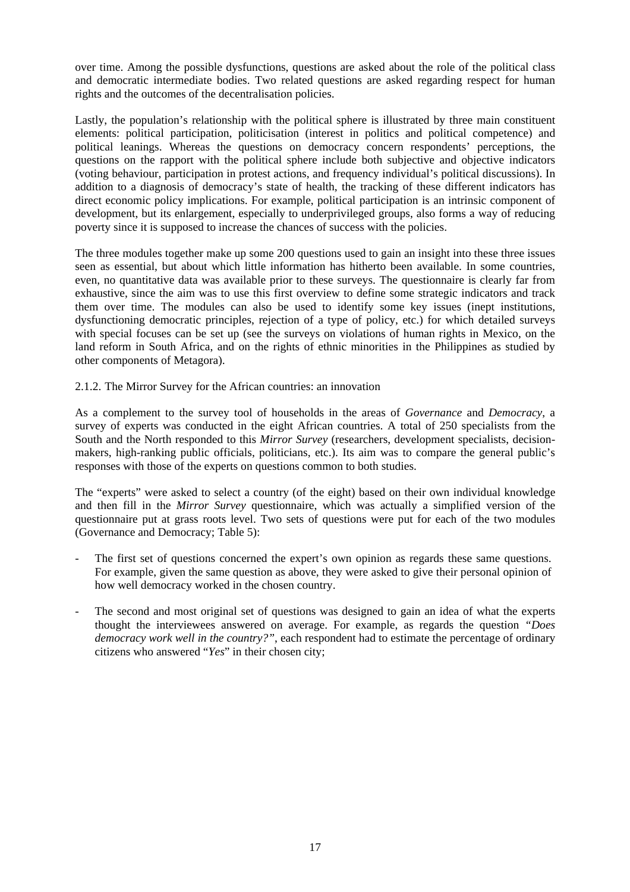over time. Among the possible dysfunctions, questions are asked about the role of the political class and democratic intermediate bodies. Two related questions are asked regarding respect for human rights and the outcomes of the decentralisation policies.

Lastly, the population's relationship with the political sphere is illustrated by three main constituent elements: political participation, politicisation (interest in politics and political competence) and political leanings. Whereas the questions on democracy concern respondents' perceptions, the questions on the rapport with the political sphere include both subjective and objective indicators (voting behaviour, participation in protest actions, and frequency individual's political discussions). In addition to a diagnosis of democracy's state of health, the tracking of these different indicators has direct economic policy implications. For example, political participation is an intrinsic component of development, but its enlargement, especially to underprivileged groups, also forms a way of reducing poverty since it is supposed to increase the chances of success with the policies.

The three modules together make up some 200 questions used to gain an insight into these three issues seen as essential, but about which little information has hitherto been available. In some countries, even, no quantitative data was available prior to these surveys. The questionnaire is clearly far from exhaustive, since the aim was to use this first overview to define some strategic indicators and track them over time. The modules can also be used to identify some key issues (inept institutions, dysfunctioning democratic principles, rejection of a type of policy, etc.) for which detailed surveys with special focuses can be set up (see the surveys on violations of human rights in Mexico, on the land reform in South Africa, and on the rights of ethnic minorities in the Philippines as studied by other components of Metagora).

### 2.1.2. The Mirror Survey for the African countries: an innovation

As a complement to the survey tool of households in the areas of *Governance* and *Democracy*, a survey of experts was conducted in the eight African countries. A total of 250 specialists from the South and the North responded to this *Mirror Survey* (researchers, development specialists, decision-makers, high-ranking public officials, politicians, etc.). Its aim was to compare the general public's responses with those of the experts on questions common to both studies.

The "experts" were asked to select a country (of the eight) based on their own individual knowledge and then fill in the *Mirror Survey* questionnaire, which was actually a simplified version of the questionnaire put at grass roots level. Two sets of questions were put for each of the two modules (Governance and Democracy; Table 5):

- The first set of questions concerned the expert's own opinion as regards these same questions. For example, given the same question as above, they were asked to give their personal opinion of how well democracy worked in the chosen country.
- The second and most original set of questions was designed to gain an idea of what the experts thought the interviewees answered on average. For example, as regards the question "*Does democracy work well in the country?*", each respondent had to estimate the percentage of ordinary citizens who answered "*Yes*" in their chosen city;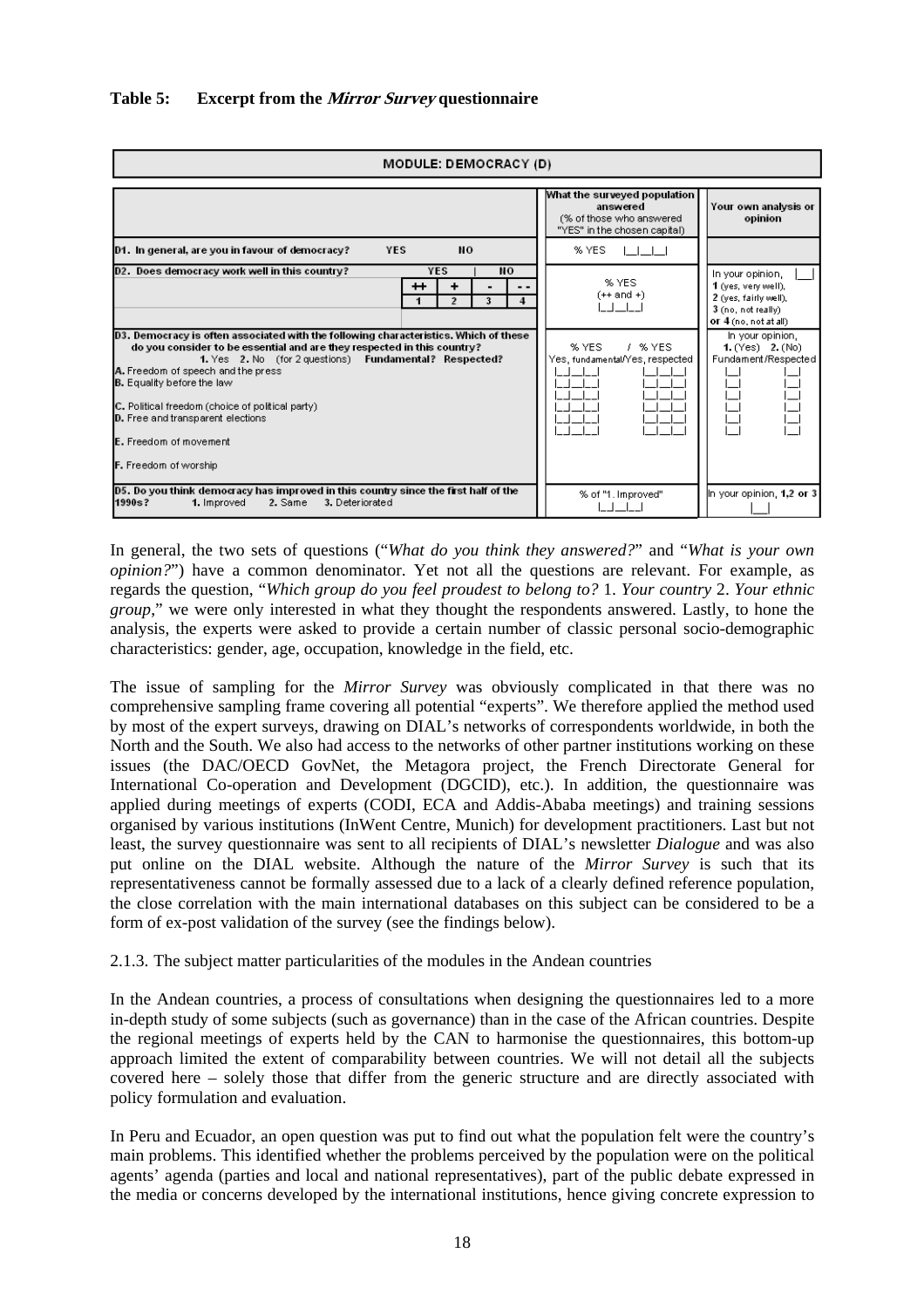**Table 5: Excerpt from the *Mirror Survey* questionnaire**

| MODULE: DEMOCRACY (D) | What the surveyed population answered (% of those who answered "YES" in the chosen capital) | Your own analysis or opinion |
|---|---|---|
| D1. In general, are you in favour of democracy? YES NO | % YES \|__\|__\|__\| | |
| D2. Does democracy work well in this country? YES (++ 1, + 2) \| NO (- 3, - - 4) | % YES (++ and +) \|__\|__\|__\| | In your opinion, \|__\| 1 (yes, very well), 2 (yes, fairly well), 3 (no, not really) or 4 (no, not at all) |
| D3. Democracy is often associated with the following characteristics. Which of these do you consider to be essential and are they respected in this country? 1. Yes 2. No (for 2 questions) Fundamental? Respected? | % YES / % YES Yes, fundamental/Yes, respected | In your opinion, 1. (Yes) 2. (No) Fundament/Respected |
| A. Freedom of speech and the press | \|__\|__\|__\| \|__\|__\|__\| | \|__\| \|__\| |
| B. Equality before the law | \|__\|__\|__\| \|__\|__\|__\| | \|__\| \|__\| |
| C. Political freedom (choice of political party) | \|__\|__\|__\| \|__\|__\|__\| | \|__\| \|__\| |
| D. Free and transparent elections | \|__\|__\|__\| \|__\|__\|__\| | \|__\| \|__\| |
| E. Freedom of movement | \|__\|__\|__\| \|__\|__\|__\| | \|__\| \|__\| |
| F. Freedom of worship | \|__\|__\|__\| \|__\|__\|__\| | \|__\| \|__\| |
| D5. Do you think democracy has improved in this country since the first half of the 1990s? 1. Improved 2. Same 3. Deteriorated | % of "1. Improved" \|__\|__\|__\| | In your opinion, 1,2 or 3 \|__\| |

In general, the two sets of questions ("*What do you think they answered?*" and "*What is your own opinion?*") have a common denominator. Yet not all the questions are relevant. For example, as regards the question, "*Which group do you feel proudest to belong to?* 1. *Your country* 2. *Your ethnic group*," we were only interested in what they thought the respondents answered. Lastly, to hone the analysis, the experts were asked to provide a certain number of classic personal socio-demographic characteristics: gender, age, occupation, knowledge in the field, etc.

The issue of sampling for the *Mirror Survey* was obviously complicated in that there was no comprehensive sampling frame covering all potential "experts". We therefore applied the method used by most of the expert surveys, drawing on DIAL's networks of correspondents worldwide, in both the North and the South. We also had access to the networks of other partner institutions working on these issues (the DAC/OECD GovNet, the Metagora project, the French Directorate General for International Co-operation and Development (DGCID), etc.). In addition, the questionnaire was applied during meetings of experts (CODI, ECA and Addis-Ababa meetings) and training sessions organised by various institutions (InWent Centre, Munich) for development practitioners. Last but not least, the survey questionnaire was sent to all recipients of DIAL's newsletter *Dialogue* and was also put online on the DIAL website. Although the nature of the *Mirror Survey* is such that its representativeness cannot be formally assessed due to a lack of a clearly defined reference population, the close correlation with the main international databases on this subject can be considered to be a form of ex-post validation of the survey (see the findings below).

2.1.3. The subject matter particularities of the modules in the Andean countries

In the Andean countries, a process of consultations when designing the questionnaires led to a more in-depth study of some subjects (such as governance) than in the case of the African countries. Despite the regional meetings of experts held by the CAN to harmonise the questionnaires, this bottom-up approach limited the extent of comparability between countries. We will not detail all the subjects covered here – solely those that differ from the generic structure and are directly associated with policy formulation and evaluation.

In Peru and Ecuador, an open question was put to find out what the population felt were the country's main problems. This identified whether the problems perceived by the population were on the political agents' agenda (parties and local and national representatives), part of the public debate expressed in the media or concerns developed by the international institutions, hence giving concrete expression to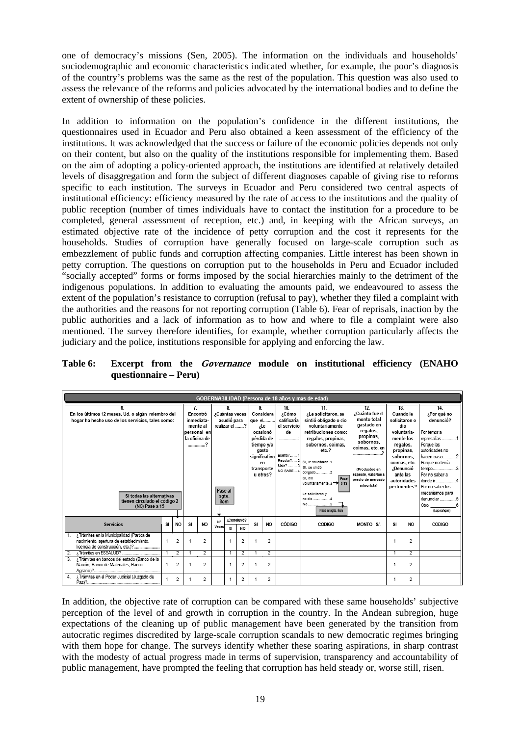one of democracy's missions (Sen, 2005). The information on the individuals and households' sociodemographic and economic characteristics indicated whether, for example, the poor's diagnosis of the country's problems was the same as the rest of the population. This question was also used to assess the relevance of the reforms and policies advocated by the international bodies and to define the extent of ownership of these policies.

In addition to information on the population's confidence in the different institutions, the questionnaires used in Ecuador and Peru also obtained a keen assessment of the efficiency of the institutions. It was acknowledged that the success or failure of the economic policies depends not only on their content, but also on the quality of the institutions responsible for implementing them. Based on the aim of adopting a policy-oriented approach, the institutions are identified at relatively detailed levels of disaggregation and form the subject of different diagnoses capable of giving rise to reforms specific to each institution. The surveys in Ecuador and Peru considered two central aspects of institutional efficiency: efficiency measured by the rate of access to the institutions and the quality of public reception (number of times individuals have to contact the institution for a procedure to be completed, general assessment of reception, etc.) and, in keeping with the African surveys, an estimated objective rate of the incidence of petty corruption and the cost it represents for the households. Studies of corruption have generally focused on large-scale corruption such as embezzlement of public funds and corruption affecting companies. Little interest has been shown in petty corruption. The questions on corruption put to the households in Peru and Ecuador included "socially accepted" forms or forms imposed by the social hierarchies mainly to the detriment of the indigenous populations. In addition to evaluating the amounts paid, we endeavoured to assess the extent of the population's resistance to corruption (refusal to pay), whether they filed a complaint with the authorities and the reasons for not reporting corruption (Table 6). Fear of reprisals, inaction by the public authorities and a lack of information as to how and where to file a complaint were also mentioned. The survey therefore identifies, for example, whether corruption particularly affects the judiciary and the police, institutions responsible for applying and enforcing the law.

**Table 6: Excerpt from the *Governance* module on institutional efficiency (ENAHO questionnaire – Peru)**

GOBERNABILIDAD (Persona de 18 años y más de edad)

| 6. En los últimos 12 meses, Ud. o algún miembro del hogar ha hecho uso de los servicios, tales como: (Si todas las alternativas tienen circulado el código 2 (NO) Pase a 15) | | | 7. Encontró inmediatamente al personal en la oficina de ...............? | | 8. ¿Cuántas veces acudió para realizar el .......? (Pase al sgte. ítem) | | | 9. Considera que el.......... ¿le ocasionó pérdida de tiempo y/o gasto significativo en transporte u otros? | | 10. ¿Cómo calificaría el servicio de ...............: Bueno?.......1 Regular? .....2 Malo? .........3 NO SABE.... 4 | 11. ¿Le solicitaron, se sintió obligado o dio voluntariamente retribuciones como: regalos, propinas, sobornos, coimas, etc.? Sí, le solicitaron. 1 Sí, se sintió obligado ........... 2 Sí, dio voluntariamente. 3 → Pase a 13 Le solicitaron y no dio .............. 4 No ................... 5 Pase al sgte. ítem | 12. ¿Cuánto fue el monto total gastado en regalos, propinas, sobornos, coimas, etc. en ....................? (Productos en especie, valorice a precio de mercado minorista) | 13. Cuando le solicitaron o dio voluntariamente los regalos, propinas, sobornos, coimas, etc. ¿Denunció ante las autoridades pertinentes? | | 14. ¿Por qué no denunció? Por temor a represalias ............1 Porque las autoridades no hacen caso...........2 Porque no tenía tiempo.....................3 Por no saber a donde ir ................4 Por no saber los mecanismos para denunciar ..............5 Otro ___________6 (Especifique) |
|---|---|---|---|---|---|---|---|---|---|---|---|---|---|---|---|
| **Servicios** | **SI** | **NO** | **SI** | **NO** | **N° Veces** | **¿Concluyó? SI** | **NO** | **SI** | **NO** | **CÓDIGO** | **CODIGO** | **MONTO S/.** | **SI** | **NO** | **CODIGO** |
| 1. ¿Trámites en la Municipalidad (Partida de nacimiento, apertura de establecimiento, licencia de construcción, etc.)?...................... | 1 | 2 | 1 | 2 | | 1 | 2 | 1 | 2 | | | | 1 | 2 | |
| 2. ¿Trámites en ESSALUD? ................................ | 1 | 2 | 1 | 2 | | 1 | 2 | 1 | 2 | | | | 1 | 2 | |
| 3. ¿Trámites en bancos del estado (Banco de la Nación, Banco de Materiales, Banco Agrario)?...................................................... | 1 | 2 | 1 | 2 | | 1 | 2 | 1 | 2 | | | | 1 | 2 | |
| 4. ¿Trámites en el Poder Judicial (Juzgado de Paz)?........................................................... | 1 | 2 | 1 | 2 | | 1 | 2 | 1 | 2 | | | | 1 | 2 | |

In addition, the objective rate of corruption can be compared with these same households' subjective perception of the level of and growth in corruption in the country. In the Andean subregion, huge expectations of the cleaning up of public management have been generated by the transition from autocratic regimes discredited by large-scale corruption scandals to new democratic regimes bringing with them hope for change. The surveys identify whether these soaring aspirations, in sharp contrast with the modesty of actual progress made in terms of supervision, transparency and accountability of public management, have prompted the feeling that corruption has held steady or, worse still, risen.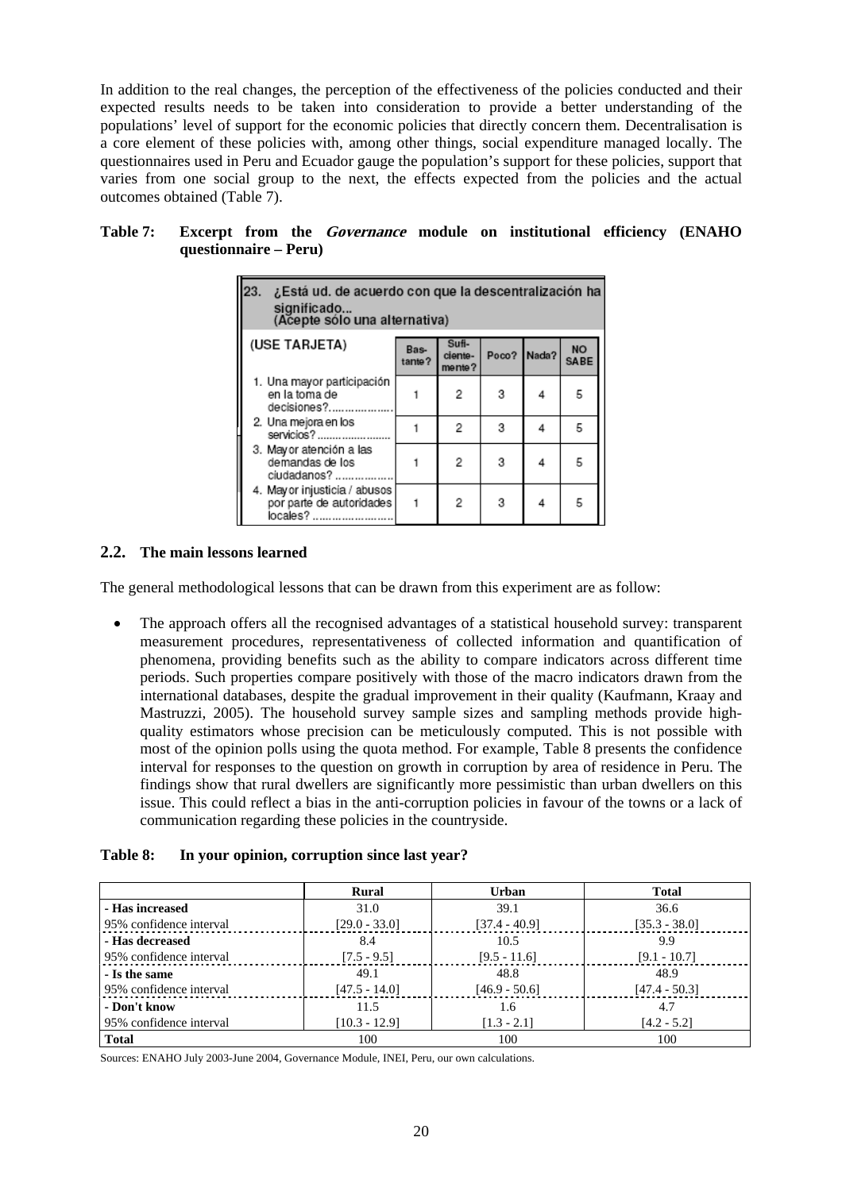In addition to the real changes, the perception of the effectiveness of the policies conducted and their expected results needs to be taken into consideration to provide a better understanding of the populations' level of support for the economic policies that directly concern them. Decentralisation is a core element of these policies with, among other things, social expenditure managed locally. The questionnaires used in Peru and Ecuador gauge the population's support for these policies, support that varies from one social group to the next, the effects expected from the policies and the actual outcomes obtained (Table 7).

**Table 7: Excerpt from the *Governance* module on institutional efficiency (ENAHO questionnaire – Peru)**

| 23. ¿Está ud. de acuerdo con que la descentralización ha significado... (Acepte sólo una alternativa) | | | | | |
|---|---|---|---|---|---|
| (USE TARJETA) | Bastante? | Suficientemente? | Poco? | Nada? | NO SABE |
| 1. Una mayor participación en la toma de decisiones?.................... | 1 | 2 | 3 | 4 | 5 |
| 2. Una mejora en los servicios?........................ | 1 | 2 | 3 | 4 | 5 |
| 3. Mayor atención a las demandas de los ciudadanos?.................. | 1 | 2 | 3 | 4 | 5 |
| 4. Mayor injusticia / abusos por parte de autoridades locales?......................... | 1 | 2 | 3 | 4 | 5 |

## 2.2. The main lessons learned

The general methodological lessons that can be drawn from this experiment are as follow:

- The approach offers all the recognised advantages of a statistical household survey: transparent measurement procedures, representativeness of collected information and quantification of phenomena, providing benefits such as the ability to compare indicators across different time periods. Such properties compare positively with those of the macro indicators drawn from the international databases, despite the gradual improvement in their quality (Kaufmann, Kraay and Mastruzzi, 2005). The household survey sample sizes and sampling methods provide high-quality estimators whose precision can be meticulously computed. This is not possible with most of the opinion polls using the quota method. For example, Table 8 presents the confidence interval for responses to the question on growth in corruption by area of residence in Peru. The findings show that rural dwellers are significantly more pessimistic than urban dwellers on this issue. This could reflect a bias in the anti-corruption policies in favour of the towns or a lack of communication regarding these policies in the countryside.

**Table 8: In your opinion, corruption since last year?**

| | Rural | Urban | Total |
|---|---|---|---|
| **- Has increased** | 31.0 | 39.1 | 36.6 |
| 95% confidence interval | [29.0 - 33.0] | [37.4 - 40.9] | [35.3 - 38.0] |
| **- Has decreased** | 8.4 | 10.5 | 9.9 |
| 95% confidence interval | [7.5 - 9.5] | [9.5 - 11.6] | [9.1 - 10.7] |
| **- Is the same** | 49.1 | 48.8 | 48.9 |
| 95% confidence interval | [47.5 - 14.0] | [46.9 - 50.6] | [47.4 - 50.3] |
| **- Don't know** | 11.5 | 1.6 | 4.7 |
| 95% confidence interval | [10.3 - 12.9] | [1.3 - 2.1] | [4.2 - 5.2] |
| **Total** | 100 | 100 | 100 |

Sources: ENAHO July 2003-June 2004, Governance Module, INEI, Peru, our own calculations.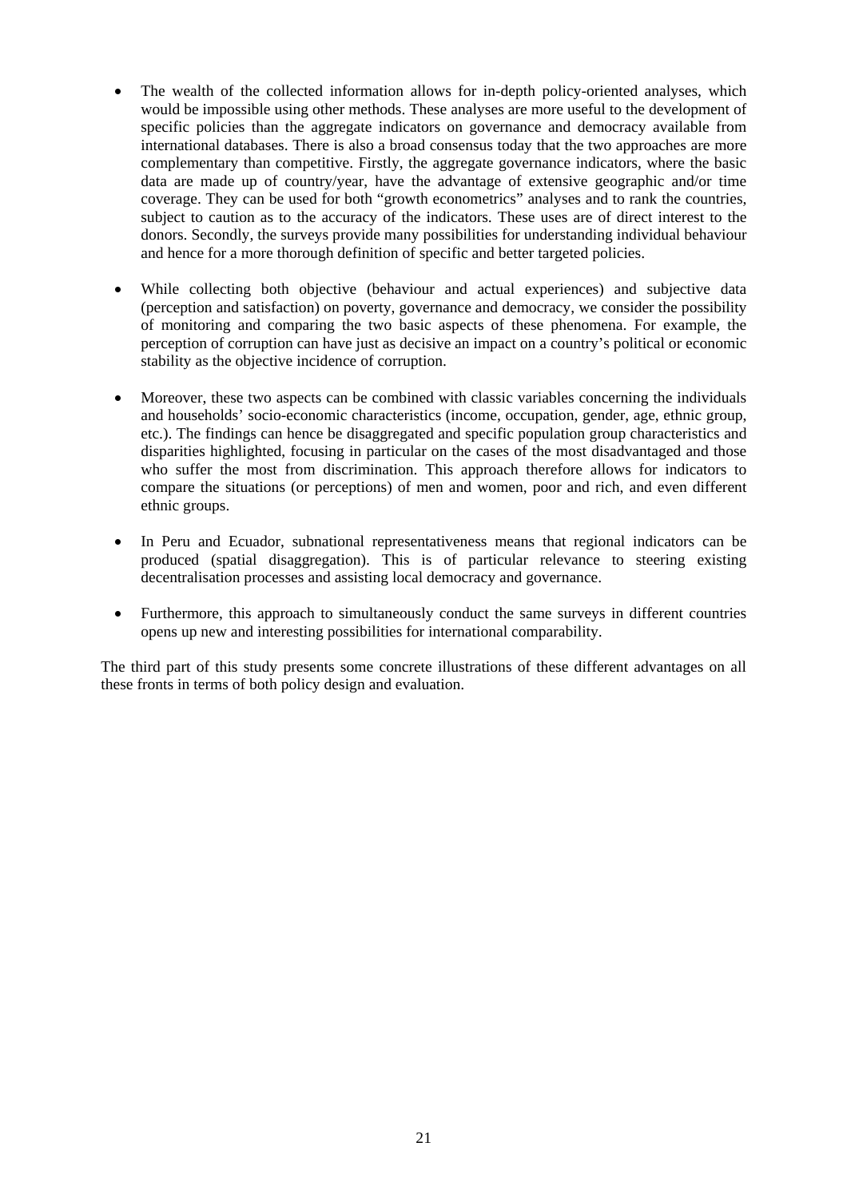- The wealth of the collected information allows for in-depth policy-oriented analyses, which would be impossible using other methods. These analyses are more useful to the development of specific policies than the aggregate indicators on governance and democracy available from international databases. There is also a broad consensus today that the two approaches are more complementary than competitive. Firstly, the aggregate governance indicators, where the basic data are made up of country/year, have the advantage of extensive geographic and/or time coverage. They can be used for both "growth econometrics" analyses and to rank the countries, subject to caution as to the accuracy of the indicators. These uses are of direct interest to the donors. Secondly, the surveys provide many possibilities for understanding individual behaviour and hence for a more thorough definition of specific and better targeted policies.

- While collecting both objective (behaviour and actual experiences) and subjective data (perception and satisfaction) on poverty, governance and democracy, we consider the possibility of monitoring and comparing the two basic aspects of these phenomena. For example, the perception of corruption can have just as decisive an impact on a country's political or economic stability as the objective incidence of corruption.

- Moreover, these two aspects can be combined with classic variables concerning the individuals and households' socio-economic characteristics (income, occupation, gender, age, ethnic group, etc.). The findings can hence be disaggregated and specific population group characteristics and disparities highlighted, focusing in particular on the cases of the most disadvantaged and those who suffer the most from discrimination. This approach therefore allows for indicators to compare the situations (or perceptions) of men and women, poor and rich, and even different ethnic groups.

- In Peru and Ecuador, subnational representativeness means that regional indicators can be produced (spatial disaggregation). This is of particular relevance to steering existing decentralisation processes and assisting local democracy and governance.

- Furthermore, this approach to simultaneously conduct the same surveys in different countries opens up new and interesting possibilities for international comparability.

The third part of this study presents some concrete illustrations of these different advantages on all these fronts in terms of both policy design and evaluation.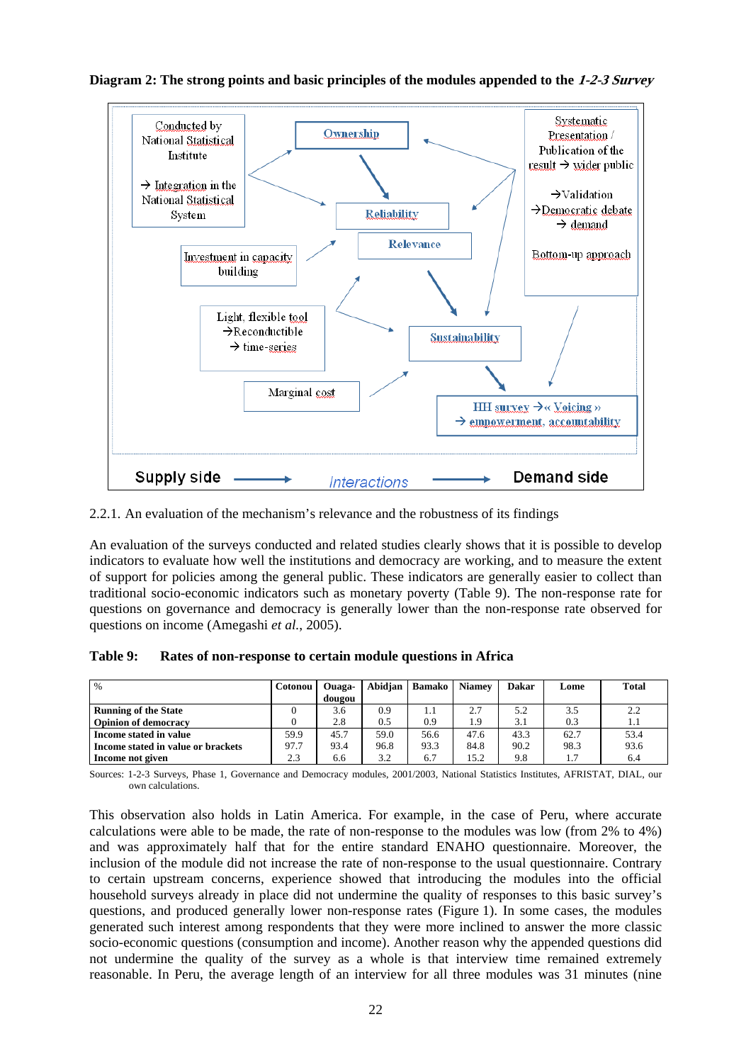**Diagram 2: The strong points and basic principles of the modules appended to the *1-2-3 Survey***

Conducted by National Statistical Institute

→ Integration in the National Statistical System

Ownership

Systematic Presentation / Publication of the result → wider public

→Validation
→Democratic debate
→ demand

Bottom-up approach

Reliability

Relevance

Investment in capacity building

Light, flexible tool
→Reconductible
→ time-series

Sustainability

Marginal cost

HH survey →« Voicing »
→ empowerment, accountability

Supply side → Interactions → Demand side

2.2.1. An evaluation of the mechanism's relevance and the robustness of its findings

An evaluation of the surveys conducted and related studies clearly shows that it is possible to develop indicators to evaluate how well the institutions and democracy are working, and to measure the extent of support for policies among the general public. These indicators are generally easier to collect than traditional socio-economic indicators such as monetary poverty (Table 9). The non-response rate for questions on governance and democracy is generally lower than the non-response rate observed for questions on income (Amegashi *et al.*, 2005).

**Table 9: Rates of non-response to certain module questions in Africa**

| % | Cotonou | Ouaga-dougou | Abidjan | Bamako | Niamey | Dakar | Lome | Total |
|---|---|---|---|---|---|---|---|---|
| **Running of the State** | 0 | 3.6 | 0.9 | 1.1 | 2.7 | 5.2 | 3.5 | 2.2 |
| **Opinion of democracy** | 0 | 2.8 | 0.5 | 0.9 | 1.9 | 3.1 | 0.3 | 1.1 |
| **Income stated in value** | 59.9 | 45.7 | 59.0 | 56.6 | 47.6 | 43.3 | 62.7 | 53.4 |
| **Income stated in value or brackets** | 97.7 | 93.4 | 96.8 | 93.3 | 84.8 | 90.2 | 98.3 | 93.6 |
| **Income not given** | 2.3 | 6.6 | 3.2 | 6.7 | 15.2 | 9.8 | 1.7 | 6.4 |

Sources: 1-2-3 Surveys, Phase 1, Governance and Democracy modules, 2001/2003, National Statistics Institutes, AFRISTAT, DIAL, our own calculations.

This observation also holds in Latin America. For example, in the case of Peru, where accurate calculations were able to be made, the rate of non-response to the modules was low (from 2% to 4%) and was approximately half that for the entire standard ENAHO questionnaire. Moreover, the inclusion of the module did not increase the rate of non-response to the usual questionnaire. Contrary to certain upstream concerns, experience showed that introducing the modules into the official household surveys already in place did not undermine the quality of responses to this basic survey's questions, and produced generally lower non-response rates (Figure 1). In some cases, the modules generated such interest among respondents that they were more inclined to answer the more classic socio-economic questions (consumption and income). Another reason why the appended questions did not undermine the quality of the survey as a whole is that interview time remained extremely reasonable. In Peru, the average length of an interview for all three modules was 31 minutes (nine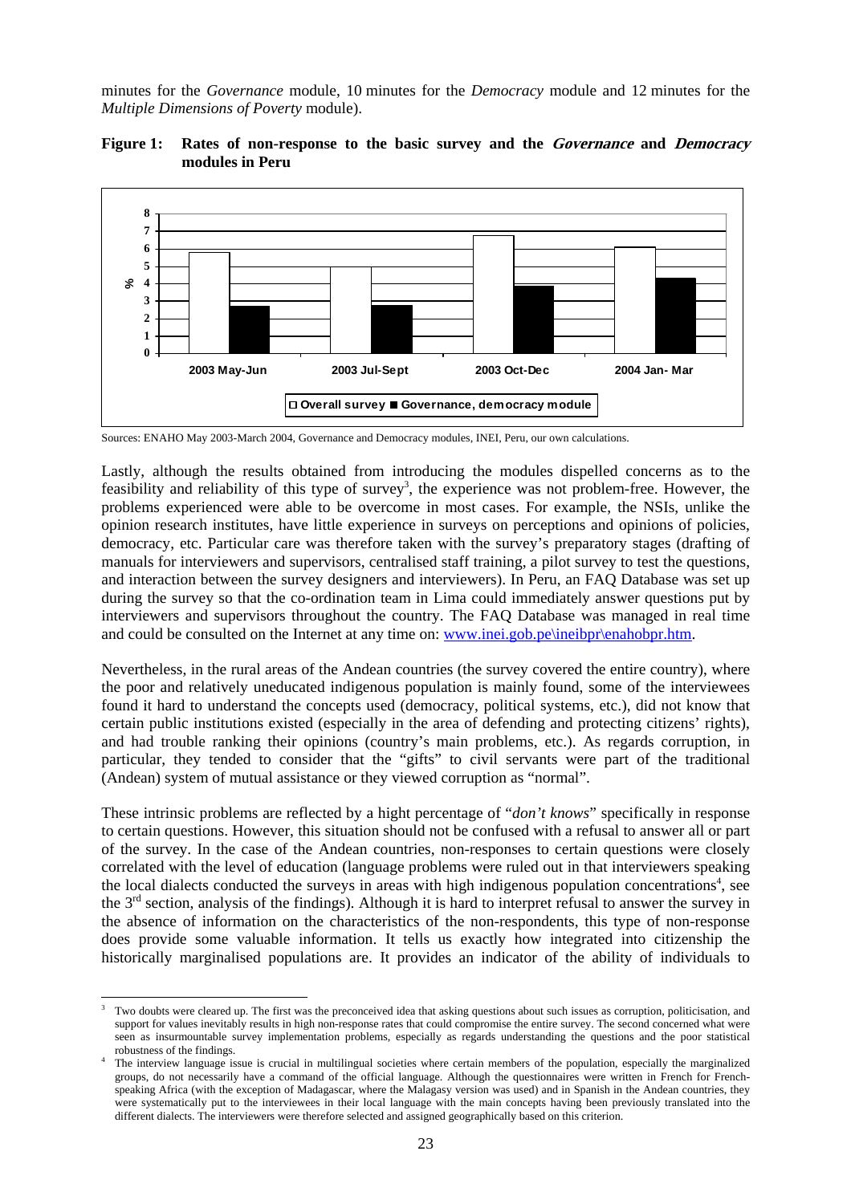minutes for the *Governance* module, 10 minutes for the *Democracy* module and 12 minutes for the *Multiple Dimensions of Poverty* module).

**Figure 1: Rates of non-response to the basic survey and the *Governance* and *Democracy* modules in Peru**

Sources: ENAHO May 2003-March 2004, Governance and Democracy modules, INEI, Peru, our own calculations.

Lastly, although the results obtained from introducing the modules dispelled concerns as to the feasibility and reliability of this type of survey[3], the experience was not problem-free. However, the problems experienced were able to be overcome in most cases. For example, the NSIs, unlike the opinion research institutes, have little experience in surveys on perceptions and opinions of policies, democracy, etc. Particular care was therefore taken with the survey's preparatory stages (drafting of manuals for interviewers and supervisors, centralised staff training, a pilot survey to test the questions, and interaction between the survey designers and interviewers). In Peru, an FAQ Database was set up during the survey so that the co-ordination team in Lima could immediately answer questions put by interviewers and supervisors throughout the country. The FAQ Database was managed in real time and could be consulted on the Internet at any time on: www.inei.gob.pe\ineibpr\enahobpr.htm.

Nevertheless, in the rural areas of the Andean countries (the survey covered the entire country), where the poor and relatively uneducated indigenous population is mainly found, some of the interviewees found it hard to understand the concepts used (democracy, political systems, etc.), did not know that certain public institutions existed (especially in the area of defending and protecting citizens' rights), and had trouble ranking their opinions (country's main problems, etc.). As regards corruption, in particular, they tended to consider that the "gifts" to civil servants were part of the traditional (Andean) system of mutual assistance or they viewed corruption as "normal".

These intrinsic problems are reflected by a hight percentage of "*don't knows*" specifically in response to certain questions. However, this situation should not be confused with a refusal to answer all or part of the survey. In the case of the Andean countries, non-responses to certain questions were closely correlated with the level of education (language problems were ruled out in that interviewers speaking the local dialects conducted the surveys in areas with high indigenous population concentrations[4], see the 3[rd] section, analysis of the findings). Although it is hard to interpret refusal to answer the survey in the absence of information on the characteristics of the non-respondents, this type of non-response does provide some valuable information. It tells us exactly how integrated into citizenship the historically marginalised populations are. It provides an indicator of the ability of individuals to

---

[3] Two doubts were cleared up. The first was the preconceived idea that asking questions about such issues as corruption, politicisation, and support for values inevitably results in high non-response rates that could compromise the entire survey. The second concerned what were seen as insurmountable survey implementation problems, especially as regards understanding the questions and the poor statistical robustness of the findings.

[4] The interview language issue is crucial in multilingual societies where certain members of the population, especially the marginalized groups, do not necessarily have a command of the official language. Although the questionnaires were written in French for French-speaking Africa (with the exception of Madagascar, where the Malagasy version was used) and in Spanish in the Andean countries, they were systematically put to the interviewees in their local language with the main concepts having been previously translated into the different dialects. The interviewers were therefore selected and assigned geographically based on this criterion.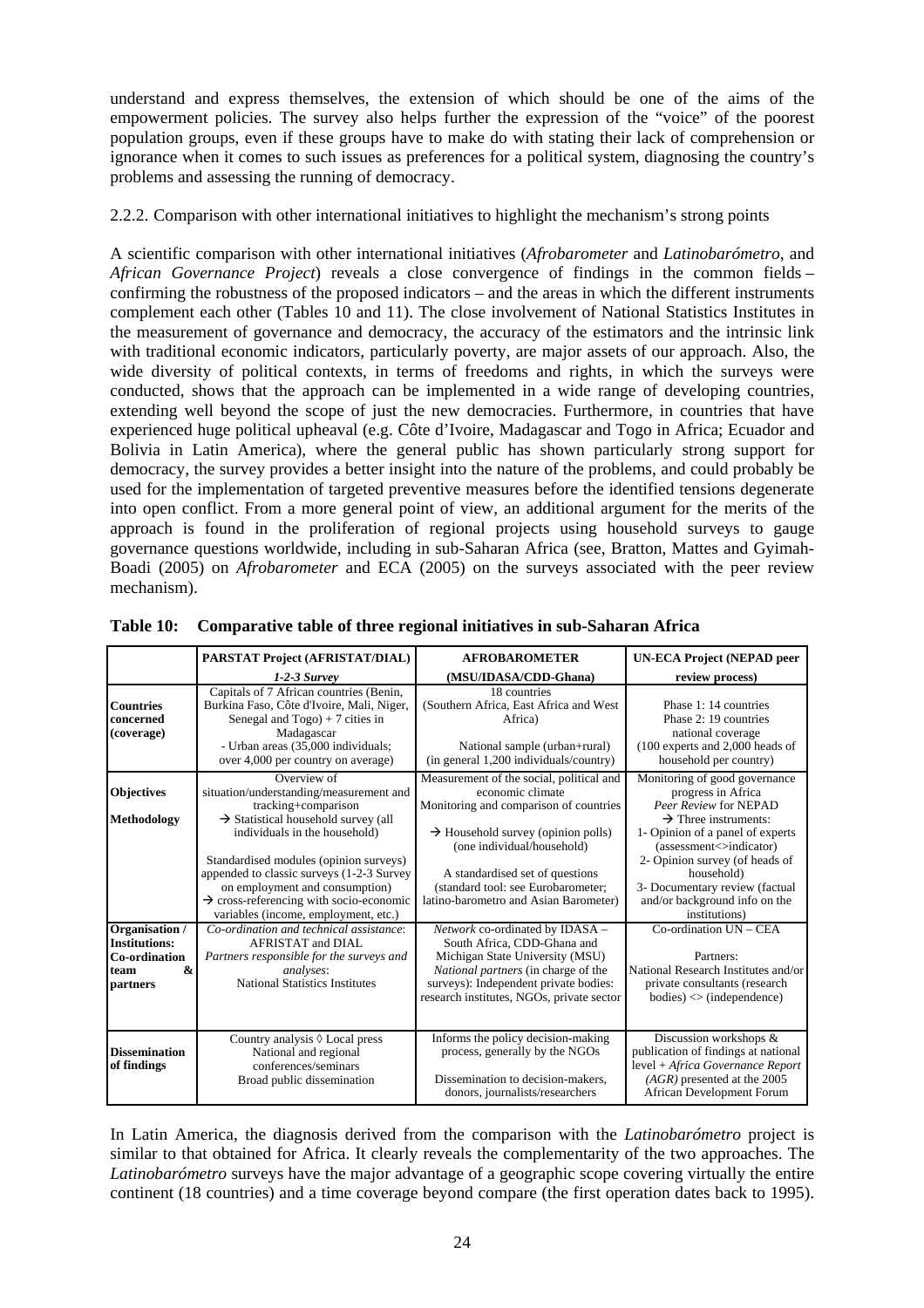understand and express themselves, the extension of which should be one of the aims of the empowerment policies. The survey also helps further the expression of the "voice" of the poorest population groups, even if these groups have to make do with stating their lack of comprehension or ignorance when it comes to such issues as preferences for a political system, diagnosing the country's problems and assessing the running of democracy.

2.2.2. Comparison with other international initiatives to highlight the mechanism's strong points

A scientific comparison with other international initiatives (*Afrobarometer* and *Latinobarómetro*, and *African Governance Project*) reveals a close convergence of findings in the common fields – confirming the robustness of the proposed indicators – and the areas in which the different instruments complement each other (Tables 10 and 11). The close involvement of National Statistics Institutes in the measurement of governance and democracy, the accuracy of the estimators and the intrinsic link with traditional economic indicators, particularly poverty, are major assets of our approach. Also, the wide diversity of political contexts, in terms of freedoms and rights, in which the surveys were conducted, shows that the approach can be implemented in a wide range of developing countries, extending well beyond the scope of just the new democracies. Furthermore, in countries that have experienced huge political upheaval (e.g. Côte d'Ivoire, Madagascar and Togo in Africa; Ecuador and Bolivia in Latin America), where the general public has shown particularly strong support for democracy, the survey provides a better insight into the nature of the problems, and could probably be used for the implementation of targeted preventive measures before the identified tensions degenerate into open conflict. From a more general point of view, an additional argument for the merits of the approach is found in the proliferation of regional projects using household surveys to gauge governance questions worldwide, including in sub-Saharan Africa (see, Bratton, Mattes and Gyimah-Boadi (2005) on *Afrobarometer* and ECA (2005) on the surveys associated with the peer review mechanism).

**Table 10: Comparative table of three regional initiatives in sub-Saharan Africa**

| | **PARSTAT Project (AFRISTAT/DIAL)** *1-2-3 Survey* | **AFROBAROMETER (MSU/IDASA/CDD-Ghana)** | **UN-ECA Project (NEPAD peer review process)** |
|---|---|---|---|
| **Countries concerned (coverage)** | Capitals of 7 African countries (Benin, Burkina Faso, Côte d'Ivoire, Mali, Niger, Senegal and Togo) + 7 cities in Madagascar<br>- Urban areas (35,000 individuals; over 4,000 per country on average) | 18 countries (Southern Africa, East Africa and West Africa)<br>National sample (urban+rural) (in general 1,200 individuals/country) | Phase 1: 14 countries<br>Phase 2: 19 countries<br>national coverage<br>(100 experts and 2,000 heads of household per country) |
| **Objectives**<br>**Methodology** | Overview of situation/understanding/measurement and tracking+comparison<br>→ Statistical household survey (all individuals in the household)<br>Standardised modules (opinion surveys) appended to classic surveys (1-2-3 Survey on employment and consumption)<br>→ cross-referencing with socio-economic variables (income, employment, etc.) | Measurement of the social, political and economic climate<br>Monitoring and comparison of countries<br>→ Household survey (opinion polls) (one individual/household)<br>A standardised set of questions (standard tool: see Eurobarometer; latino-barometro and Asian Barometer) | Monitoring of good governance progress in Africa<br>*Peer Review* for NEPAD<br>→ Three instruments:<br>1- Opinion of a panel of experts (assessment<>indicator)<br>2- Opinion survey (of heads of household)<br>3- Documentary review (factual and/or background info on the institutions) |
| **Organisation / Institutions: Co-ordination team & partners** | *Co-ordination and technical assistance*: AFRISTAT and DIAL<br>*Partners responsible for the surveys and analyses*: National Statistics Institutes | *Network* co-ordinated by IDASA – South Africa, CDD-Ghana and Michigan State University (MSU)<br>*National partners* (in charge of the surveys): Independent private bodies: research institutes, NGOs, private sector | Co-ordination UN – CEA<br>Partners: National Research Institutes and/or private consultants (research bodies) <> (independence) |
| **Dissemination of findings** | Country analysis ◊ Local press<br>National and regional conferences/seminars<br>Broad public dissemination | Informs the policy decision-making process, generally by the NGOs<br>Dissemination to decision-makers, donors, journalists/researchers | Discussion workshops & publication of findings at national level + *Africa Governance Report (AGR)* presented at the 2005 African Development Forum |

In Latin America, the diagnosis derived from the comparison with the *Latinobarómetro* project is similar to that obtained for Africa. It clearly reveals the complementarity of the two approaches. The *Latinobarómetro* surveys have the major advantage of a geographic scope covering virtually the entire continent (18 countries) and a time coverage beyond compare (the first operation dates back to 1995).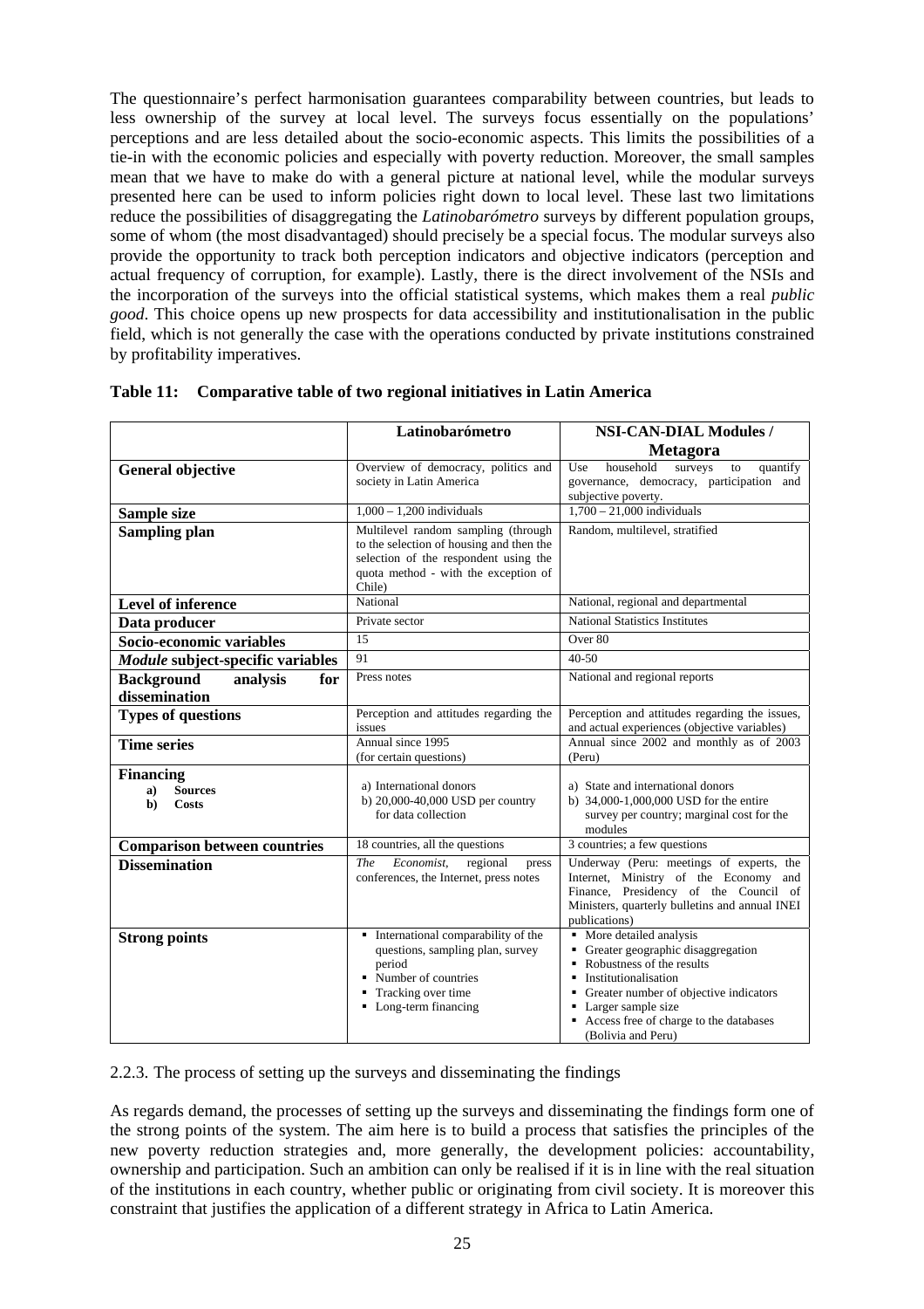The questionnaire's perfect harmonisation guarantees comparability between countries, but leads to less ownership of the survey at local level. The surveys focus essentially on the populations' perceptions and are less detailed about the socio-economic aspects. This limits the possibilities of a tie-in with the economic policies and especially with poverty reduction. Moreover, the small samples mean that we have to make do with a general picture at national level, while the modular surveys presented here can be used to inform policies right down to local level. These last two limitations reduce the possibilities of disaggregating the *Latinobarómetro* surveys by different population groups, some of whom (the most disadvantaged) should precisely be a special focus. The modular surveys also provide the opportunity to track both perception indicators and objective indicators (perception and actual frequency of corruption, for example). Lastly, there is the direct involvement of the NSIs and the incorporation of the surveys into the official statistical systems, which makes them a real *public good*. This choice opens up new prospects for data accessibility and institutionalisation in the public field, which is not generally the case with the operations conducted by private institutions constrained by profitability imperatives.

**Table 11: Comparative table of two regional initiatives in Latin America**

| | Latinobarómetro | NSI-CAN-DIAL Modules / Metagora |
|---|---|---|
| **General objective** | Overview of democracy, politics and society in Latin America | Use household surveys to quantify governance, democracy, participation and subjective poverty. |
| **Sample size** | 1,000 – 1,200 individuals | 1,700 – 21,000 individuals |
| **Sampling plan** | Multilevel random sampling (through to the selection of housing and then the selection of the respondent using the quota method - with the exception of Chile) | Random, multilevel, stratified |
| **Level of inference** | National | National, regional and departmental |
| **Data producer** | Private sector | National Statistics Institutes |
| **Socio-economic variables** | 15 | Over 80 |
| ***Module* subject-specific variables** | 91 | 40-50 |
| **Background analysis for dissemination** | Press notes | National and regional reports |
| **Types of questions** | Perception and attitudes regarding the issues | Perception and attitudes regarding the issues, and actual experiences (objective variables) |
| **Time series** | Annual since 1995 (for certain questions) | Annual since 2002 and monthly as of 2003 (Peru) |
| **Financing** a) **Sources** b) **Costs** | a) International donors b) 20,000-40,000 USD per country for data collection | a) State and international donors b) 34,000-1,000,000 USD for the entire survey per country; marginal cost for the modules |
| **Comparison between countries** | 18 countries, all the questions | 3 countries; a few questions |
| **Dissemination** | *The Economist*, regional press conferences, the Internet, press notes | Underway (Peru: meetings of experts, the Internet, Ministry of the Economy and Finance, Presidency of the Council of Ministers, quarterly bulletins and annual INEI publications) |
| **Strong points** | ▪ International comparability of the questions, sampling plan, survey period ▪ Number of countries ▪ Tracking over time ▪ Long-term financing | ▪ More detailed analysis ▪ Greater geographic disaggregation ▪ Robustness of the results ▪ Institutionalisation ▪ Greater number of objective indicators ▪ Larger sample size ▪ Access free of charge to the databases (Bolivia and Peru) |

2.2.3. The process of setting up the surveys and disseminating the findings

As regards demand, the processes of setting up the surveys and disseminating the findings form one of the strong points of the system. The aim here is to build a process that satisfies the principles of the new poverty reduction strategies and, more generally, the development policies: accountability, ownership and participation. Such an ambition can only be realised if it is in line with the real situation of the institutions in each country, whether public or originating from civil society. It is moreover this constraint that justifies the application of a different strategy in Africa to Latin America.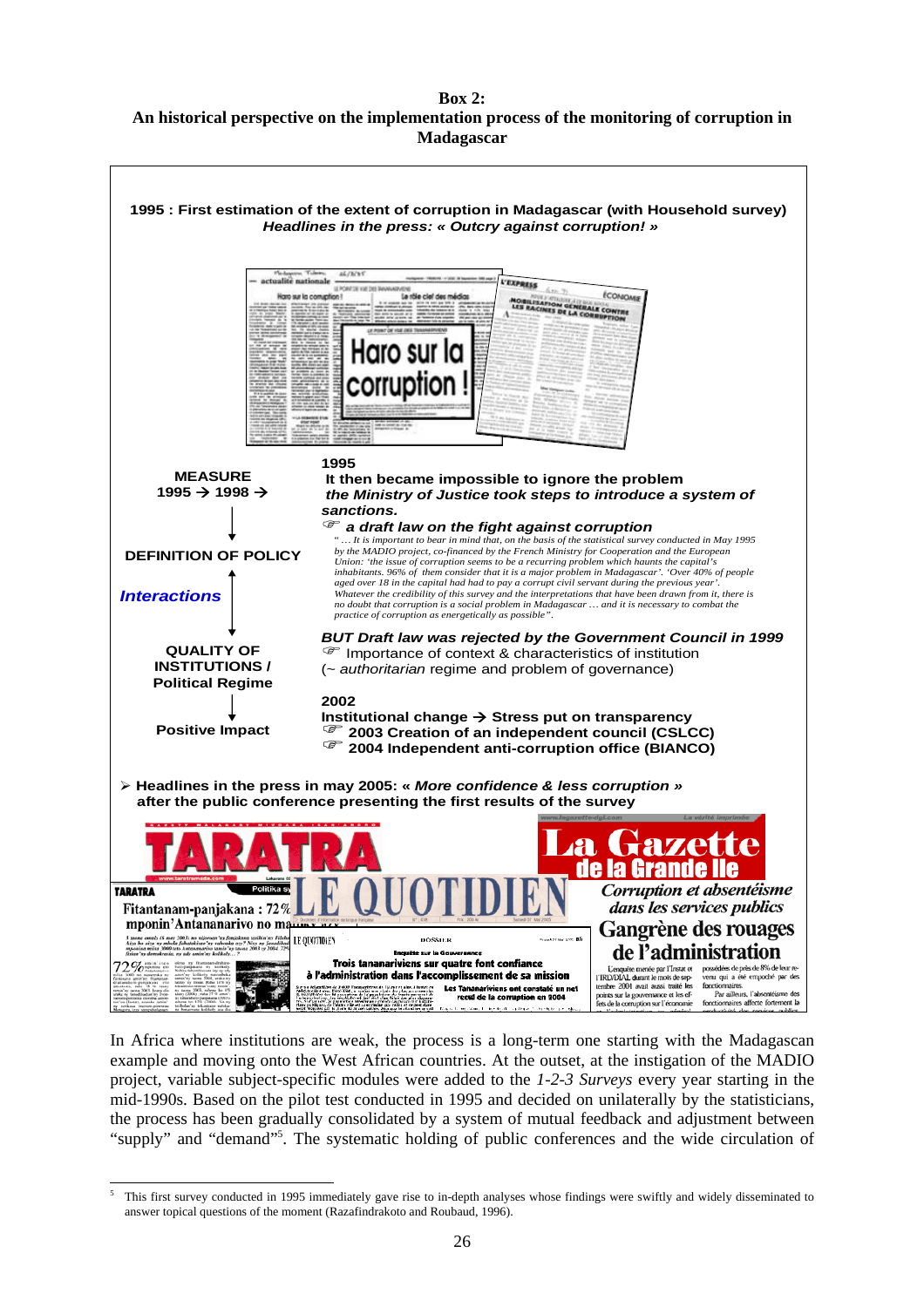**Box 2:**
**An historical perspective on the implementation process of the monitoring of corruption in Madagascar**

**1995 : First estimation of the extent of corruption in Madagascar (with Household survey)**
***Headlines in the press: « Outcry against corruption! »***

**MEASURE**
**1995 → 1998 →**

**DEFINITION OF POLICY**

***Interactions***

**QUALITY OF INSTITUTIONS / Political Regime**

**Positive Impact**

**1995**
**It then became impossible to ignore the problem**
***the Ministry of Justice took steps to introduce a system of sanctions.***
☞ ***a draft law on the fight against corruption***

*" … It is important to bear in mind that, on the basis of the statistical survey conducted in May 1995 by the MADIO project, co-financed by the French Ministry for Cooperation and the European Union: 'the issue of corruption seems to be a recurring problem which haunts the capital's inhabitants. 96% of them consider that it is a major problem in Madagascar'. 'Over 40% of people aged over 18 in the capital had had to pay a corrupt civil servant during the previous year'. Whatever the credibility of this survey and the interpretations that have been drawn from it, there is no doubt that corruption is a social problem in Madagascar … and it is necessary to combat the practice of corruption as energetically as possible".*

***BUT Draft law was rejected by the Government Council in 1999***
☞ Importance of context & characteristics of institution
(~ *authoritarian* regime and problem of governance)

**2002**
**Institutional change → Stress put on transparency**
☞ **2003 Creation of an independent council (CSLCC)**
☞ **2004 Independent anti-corruption office (BIANCO)**

➢ **Headlines in the press in may 2005: « *More confidence & less corruption* » after the public conference presenting the first results of the survey**

In Africa where institutions are weak, the process is a long-term one starting with the Madagascan example and moving onto the West African countries. At the outset, at the instigation of the MADIO project, variable subject-specific modules were added to the *1-2-3 Surveys* every year starting in the mid-1990s. Based on the pilot test conducted in 1995 and decided on unilaterally by the statisticians, the process has been gradually consolidated by a system of mutual feedback and adjustment between "supply" and "demand"[5]. The systematic holding of public conferences and the wide circulation of

[5] This first survey conducted in 1995 immediately gave rise to in-depth analyses whose findings were swiftly and widely disseminated to answer topical questions of the moment (Razafindrakoto and Roubaud, 1996).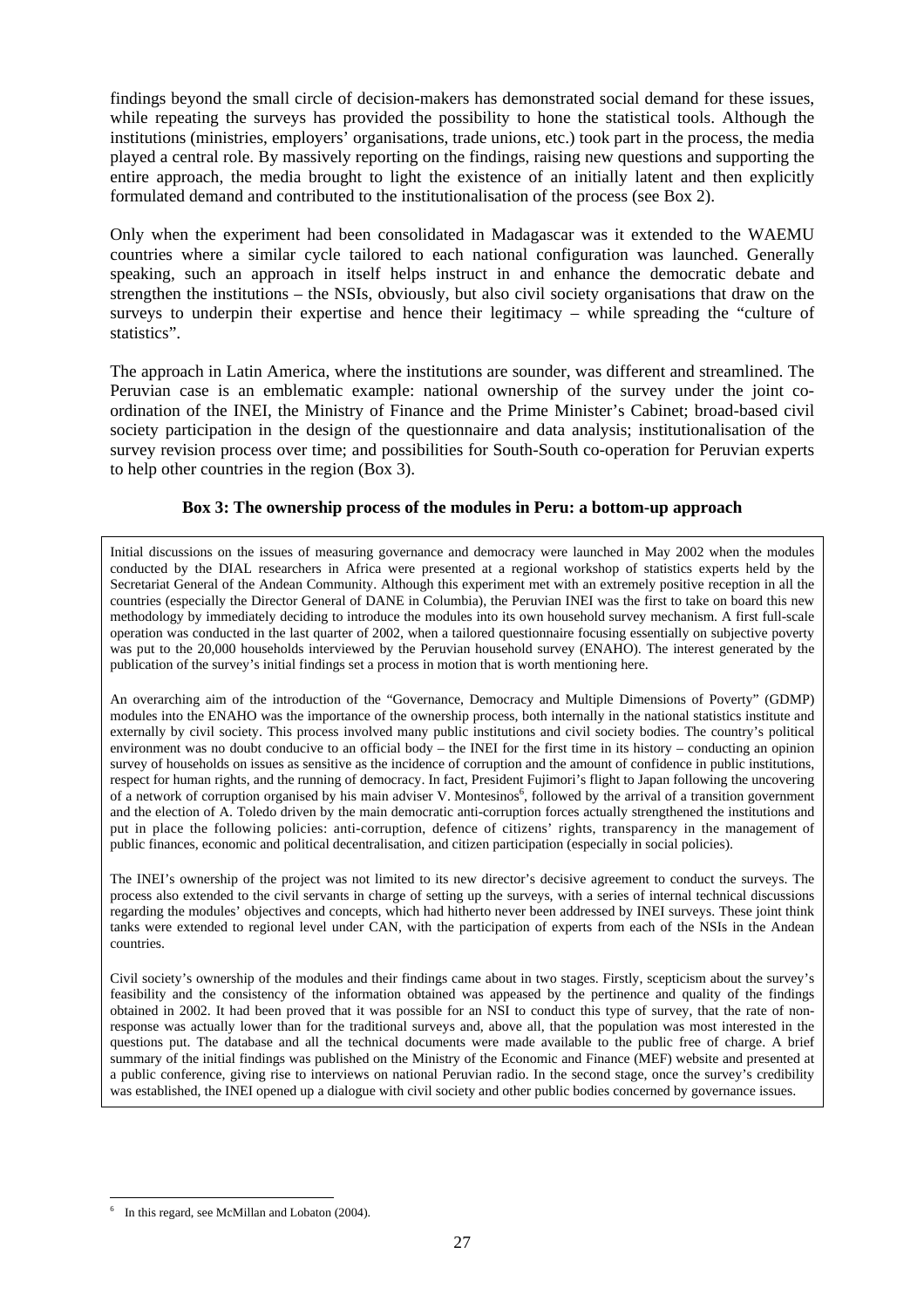findings beyond the small circle of decision-makers has demonstrated social demand for these issues, while repeating the surveys has provided the possibility to hone the statistical tools. Although the institutions (ministries, employers' organisations, trade unions, etc.) took part in the process, the media played a central role. By massively reporting on the findings, raising new questions and supporting the entire approach, the media brought to light the existence of an initially latent and then explicitly formulated demand and contributed to the institutionalisation of the process (see Box 2).

Only when the experiment had been consolidated in Madagascar was it extended to the WAEMU countries where a similar cycle tailored to each national configuration was launched. Generally speaking, such an approach in itself helps instruct in and enhance the democratic debate and strengthen the institutions – the NSIs, obviously, but also civil society organisations that draw on the surveys to underpin their expertise and hence their legitimacy – while spreading the "culture of statistics".

The approach in Latin America, where the institutions are sounder, was different and streamlined. The Peruvian case is an emblematic example: national ownership of the survey under the joint co-ordination of the INEI, the Ministry of Finance and the Prime Minister's Cabinet; broad-based civil society participation in the design of the questionnaire and data analysis; institutionalisation of the survey revision process over time; and possibilities for South-South co-operation for Peruvian experts to help other countries in the region (Box 3).

**Box 3: The ownership process of the modules in Peru: a bottom-up approach**

Initial discussions on the issues of measuring governance and democracy were launched in May 2002 when the modules conducted by the DIAL researchers in Africa were presented at a regional workshop of statistics experts held by the Secretariat General of the Andean Community. Although this experiment met with an extremely positive reception in all the countries (especially the Director General of DANE in Columbia), the Peruvian INEI was the first to take on board this new methodology by immediately deciding to introduce the modules into its own household survey mechanism. A first full-scale operation was conducted in the last quarter of 2002, when a tailored questionnaire focusing essentially on subjective poverty was put to the 20,000 households interviewed by the Peruvian household survey (ENAHO). The interest generated by the publication of the survey's initial findings set a process in motion that is worth mentioning here.

An overarching aim of the introduction of the "Governance, Democracy and Multiple Dimensions of Poverty" (GDMP) modules into the ENAHO was the importance of the ownership process, both internally in the national statistics institute and externally by civil society. This process involved many public institutions and civil society bodies. The country's political environment was no doubt conducive to an official body – the INEI for the first time in its history – conducting an opinion survey of households on issues as sensitive as the incidence of corruption and the amount of confidence in public institutions, respect for human rights, and the running of democracy. In fact, President Fujimori's flight to Japan following the uncovering of a network of corruption organised by his main adviser V. Montesinos[6], followed by the arrival of a transition government and the election of A. Toledo driven by the main democratic anti-corruption forces actually strengthened the institutions and put in place the following policies: anti-corruption, defence of citizens' rights, transparency in the management of public finances, economic and political decentralisation, and citizen participation (especially in social policies).

The INEI's ownership of the project was not limited to its new director's decisive agreement to conduct the surveys. The process also extended to the civil servants in charge of setting up the surveys, with a series of internal technical discussions regarding the modules' objectives and concepts, which had hitherto never been addressed by INEI surveys. These joint think tanks were extended to regional level under CAN, with the participation of experts from each of the NSIs in the Andean countries.

Civil society's ownership of the modules and their findings came about in two stages. Firstly, scepticism about the survey's feasibility and the consistency of the information obtained was appeased by the pertinence and quality of the findings obtained in 2002. It had been proved that it was possible for an NSI to conduct this type of survey, that the rate of non-response was actually lower than for the traditional surveys and, above all, that the population was most interested in the questions put. The database and all the technical documents were made available to the public free of charge. A brief summary of the initial findings was published on the Ministry of the Economic and Finance (MEF) website and presented at a public conference, giving rise to interviews on national Peruvian radio. In the second stage, once the survey's credibility was established, the INEI opened up a dialogue with civil society and other public bodies concerned by governance issues.

[6] In this regard, see McMillan and Lobaton (2004).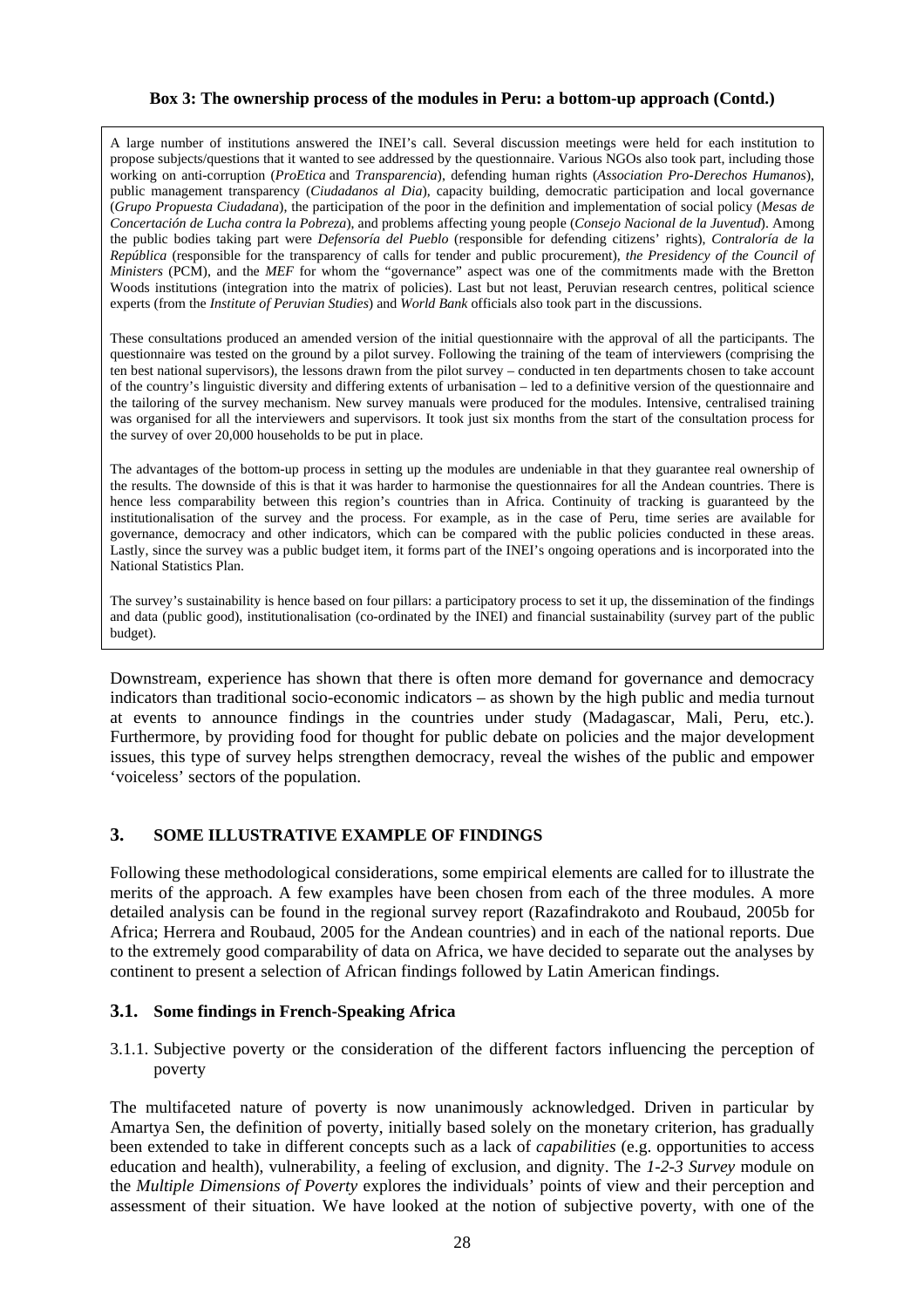**Box 3: The ownership process of the modules in Peru: a bottom-up approach (Contd.)**

A large number of institutions answered the INEI's call. Several discussion meetings were held for each institution to propose subjects/questions that it wanted to see addressed by the questionnaire. Various NGOs also took part, including those working on anti-corruption (*ProEtica* and *Transparencia*), defending human rights (*Association Pro-Derechos Humanos*), public management transparency (*Ciudadanos al Dia*), capacity building, democratic participation and local governance (*Grupo Propuesta Ciudadana*), the participation of the poor in the definition and implementation of social policy (*Mesas de Concertación de Lucha contra la Pobreza*), and problems affecting young people (*Consejo Nacional de la Juventud*). Among the public bodies taking part were *Defensoría del Pueblo* (responsible for defending citizens' rights), *Contraloría de la República* (responsible for the transparency of calls for tender and public procurement), *the Presidency of the Council of Ministers* (PCM), and the *MEF* for whom the "governance" aspect was one of the commitments made with the Bretton Woods institutions (integration into the matrix of policies). Last but not least, Peruvian research centres, political science experts (from the *Institute of Peruvian Studies*) and *World Bank* officials also took part in the discussions.

These consultations produced an amended version of the initial questionnaire with the approval of all the participants. The questionnaire was tested on the ground by a pilot survey. Following the training of the team of interviewers (comprising the ten best national supervisors), the lessons drawn from the pilot survey – conducted in ten departments chosen to take account of the country's linguistic diversity and differing extents of urbanisation – led to a definitive version of the questionnaire and the tailoring of the survey mechanism. New survey manuals were produced for the modules. Intensive, centralised training was organised for all the interviewers and supervisors. It took just six months from the start of the consultation process for the survey of over 20,000 households to be put in place.

The advantages of the bottom-up process in setting up the modules are undeniable in that they guarantee real ownership of the results. The downside of this is that it was harder to harmonise the questionnaires for all the Andean countries. There is hence less comparability between this region's countries than in Africa. Continuity of tracking is guaranteed by the institutionalisation of the survey and the process. For example, as in the case of Peru, time series are available for governance, democracy and other indicators, which can be compared with the public policies conducted in these areas. Lastly, since the survey was a public budget item, it forms part of the INEI's ongoing operations and is incorporated into the National Statistics Plan.

The survey's sustainability is hence based on four pillars: a participatory process to set it up, the dissemination of the findings and data (public good), institutionalisation (co-ordinated by the INEI) and financial sustainability (survey part of the public budget).

Downstream, experience has shown that there is often more demand for governance and democracy indicators than traditional socio-economic indicators – as shown by the high public and media turnout at events to announce findings in the countries under study (Madagascar, Mali, Peru, etc.). Furthermore, by providing food for thought for public debate on policies and the major development issues, this type of survey helps strengthen democracy, reveal the wishes of the public and empower 'voiceless' sectors of the population.

## 3. SOME ILLUSTRATIVE EXAMPLE OF FINDINGS

Following these methodological considerations, some empirical elements are called for to illustrate the merits of the approach. A few examples have been chosen from each of the three modules. A more detailed analysis can be found in the regional survey report (Razafindrakoto and Roubaud, 2005b for Africa; Herrera and Roubaud, 2005 for the Andean countries) and in each of the national reports. Due to the extremely good comparability of data on Africa, we have decided to separate out the analyses by continent to present a selection of African findings followed by Latin American findings.

### 3.1. Some findings in French-Speaking Africa

#### 3.1.1. Subjective poverty or the consideration of the different factors influencing the perception of poverty

The multifaceted nature of poverty is now unanimously acknowledged. Driven in particular by Amartya Sen, the definition of poverty, initially based solely on the monetary criterion, has gradually been extended to take in different concepts such as a lack of *capabilities* (e.g. opportunities to access education and health), vulnerability, a feeling of exclusion, and dignity. The *1-2-3 Survey* module on the *Multiple Dimensions of Poverty* explores the individuals' points of view and their perception and assessment of their situation. We have looked at the notion of subjective poverty, with one of the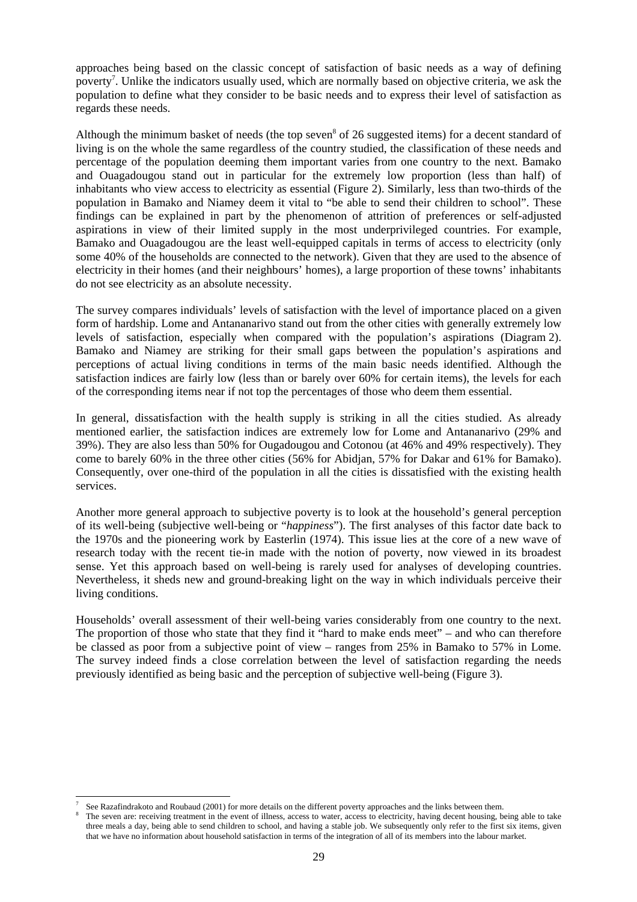approaches being based on the classic concept of satisfaction of basic needs as a way of defining poverty[7]. Unlike the indicators usually used, which are normally based on objective criteria, we ask the population to define what they consider to be basic needs and to express their level of satisfaction as regards these needs.

Although the minimum basket of needs (the top seven[8] of 26 suggested items) for a decent standard of living is on the whole the same regardless of the country studied, the classification of these needs and percentage of the population deeming them important varies from one country to the next. Bamako and Ouagadougou stand out in particular for the extremely low proportion (less than half) of inhabitants who view access to electricity as essential (Figure 2). Similarly, less than two-thirds of the population in Bamako and Niamey deem it vital to "be able to send their children to school". These findings can be explained in part by the phenomenon of attrition of preferences or self-adjusted aspirations in view of their limited supply in the most underprivileged countries. For example, Bamako and Ouagadougou are the least well-equipped capitals in terms of access to electricity (only some 40% of the households are connected to the network). Given that they are used to the absence of electricity in their homes (and their neighbours' homes), a large proportion of these towns' inhabitants do not see electricity as an absolute necessity.

The survey compares individuals' levels of satisfaction with the level of importance placed on a given form of hardship. Lome and Antananarivo stand out from the other cities with generally extremely low levels of satisfaction, especially when compared with the population's aspirations (Diagram 2). Bamako and Niamey are striking for their small gaps between the population's aspirations and perceptions of actual living conditions in terms of the main basic needs identified. Although the satisfaction indices are fairly low (less than or barely over 60% for certain items), the levels for each of the corresponding items near if not top the percentages of those who deem them essential.

In general, dissatisfaction with the health supply is striking in all the cities studied. As already mentioned earlier, the satisfaction indices are extremely low for Lome and Antananarivo (29% and 39%). They are also less than 50% for Ougadougou and Cotonou (at 46% and 49% respectively). They come to barely 60% in the three other cities (56% for Abidjan, 57% for Dakar and 61% for Bamako). Consequently, over one-third of the population in all the cities is dissatisfied with the existing health services.

Another more general approach to subjective poverty is to look at the household's general perception of its well-being (subjective well-being or "*happiness*"). The first analyses of this factor date back to the 1970s and the pioneering work by Easterlin (1974). This issue lies at the core of a new wave of research today with the recent tie-in made with the notion of poverty, now viewed in its broadest sense. Yet this approach based on well-being is rarely used for analyses of developing countries. Nevertheless, it sheds new and ground-breaking light on the way in which individuals perceive their living conditions.

Households' overall assessment of their well-being varies considerably from one country to the next. The proportion of those who state that they find it "hard to make ends meet" – and who can therefore be classed as poor from a subjective point of view – ranges from 25% in Bamako to 57% in Lome. The survey indeed finds a close correlation between the level of satisfaction regarding the needs previously identified as being basic and the perception of subjective well-being (Figure 3).

---

[7] See Razafindrakoto and Roubaud (2001) for more details on the different poverty approaches and the links between them.

[8] The seven are: receiving treatment in the event of illness, access to water, access to electricity, having decent housing, being able to take three meals a day, being able to send children to school, and having a stable job. We subsequently only refer to the first six items, given that we have no information about household satisfaction in terms of the integration of all of its members into the labour market.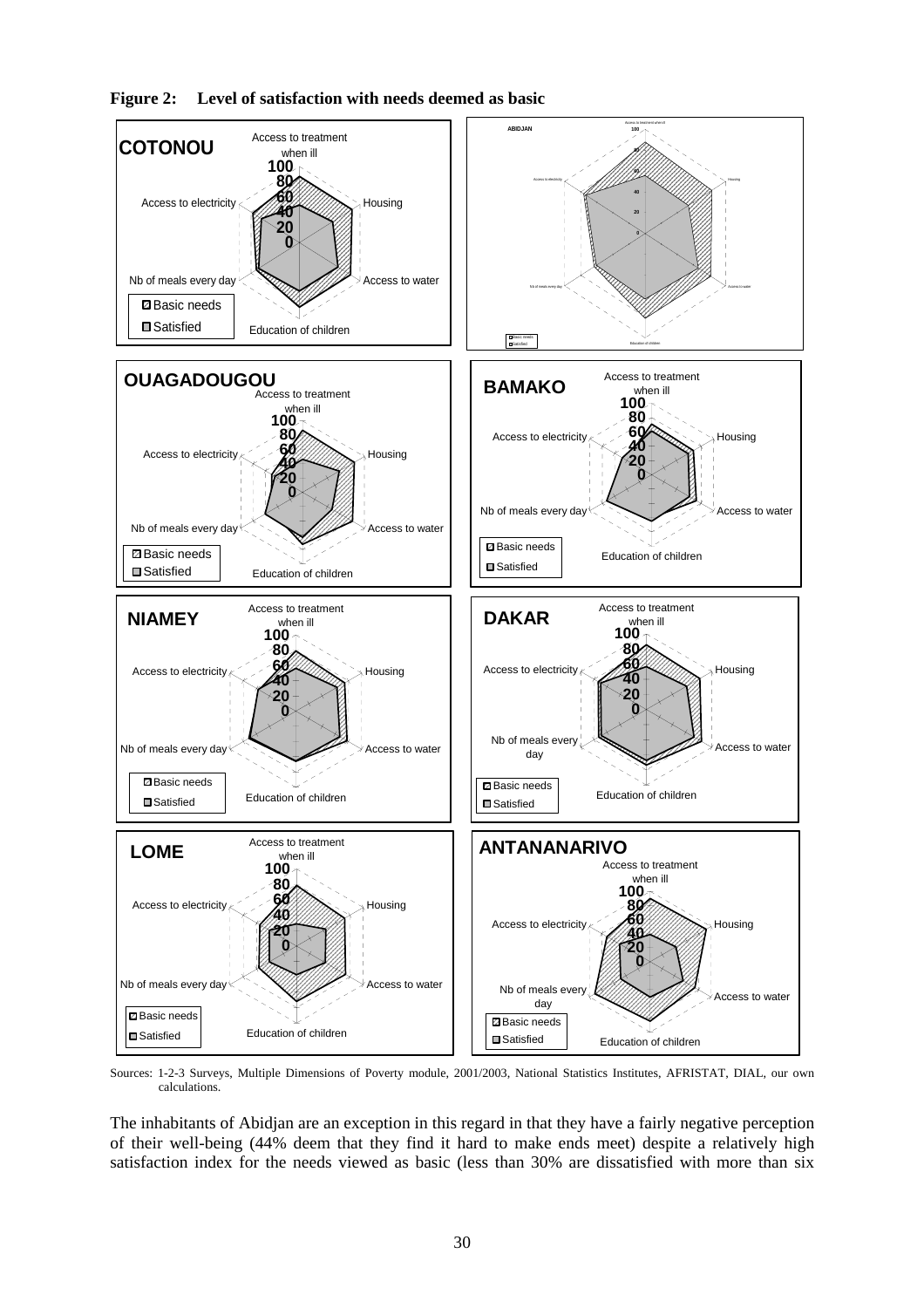**Figure 2: Level of satisfaction with needs deemed as basic**

Sources: 1-2-3 Surveys, Multiple Dimensions of Poverty module, 2001/2003, National Statistics Institutes, AFRISTAT, DIAL, our own calculations.

The inhabitants of Abidjan are an exception in this regard in that they have a fairly negative perception of their well-being (44% deem that they find it hard to make ends meet) despite a relatively high satisfaction index for the needs viewed as basic (less than 30% are dissatisfied with more than six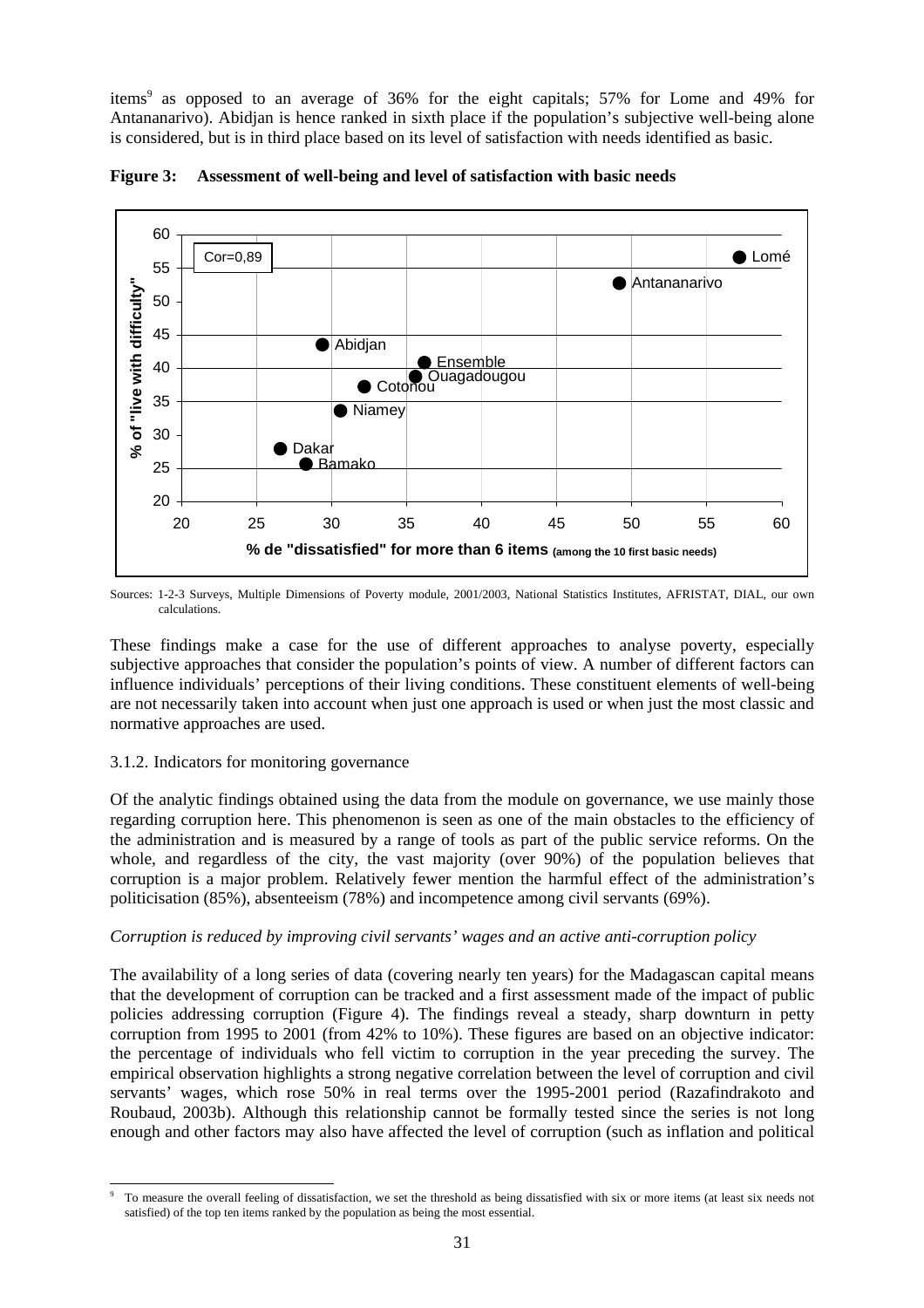items[9] as opposed to an average of 36% for the eight capitals; 57% for Lome and 49% for Antananarivo). Abidjan is hence ranked in sixth place if the population's subjective well-being alone is considered, but is in third place based on its level of satisfaction with needs identified as basic.

**Figure 3: Assessment of well-being and level of satisfaction with basic needs**

Sources: 1-2-3 Surveys, Multiple Dimensions of Poverty module, 2001/2003, National Statistics Institutes, AFRISTAT, DIAL, our own calculations.

These findings make a case for the use of different approaches to analyse poverty, especially subjective approaches that consider the population's points of view. A number of different factors can influence individuals' perceptions of their living conditions. These constituent elements of well-being are not necessarily taken into account when just one approach is used or when just the most classic and normative approaches are used.

3.1.2. Indicators for monitoring governance

Of the analytic findings obtained using the data from the module on governance, we use mainly those regarding corruption here. This phenomenon is seen as one of the main obstacles to the efficiency of the administration and is measured by a range of tools as part of the public service reforms. On the whole, and regardless of the city, the vast majority (over 90%) of the population believes that corruption is a major problem. Relatively fewer mention the harmful effect of the administration's politicisation (85%), absenteeism (78%) and incompetence among civil servants (69%).

*Corruption is reduced by improving civil servants' wages and an active anti-corruption policy*

The availability of a long series of data (covering nearly ten years) for the Madagascan capital means that the development of corruption can be tracked and a first assessment made of the impact of public policies addressing corruption (Figure 4). The findings reveal a steady, sharp downturn in petty corruption from 1995 to 2001 (from 42% to 10%). These figures are based on an objective indicator: the percentage of individuals who fell victim to corruption in the year preceding the survey. The empirical observation highlights a strong negative correlation between the level of corruption and civil servants' wages, which rose 50% in real terms over the 1995-2001 period (Razafindrakoto and Roubaud, 2003b). Although this relationship cannot be formally tested since the series is not long enough and other factors may also have affected the level of corruption (such as inflation and political

[9] To measure the overall feeling of dissatisfaction, we set the threshold as being dissatisfied with six or more items (at least six needs not satisfied) of the top ten items ranked by the population as being the most essential.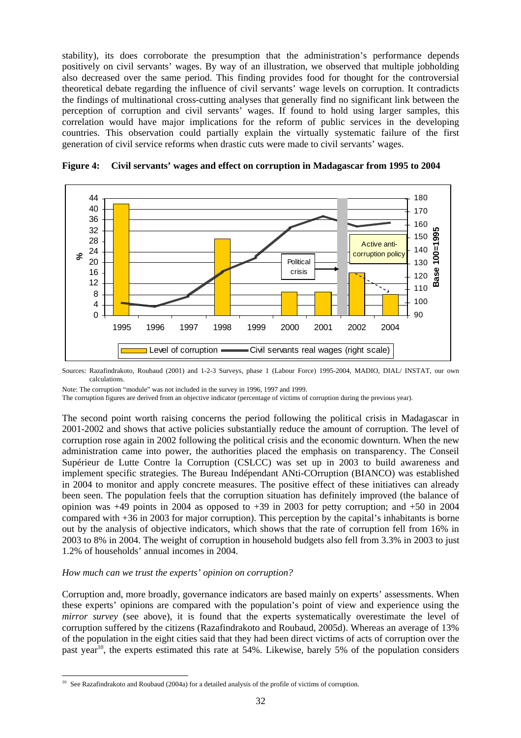stability), its does corroborate the presumption that the administration's performance depends positively on civil servants' wages. By way of an illustration, we observed that multiple jobholding also decreased over the same period. This finding provides food for thought for the controversial theoretical debate regarding the influence of civil servants' wage levels on corruption. It contradicts the findings of multinational cross-cutting analyses that generally find no significant link between the perception of corruption and civil servants' wages. If found to hold using larger samples, this correlation would have major implications for the reform of public services in the developing countries. This observation could partially explain the virtually systematic failure of the first generation of civil service reforms when drastic cuts were made to civil servants' wages.

**Figure 4: Civil servants' wages and effect on corruption in Madagascar from 1995 to 2004**

Sources: Razafindrakoto, Roubaud (2001) and 1-2-3 Surveys, phase 1 (Labour Force) 1995-2004, MADIO, DIAL/ INSTAT, our own calculations.

Note: The corruption "module" was not included in the survey in 1996, 1997 and 1999.

The corruption figures are derived from an objective indicator (percentage of victims of corruption during the previous year).

The second point worth raising concerns the period following the political crisis in Madagascar in 2001-2002 and shows that active policies substantially reduce the amount of corruption. The level of corruption rose again in 2002 following the political crisis and the economic downturn. When the new administration came into power, the authorities placed the emphasis on transparency. The Conseil Supérieur de Lutte Contre la Corruption (CSLCC) was set up in 2003 to build awareness and implement specific strategies. The Bureau Indépendant ANti-COrruption (BIANCO) was established in 2004 to monitor and apply concrete measures. The positive effect of these initiatives can already been seen. The population feels that the corruption situation has definitely improved (the balance of opinion was +49 points in 2004 as opposed to +39 in 2003 for petty corruption; and +50 in 2004 compared with +36 in 2003 for major corruption). This perception by the capital's inhabitants is borne out by the analysis of objective indicators, which shows that the rate of corruption fell from 16% in 2003 to 8% in 2004. The weight of corruption in household budgets also fell from 3.3% in 2003 to just 1.2% of households' annual incomes in 2004.

*How much can we trust the experts' opinion on corruption?*

Corruption and, more broadly, governance indicators are based mainly on experts' assessments. When these experts' opinions are compared with the population's point of view and experience using the *mirror survey* (see above), it is found that the experts systematically overestimate the level of corruption suffered by the citizens (Razafindrakoto and Roubaud, 2005d). Whereas an average of 13% of the population in the eight cities said that they had been direct victims of acts of corruption over the past year[10], the experts estimated this rate at 54%. Likewise, barely 5% of the population considers

[10] See Razafindrakoto and Roubaud (2004a) for a detailed analysis of the profile of victims of corruption.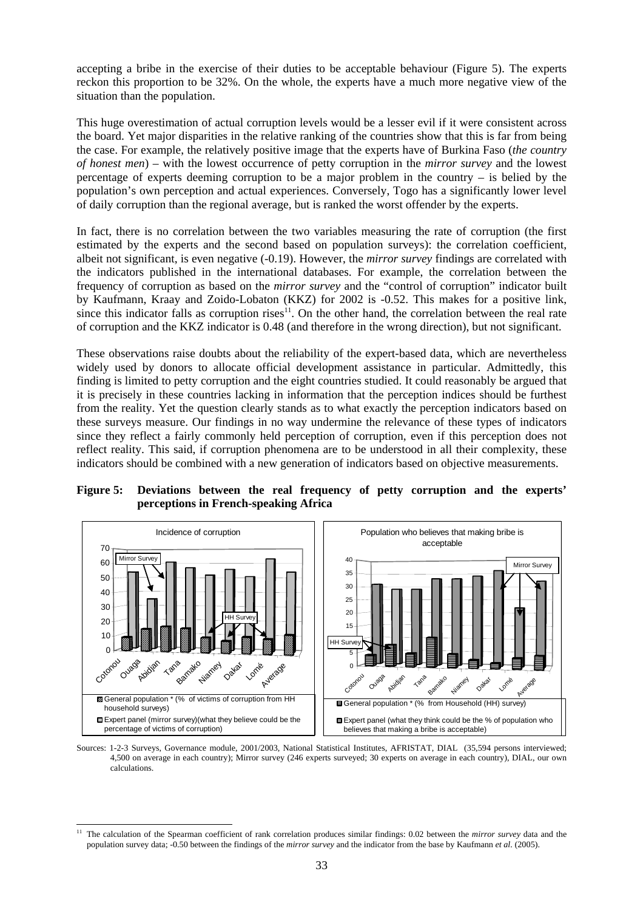accepting a bribe in the exercise of their duties to be acceptable behaviour (Figure 5). The experts reckon this proportion to be 32%. On the whole, the experts have a much more negative view of the situation than the population.

This huge overestimation of actual corruption levels would be a lesser evil if it were consistent across the board. Yet major disparities in the relative ranking of the countries show that this is far from being the case. For example, the relatively positive image that the experts have of Burkina Faso (*the country of honest men*) – with the lowest occurrence of petty corruption in the *mirror survey* and the lowest percentage of experts deeming corruption to be a major problem in the country – is belied by the population's own perception and actual experiences. Conversely, Togo has a significantly lower level of daily corruption than the regional average, but is ranked the worst offender by the experts.

In fact, there is no correlation between the two variables measuring the rate of corruption (the first estimated by the experts and the second based on population surveys): the correlation coefficient, albeit not significant, is even negative (-0.19). However, the *mirror survey* findings are correlated with the indicators published in the international databases. For example, the correlation between the frequency of corruption as based on the *mirror survey* and the "control of corruption" indicator built by Kaufmann, Kraay and Zoido-Lobaton (KKZ) for 2002 is -0.52. This makes for a positive link, since this indicator falls as corruption rises[11]. On the other hand, the correlation between the real rate of corruption and the KKZ indicator is 0.48 (and therefore in the wrong direction), but not significant.

These observations raise doubts about the reliability of the expert-based data, which are nevertheless widely used by donors to allocate official development assistance in particular. Admittedly, this finding is limited to petty corruption and the eight countries studied. It could reasonably be argued that it is precisely in these countries lacking in information that the perception indices should be furthest from the reality. Yet the question clearly stands as to what exactly the perception indicators based on these surveys measure. Our findings in no way undermine the relevance of these types of indicators since they reflect a fairly commonly held perception of corruption, even if this perception does not reflect reality. This said, if corruption phenomena are to be understood in all their complexity, these indicators should be combined with a new generation of indicators based on objective measurements.

**Figure 5: Deviations between the real frequency of petty corruption and the experts' perceptions in French-speaking Africa**

Incidence of corruption

Mirror Survey; HH Survey

Cotonou, Ouaga, Abidjan, Tana, Bamako, Niamey, Dakar, Lomé, Average

General population * (% of victims of corruption from HH household surveys)

Expert panel (mirror survey)(what they believe could be the percentage of victims of corruption)

Population who believes that making bribe is acceptable

Mirror Survey; HH Survey

Cotonou, Ouaga, Abidjan, Tana, Bamako, Niamey, Dakar, Lomé, Average

General population * (% from Household (HH) survey)

Expert panel (what they think could be the % of population who believes that making a bribe is acceptable)

Sources: 1-2-3 Surveys, Governance module, 2001/2003, National Statistical Institutes, AFRISTAT, DIAL (35,594 persons interviewed; 4,500 on average in each country); Mirror survey (246 experts surveyed; 30 experts on average in each country), DIAL, our own calculations.

[11] The calculation of the Spearman coefficient of rank correlation produces similar findings: 0.02 between the *mirror survey* data and the population survey data; -0.50 between the findings of the *mirror survey* and the indicator from the base by Kaufmann *et al.* (2005).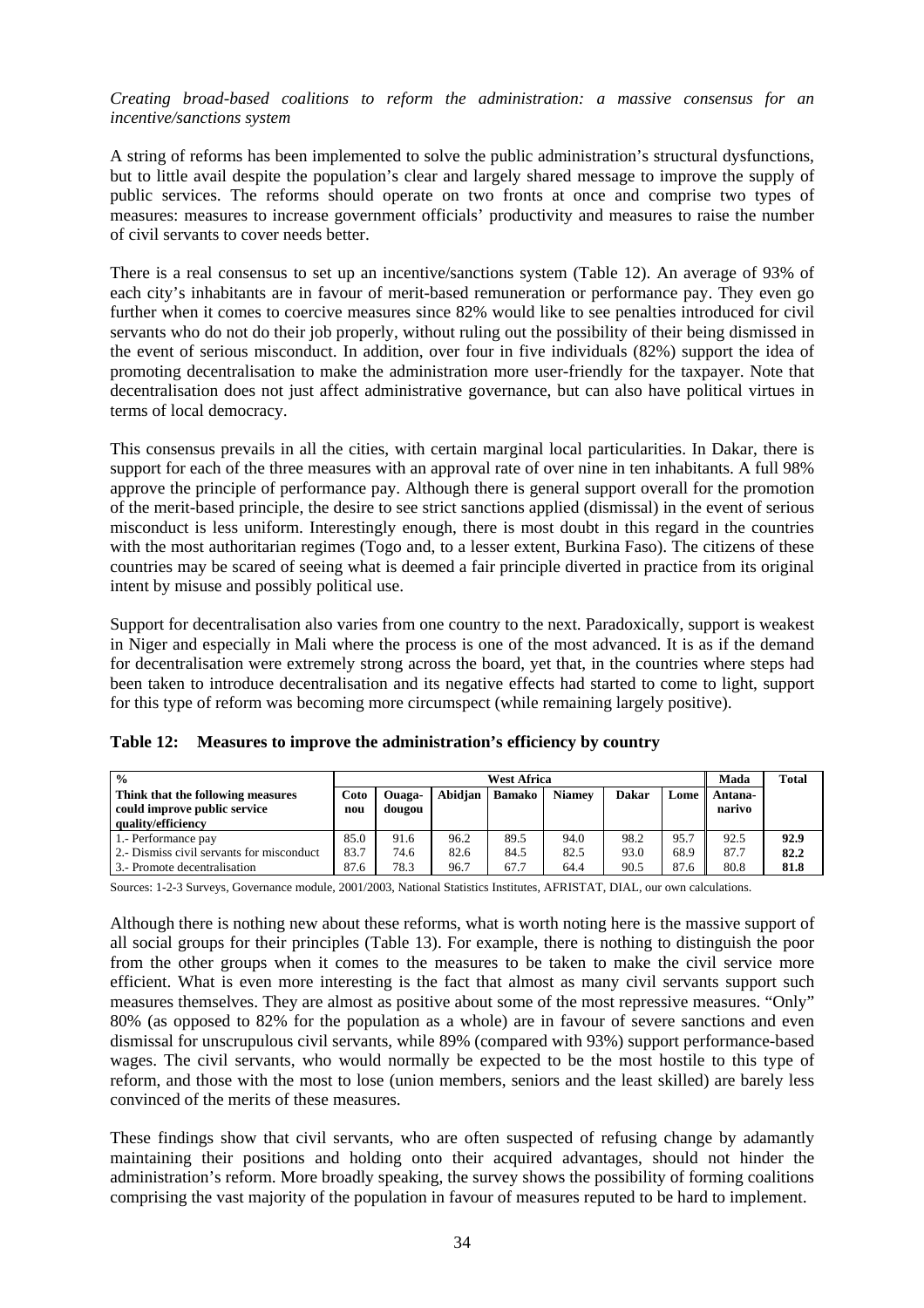*Creating broad-based coalitions to reform the administration: a massive consensus for an incentive/sanctions system*

A string of reforms has been implemented to solve the public administration's structural dysfunctions, but to little avail despite the population's clear and largely shared message to improve the supply of public services. The reforms should operate on two fronts at once and comprise two types of measures: measures to increase government officials' productivity and measures to raise the number of civil servants to cover needs better.

There is a real consensus to set up an incentive/sanctions system (Table 12). An average of 93% of each city's inhabitants are in favour of merit-based remuneration or performance pay. They even go further when it comes to coercive measures since 82% would like to see penalties introduced for civil servants who do not do their job properly, without ruling out the possibility of their being dismissed in the event of serious misconduct. In addition, over four in five individuals (82%) support the idea of promoting decentralisation to make the administration more user-friendly for the taxpayer. Note that decentralisation does not just affect administrative governance, but can also have political virtues in terms of local democracy.

This consensus prevails in all the cities, with certain marginal local particularities. In Dakar, there is support for each of the three measures with an approval rate of over nine in ten inhabitants. A full 98% approve the principle of performance pay. Although there is general support overall for the promotion of the merit-based principle, the desire to see strict sanctions applied (dismissal) in the event of serious misconduct is less uniform. Interestingly enough, there is most doubt in this regard in the countries with the most authoritarian regimes (Togo and, to a lesser extent, Burkina Faso). The citizens of these countries may be scared of seeing what is deemed a fair principle diverted in practice from its original intent by misuse and possibly political use.

Support for decentralisation also varies from one country to the next. Paradoxically, support is weakest in Niger and especially in Mali where the process is one of the most advanced. It is as if the demand for decentralisation were extremely strong across the board, yet that, in the countries where steps had been taken to introduce decentralisation and its negative effects had started to come to light, support for this type of reform was becoming more circumspect (while remaining largely positive).

**Table 12: Measures to improve the administration's efficiency by country**

| % | West Africa | | | | | | | Mada | Total |
|---|---|---|---|---|---|---|---|---|---|
| Think that the following measures could improve public service quality/efficiency | Cotonou | Ouagadougou | Abidjan | Bamako | Niamey | Dakar | Lome | Antananarivo | |
| 1.- Performance pay | 85.0 | 91.6 | 96.2 | 89.5 | 94.0 | 98.2 | 95.7 | 92.5 | **92.9** |
| 2.- Dismiss civil servants for misconduct | 83.7 | 74.6 | 82.6 | 84.5 | 82.5 | 93.0 | 68.9 | 87.7 | **82.2** |
| 3.- Promote decentralisation | 87.6 | 78.3 | 96.7 | 67.7 | 64.4 | 90.5 | 87.6 | 80.8 | **81.8** |

Sources: 1-2-3 Surveys, Governance module, 2001/2003, National Statistics Institutes, AFRISTAT, DIAL, our own calculations.

Although there is nothing new about these reforms, what is worth noting here is the massive support of all social groups for their principles (Table 13). For example, there is nothing to distinguish the poor from the other groups when it comes to the measures to be taken to make the civil service more efficient. What is even more interesting is the fact that almost as many civil servants support such measures themselves. They are almost as positive about some of the most repressive measures. "Only" 80% (as opposed to 82% for the population as a whole) are in favour of severe sanctions and even dismissal for unscrupulous civil servants, while 89% (compared with 93%) support performance-based wages. The civil servants, who would normally be expected to be the most hostile to this type of reform, and those with the most to lose (union members, seniors and the least skilled) are barely less convinced of the merits of these measures.

These findings show that civil servants, who are often suspected of refusing change by adamantly maintaining their positions and holding onto their acquired advantages, should not hinder the administration's reform. More broadly speaking, the survey shows the possibility of forming coalitions comprising the vast majority of the population in favour of measures reputed to be hard to implement.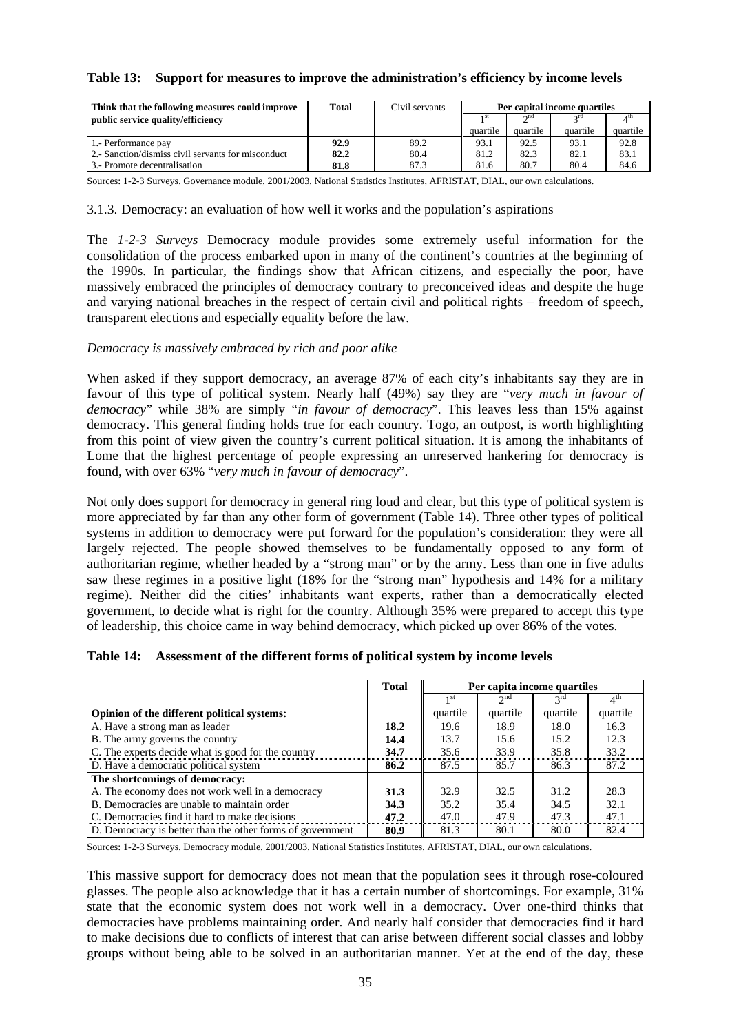**Table 13: Support for measures to improve the administration's efficiency by income levels**

| Think that the following measures could improve public service quality/efficiency | Total | Civil servants | Per capital income quartiles | | | |
|---|---|---|---|---|---|---|
| | | | 1st quartile | 2nd quartile | 3rd quartile | 4th quartile |
| 1.- Performance pay | **92.9** | 89.2 | 93.1 | 92.5 | 93.1 | 92.8 |
| 2.- Sanction/dismiss civil servants for misconduct | **82.2** | 80.4 | 81.2 | 82.3 | 82.1 | 83.1 |
| 3.- Promote decentralisation | **81.8** | 87.3 | 81.6 | 80.7 | 80.4 | 84.6 |

Sources: 1-2-3 Surveys, Governance module, 2001/2003, National Statistics Institutes, AFRISTAT, DIAL, our own calculations.

### 3.1.3. Democracy: an evaluation of how well it works and the population's aspirations

The *1-2-3 Surveys* Democracy module provides some extremely useful information for the consolidation of the process embarked upon in many of the continent's countries at the beginning of the 1990s. In particular, the findings show that African citizens, and especially the poor, have massively embraced the principles of democracy contrary to preconceived ideas and despite the huge and varying national breaches in the respect of certain civil and political rights – freedom of speech, transparent elections and especially equality before the law.

*Democracy is massively embraced by rich and poor alike*

When asked if they support democracy, an average 87% of each city's inhabitants say they are in favour of this type of political system. Nearly half (49%) say they are "*very much in favour of democracy*" while 38% are simply "*in favour of democracy*". This leaves less than 15% against democracy. This general finding holds true for each country. Togo, an outpost, is worth highlighting from this point of view given the country's current political situation. It is among the inhabitants of Lome that the highest percentage of people expressing an unreserved hankering for democracy is found, with over 63% "*very much in favour of democracy*".

Not only does support for democracy in general ring loud and clear, but this type of political system is more appreciated by far than any other form of government (Table 14). Three other types of political systems in addition to democracy were put forward for the population's consideration: they were all largely rejected. The people showed themselves to be fundamentally opposed to any form of authoritarian regime, whether headed by a "strong man" or by the army. Less than one in five adults saw these regimes in a positive light (18% for the "strong man" hypothesis and 14% for a military regime). Neither did the cities' inhabitants want experts, rather than a democratically elected government, to decide what is right for the country. Although 35% were prepared to accept this type of leadership, this choice came in way behind democracy, which picked up over 86% of the votes.

**Table 14: Assessment of the different forms of political system by income levels**

| | Total | Per capita income quartiles | | | |
|---|---|---|---|---|---|
| **Opinion of the different political systems:** | | 1st quartile | 2nd quartile | 3rd quartile | 4th quartile |
| A. Have a strong man as leader | **18.2** | 19.6 | 18.9 | 18.0 | 16.3 |
| B. The army governs the country | **14.4** | 13.7 | 15.6 | 15.2 | 12.3 |
| C. The experts decide what is good for the country | **34.7** | 35.6 | 33.9 | 35.8 | 33.2 |
| D. Have a democratic political system | **86.2** | 87.5 | 85.7 | 86.3 | 87.2 |
| **The shortcomings of democracy:** | | | | | |
| A. The economy does not work well in a democracy | **31.3** | 32.9 | 32.5 | 31.2 | 28.3 |
| B. Democracies are unable to maintain order | **34.3** | 35.2 | 35.4 | 34.5 | 32.1 |
| C. Democracies find it hard to make decisions | **47.2** | 47.0 | 47.9 | 47.3 | 47.1 |
| D. Democracy is better than the other forms of government | **80.9** | 81.3 | 80.1 | 80.0 | 82.4 |

Sources: 1-2-3 Surveys, Democracy module, 2001/2003, National Statistics Institutes, AFRISTAT, DIAL, our own calculations.

This massive support for democracy does not mean that the population sees it through rose-coloured glasses. The people also acknowledge that it has a certain number of shortcomings. For example, 31% state that the economic system does not work well in a democracy. Over one-third thinks that democracies have problems maintaining order. And nearly half consider that democracies find it hard to make decisions due to conflicts of interest that can arise between different social classes and lobby groups without being able to be solved in an authoritarian manner. Yet at the end of the day, these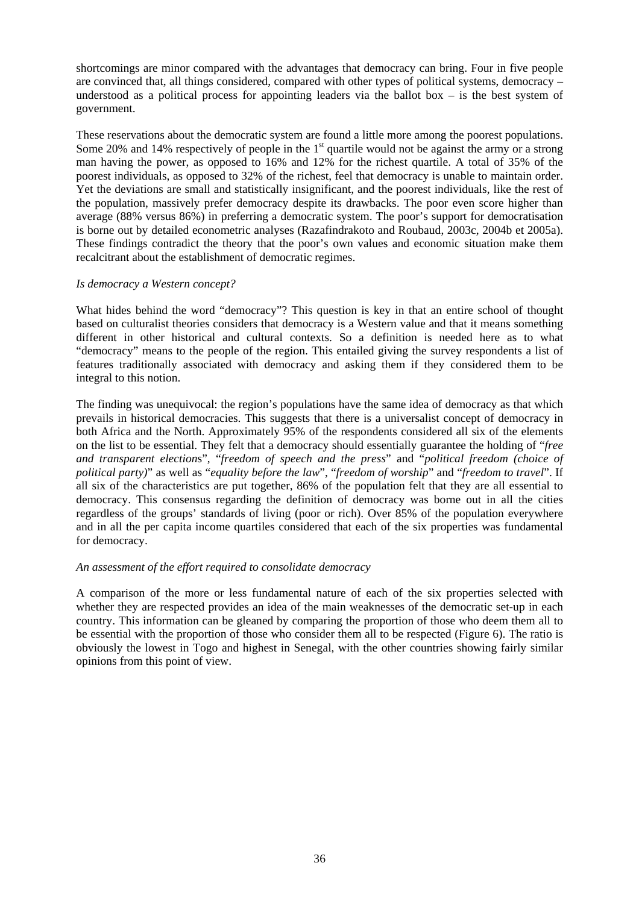shortcomings are minor compared with the advantages that democracy can bring. Four in five people are convinced that, all things considered, compared with other types of political systems, democracy – understood as a political process for appointing leaders via the ballot box – is the best system of government.

These reservations about the democratic system are found a little more among the poorest populations. Some 20% and 14% respectively of people in the 1st quartile would not be against the army or a strong man having the power, as opposed to 16% and 12% for the richest quartile. A total of 35% of the poorest individuals, as opposed to 32% of the richest, feel that democracy is unable to maintain order. Yet the deviations are small and statistically insignificant, and the poorest individuals, like the rest of the population, massively prefer democracy despite its drawbacks. The poor even score higher than average (88% versus 86%) in preferring a democratic system. The poor's support for democratisation is borne out by detailed econometric analyses (Razafindrakoto and Roubaud, 2003c, 2004b et 2005a). These findings contradict the theory that the poor's own values and economic situation make them recalcitrant about the establishment of democratic regimes.

*Is democracy a Western concept?*

What hides behind the word "democracy"? This question is key in that an entire school of thought based on culturalist theories considers that democracy is a Western value and that it means something different in other historical and cultural contexts. So a definition is needed here as to what "democracy" means to the people of the region. This entailed giving the survey respondents a list of features traditionally associated with democracy and asking them if they considered them to be integral to this notion.

The finding was unequivocal: the region's populations have the same idea of democracy as that which prevails in historical democracies. This suggests that there is a universalist concept of democracy in both Africa and the North. Approximately 95% of the respondents considered all six of the elements on the list to be essential. They felt that a democracy should essentially guarantee the holding of "*free and transparent election*s", "*freedom of speech and the press*" and "*political freedom (choice of political party)*" as well as "*equality before the law*", "*freedom of worship*" and "*freedom to travel*". If all six of the characteristics are put together, 86% of the population felt that they are all essential to democracy. This consensus regarding the definition of democracy was borne out in all the cities regardless of the groups' standards of living (poor or rich). Over 85% of the population everywhere and in all the per capita income quartiles considered that each of the six properties was fundamental for democracy.

*An assessment of the effort required to consolidate democracy*

A comparison of the more or less fundamental nature of each of the six properties selected with whether they are respected provides an idea of the main weaknesses of the democratic set-up in each country. This information can be gleaned by comparing the proportion of those who deem them all to be essential with the proportion of those who consider them all to be respected (Figure 6). The ratio is obviously the lowest in Togo and highest in Senegal, with the other countries showing fairly similar opinions from this point of view.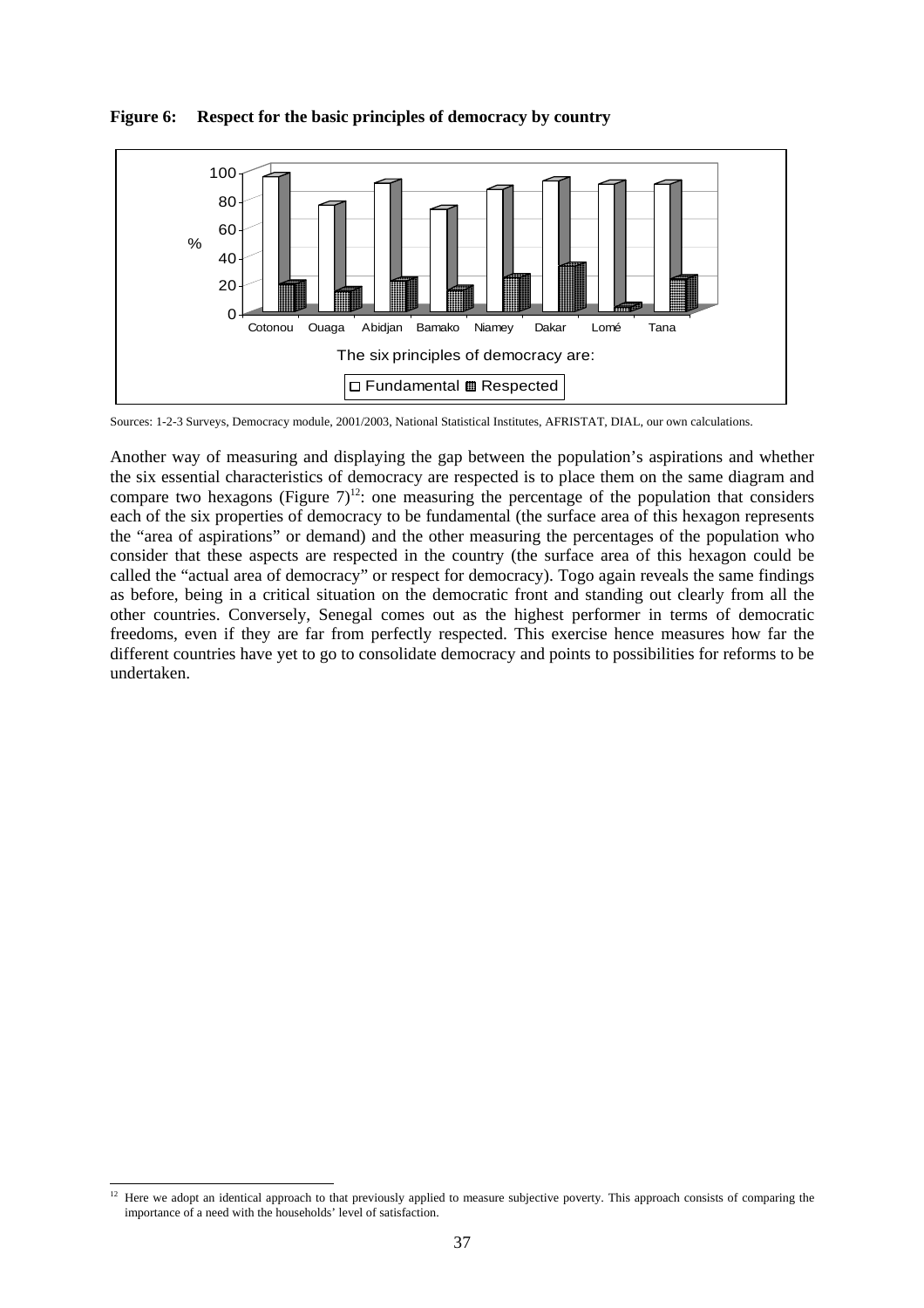**Figure 6: Respect for the basic principles of democracy by country**

Sources: 1-2-3 Surveys, Democracy module, 2001/2003, National Statistical Institutes, AFRISTAT, DIAL, our own calculations.

Another way of measuring and displaying the gap between the population's aspirations and whether the six essential characteristics of democracy are respected is to place them on the same diagram and compare two hexagons (Figure 7)[12]: one measuring the percentage of the population that considers each of the six properties of democracy to be fundamental (the surface area of this hexagon represents the "area of aspirations" or demand) and the other measuring the percentages of the population who consider that these aspects are respected in the country (the surface area of this hexagon could be called the "actual area of democracy" or respect for democracy). Togo again reveals the same findings as before, being in a critical situation on the democratic front and standing out clearly from all the other countries. Conversely, Senegal comes out as the highest performer in terms of democratic freedoms, even if they are far from perfectly respected. This exercise hence measures how far the different countries have yet to go to consolidate democracy and points to possibilities for reforms to be undertaken.

---

[12] Here we adopt an identical approach to that previously applied to measure subjective poverty. This approach consists of comparing the importance of a need with the households' level of satisfaction.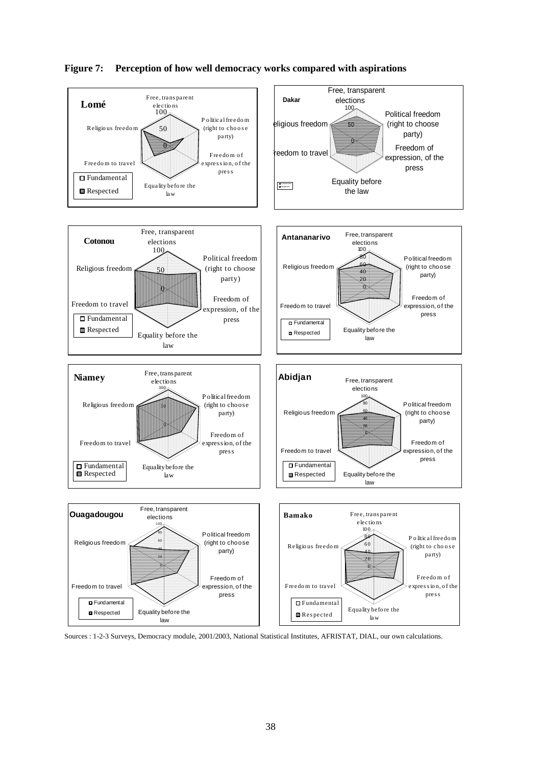**Figure 7: Perception of how well democracy works compared with aspirations**

**Lomé**

Free, transparent elections · Political freedom (right to choose party) · Freedom of expression, of the press · Equality before the law · Freedom to travel · Religious freedom

Fundamental · Respected

**Dakar**

Free, transparent elections · Political freedom (right to choose party) · Freedom of expression, of the press · Equality before the law · reedom to travel · eligious freedom

**Cotonou**

Free, transparent elections · Political freedom (right to choose party) · Freedom of expression, of the press · Equality before the law · Freedom to travel · Religious freedom

Fundamental · Respected

**Antananarivo**

Free, transparent elections · Political freedom (right to choose party) · Freedom of expression, of the press · Equality before the law · Freedom to travel · Religious freedom

Fundamental · Respected

**Niamey**

Free, transparent elections · Political freedom (right to choose party) · Freedom of expression, of the press · Equality before the law · Freedom to travel · Religious freedom

Fundamental · Respected

**Abidjan**

Free, transparent elections · Political freedom (right to choose party) · Freedom of expression, of the press · Equality before the law · Freedom to travel · Religious freedom

Fundamental · Respected

**Ouagadougou**

Free, transparent elections · Political freedom (right to choose party) · Freedom of expression, of the press · Equality before the law · Freedom to travel · Religious freedom

Fundamental · Respected

**Bamako**

Free, transparent elections · Political freedom (right to choose party) · Freedom of expression, of the press · Equality before the law · Freedom to travel · Religious freedom

Fundamental · Respected

Sources : 1-2-3 Surveys, Democracy module, 2001/2003, National Statistical Institutes, AFRISTAT, DIAL, our own calculations.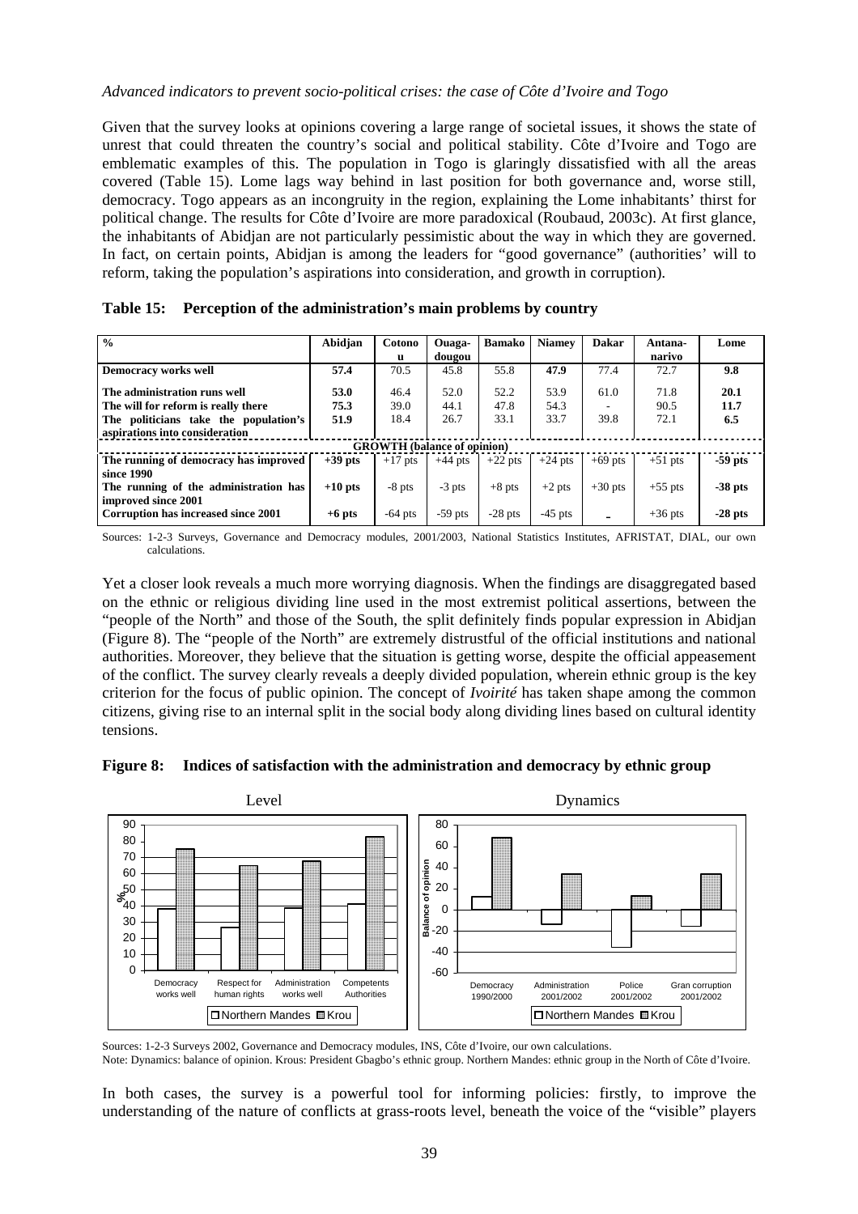*Advanced indicators to prevent socio-political crises: the case of Côte d'Ivoire and Togo*

Given that the survey looks at opinions covering a large range of societal issues, it shows the state of unrest that could threaten the country's social and political stability. Côte d'Ivoire and Togo are emblematic examples of this. The population in Togo is glaringly dissatisfied with all the areas covered (Table 15). Lome lags way behind in last position for both governance and, worse still, democracy. Togo appears as an incongruity in the region, explaining the Lome inhabitants' thirst for political change. The results for Côte d'Ivoire are more paradoxical (Roubaud, 2003c). At first glance, the inhabitants of Abidjan are not particularly pessimistic about the way in which they are governed. In fact, on certain points, Abidjan is among the leaders for "good governance" (authorities' will to reform, taking the population's aspirations into consideration, and growth in corruption).

**Table 15: Perception of the administration's main problems by country**

| % | Abidjan | Cotonou | Ouaga-dougou | Bamako | Niamey | Dakar | Antana-narivo | Lome |
|---|---|---|---|---|---|---|---|---|
| **Democracy works well** | **57.4** | 70.5 | 45.8 | 55.8 | **47.9** | 77.4 | 72.7 | **9.8** |
| **The administration runs well** | **53.0** | 46.4 | 52.0 | 52.2 | 53.9 | 61.0 | 71.8 | **20.1** |
| **The will for reform is really there** | **75.3** | 39.0 | 44.1 | 47.8 | 54.3 | - | 90.5 | **11.7** |
| **The politicians take the population's aspirations into consideration** | **51.9** | 18.4 | 26.7 | 33.1 | 33.7 | 39.8 | 72.1 | **6.5** |
| **GROWTH (balance of opinion)** | | | | | | | | |
| **The running of democracy has improved since 1990** | **+39 pts** | +17 pts | +44 pts | +22 pts | +24 pts | +69 pts | +51 pts | **-59 pts** |
| **The running of the administration has improved since 2001** | **+10 pts** | -8 pts | -3 pts | +8 pts | +2 pts | +30 pts | +55 pts | **-38 pts** |
| **Corruption has increased since 2001** | **+6 pts** | -64 pts | -59 pts | -28 pts | -45 pts | - | +36 pts | **-28 pts** |

Sources: 1-2-3 Surveys, Governance and Democracy modules, 2001/2003, National Statistics Institutes, AFRISTAT, DIAL, our own calculations.

Yet a closer look reveals a much more worrying diagnosis. When the findings are disaggregated based on the ethnic or religious dividing line used in the most extremist political assertions, between the "people of the North" and those of the South, the split definitely finds popular expression in Abidjan (Figure 8). The "people of the North" are extremely distrustful of the official institutions and national authorities. Moreover, they believe that the situation is getting worse, despite the official appeasement of the conflict. The survey clearly reveals a deeply divided population, wherein ethnic group is the key criterion for the focus of public opinion. The concept of *Ivoirité* has taken shape among the common citizens, giving rise to an internal split in the social body along dividing lines based on cultural identity tensions.

**Figure 8: Indices of satisfaction with the administration and democracy by ethnic group**

Sources: 1-2-3 Surveys 2002, Governance and Democracy modules, INS, Côte d'Ivoire, our own calculations.
Note: Dynamics: balance of opinion. Krous: President Gbagbo's ethnic group. Northern Mandes: ethnic group in the North of Côte d'Ivoire.

In both cases, the survey is a powerful tool for informing policies: firstly, to improve the understanding of the nature of conflicts at grass-roots level, beneath the voice of the "visible" players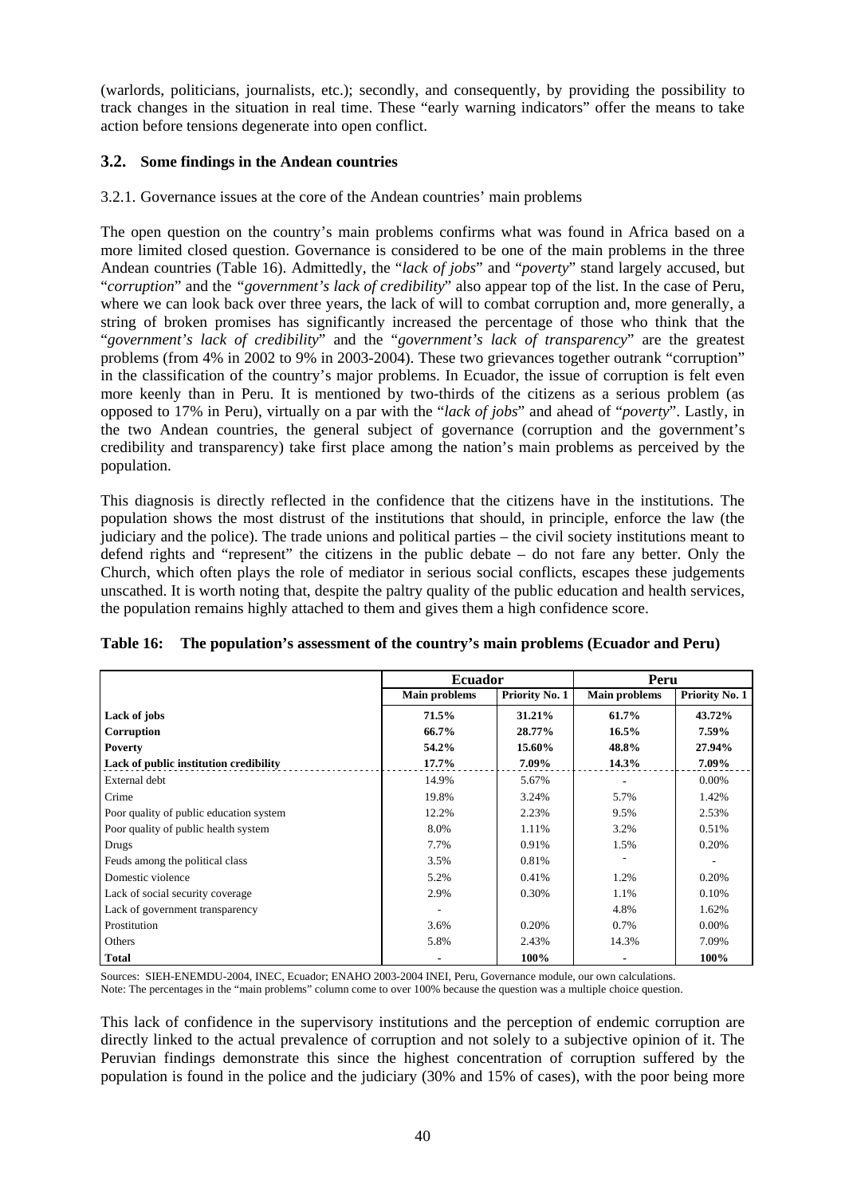(warlords, politicians, journalists, etc.); secondly, and consequently, by providing the possibility to track changes in the situation in real time. These "early warning indicators" offer the means to take action before tensions degenerate into open conflict.

### 3.2. Some findings in the Andean countries

3.2.1. Governance issues at the core of the Andean countries' main problems

The open question on the country's main problems confirms what was found in Africa based on a more limited closed question. Governance is considered to be one of the main problems in the three Andean countries (Table 16). Admittedly, the "*lack of jobs*" and "*poverty*" stand largely accused, but "*corruption*" and the *"government's lack of credibility*" also appear top of the list. In the case of Peru, where we can look back over three years, the lack of will to combat corruption and, more generally, a string of broken promises has significantly increased the percentage of those who think that the "*government's lack of credibility*" and the "*government's lack of transparency*" are the greatest problems (from 4% in 2002 to 9% in 2003-2004). These two grievances together outrank "corruption" in the classification of the country's major problems. In Ecuador, the issue of corruption is felt even more keenly than in Peru. It is mentioned by two-thirds of the citizens as a serious problem (as opposed to 17% in Peru), virtually on a par with the "*lack of jobs*" and ahead of "*poverty*". Lastly, in the two Andean countries, the general subject of governance (corruption and the government's credibility and transparency) take first place among the nation's main problems as perceived by the population.

This diagnosis is directly reflected in the confidence that the citizens have in the institutions. The population shows the most distrust of the institutions that should, in principle, enforce the law (the judiciary and the police). The trade unions and political parties – the civil society institutions meant to defend rights and "represent" the citizens in the public debate – do not fare any better. Only the Church, which often plays the role of mediator in serious social conflicts, escapes these judgements unscathed. It is worth noting that, despite the paltry quality of the public education and health services, the population remains highly attached to them and gives them a high confidence score.

**Table 16: The population's assessment of the country's main problems (Ecuador and Peru)**

| | Ecuador | | Peru | |
|---|---|---|---|---|
| | Main problems | Priority No. 1 | Main problems | Priority No. 1 |
| **Lack of jobs** | **71.5%** | **31.21%** | **61.7%** | **43.72%** |
| **Corruption** | **66.7%** | **28.77%** | **16.5%** | **7.59%** |
| **Poverty** | **54.2%** | **15.60%** | **48.8%** | **27.94%** |
| **Lack of public institution credibility** | **17.7%** | **7.09%** | **14.3%** | **7.09%** |
| External debt | 14.9% | 5.67% | - | 0.00% |
| Crime | 19.8% | 3.24% | 5.7% | 1.42% |
| Poor quality of public education system | 12.2% | 2.23% | 9.5% | 2.53% |
| Poor quality of public health system | 8.0% | 1.11% | 3.2% | 0.51% |
| Drugs | 7.7% | 0.91% | 1.5% | 0.20% |
| Feuds among the political class | 3.5% | 0.81% | - | - |
| Domestic violence | 5.2% | 0.41% | 1.2% | 0.20% |
| Lack of social security coverage | 2.9% | 0.30% | 1.1% | 0.10% |
| Lack of government transparency | - | | 4.8% | 1.62% |
| Prostitution | 3.6% | 0.20% | 0.7% | 0.00% |
| Others | 5.8% | 2.43% | 14.3% | 7.09% |
| **Total** | - | **100%** | - | **100%** |

Sources: SIEH-ENEMDU-2004, INEC, Ecuador; ENAHO 2003-2004 INEI, Peru, Governance module, our own calculations.
Note: The percentages in the "main problems" column come to over 100% because the question was a multiple choice question.

This lack of confidence in the supervisory institutions and the perception of endemic corruption are directly linked to the actual prevalence of corruption and not solely to a subjective opinion of it. The Peruvian findings demonstrate this since the highest concentration of corruption suffered by the population is found in the police and the judiciary (30% and 15% of cases), with the poor being more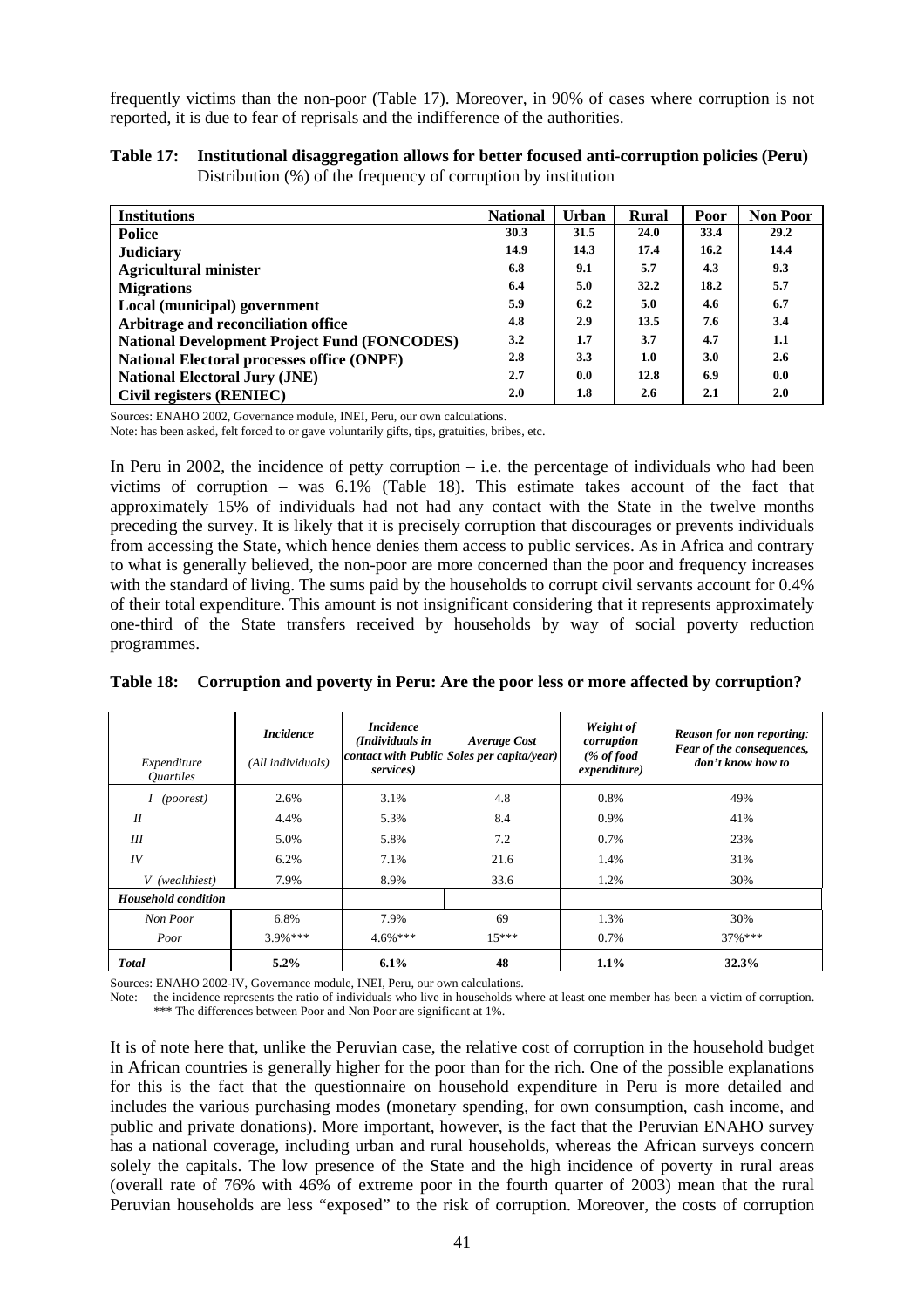frequently victims than the non-poor (Table 17). Moreover, in 90% of cases where corruption is not reported, it is due to fear of reprisals and the indifference of the authorities.

**Table 17: Institutional disaggregation allows for better focused anti-corruption policies (Peru)**
Distribution (%) of the frequency of corruption by institution

| Institutions | National | Urban | Rural | Poor | Non Poor |
|---|---|---|---|---|---|
| **Police** | 30.3 | 31.5 | 24.0 | 33.4 | 29.2 |
| **Judiciary** | 14.9 | 14.3 | 17.4 | 16.2 | 14.4 |
| **Agricultural minister** | 6.8 | 9.1 | 5.7 | 4.3 | 9.3 |
| **Migrations** | 6.4 | 5.0 | 32.2 | 18.2 | 5.7 |
| **Local (municipal) government** | 5.9 | 6.2 | 5.0 | 4.6 | 6.7 |
| **Arbitrage and reconciliation office** | 4.8 | 2.9 | 13.5 | 7.6 | 3.4 |
| **National Development Project Fund (FONCODES)** | 3.2 | 1.7 | 3.7 | 4.7 | 1.1 |
| **National Electoral processes office (ONPE)** | 2.8 | 3.3 | 1.0 | 3.0 | 2.6 |
| **National Electoral Jury (JNE)** | 2.7 | 0.0 | 12.8 | 6.9 | 0.0 |
| **Civil registers (RENIEC)** | 2.0 | 1.8 | 2.6 | 2.1 | 2.0 |

Sources: ENAHO 2002, Governance module, INEI, Peru, our own calculations.
Note: has been asked, felt forced to or gave voluntarily gifts, tips, gratuities, bribes, etc.

In Peru in 2002, the incidence of petty corruption – i.e. the percentage of individuals who had been victims of corruption – was 6.1% (Table 18). This estimate takes account of the fact that approximately 15% of individuals had not had any contact with the State in the twelve months preceding the survey. It is likely that it is precisely corruption that discourages or prevents individuals from accessing the State, which hence denies them access to public services. As in Africa and contrary to what is generally believed, the non-poor are more concerned than the poor and frequency increases with the standard of living. The sums paid by the households to corrupt civil servants account for 0.4% of their total expenditure. This amount is not insignificant considering that it represents approximately one-third of the State transfers received by households by way of social poverty reduction programmes.

**Table 18: Corruption and poverty in Peru: Are the poor less or more affected by corruption?**

| *Expenditure Quartiles* | ***Incidence*** *(All individuals)* | ***Incidence*** *(Individuals in contact with Public services)* | ***Average Cost*** *Soles per capita/year)* | ***Weight of corruption*** *(% of food expenditure)* | ***Reason for non reporting:*** ***Fear of the consequences, don't know how to*** |
|---|---|---|---|---|---|
| *I (poorest)* | 2.6% | 3.1% | 4.8 | 0.8% | 49% |
| *II* | 4.4% | 5.3% | 8.4 | 0.9% | 41% |
| *III* | 5.0% | 5.8% | 7.2 | 0.7% | 23% |
| *IV* | 6.2% | 7.1% | 21.6 | 1.4% | 31% |
| *V (wealthiest)* | 7.9% | 8.9% | 33.6 | 1.2% | 30% |
| ***Household condition*** | | | | | |
| *Non Poor* | 6.8% | 7.9% | 69 | 1.3% | 30% |
| *Poor* | 3.9%*** | 4.6%*** | 15*** | 0.7% | 37%*** |
| ***Total*** | **5.2%** | **6.1%** | **48** | **1.1%** | **32.3%** |

Sources: ENAHO 2002-IV, Governance module, INEI, Peru, our own calculations.
Note: the incidence represents the ratio of individuals who live in households where at least one member has been a victim of corruption.
*** The differences between Poor and Non Poor are significant at 1%.

It is of note here that, unlike the Peruvian case, the relative cost of corruption in the household budget in African countries is generally higher for the poor than for the rich. One of the possible explanations for this is the fact that the questionnaire on household expenditure in Peru is more detailed and includes the various purchasing modes (monetary spending, for own consumption, cash income, and public and private donations). More important, however, is the fact that the Peruvian ENAHO survey has a national coverage, including urban and rural households, whereas the African surveys concern solely the capitals. The low presence of the State and the high incidence of poverty in rural areas (overall rate of 76% with 46% of extreme poor in the fourth quarter of 2003) mean that the rural Peruvian households are less "exposed" to the risk of corruption. Moreover, the costs of corruption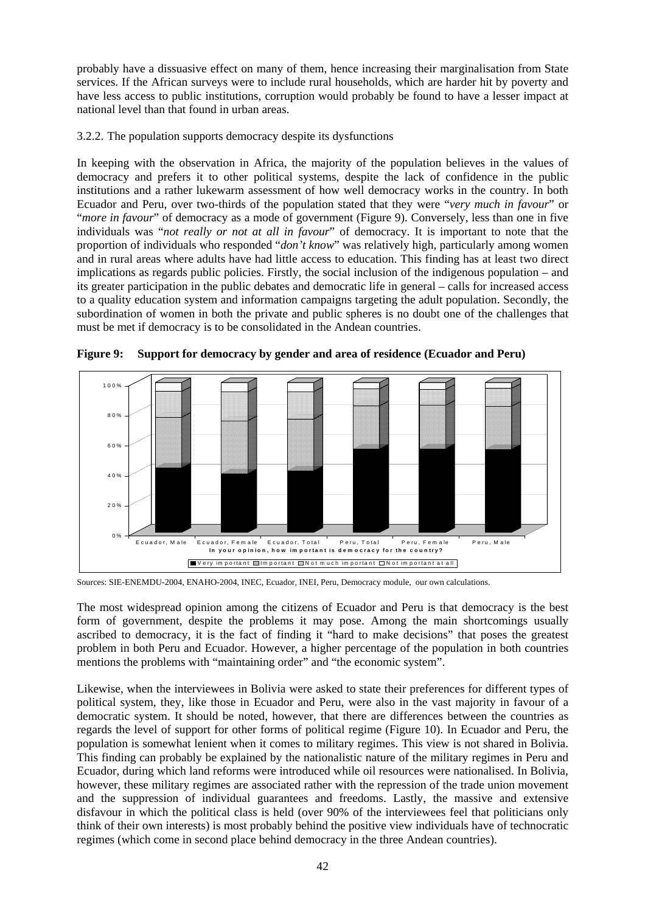probably have a dissuasive effect on many of them, hence increasing their marginalisation from State services. If the African surveys were to include rural households, which are harder hit by poverty and have less access to public institutions, corruption would probably be found to have a lesser impact at national level than that found in urban areas.

### 3.2.2. The population supports democracy despite its dysfunctions

In keeping with the observation in Africa, the majority of the population believes in the values of democracy and prefers it to other political systems, despite the lack of confidence in the public institutions and a rather lukewarm assessment of how well democracy works in the country. In both Ecuador and Peru, over two-thirds of the population stated that they were "*very much in favour*" or "*more in favour*" of democracy as a mode of government (Figure 9). Conversely, less than one in five individuals was "*not really or not at all in favour*" of democracy. It is important to note that the proportion of individuals who responded "*don't know*" was relatively high, particularly among women and in rural areas where adults have had little access to education. This finding has at least two direct implications as regards public policies. Firstly, the social inclusion of the indigenous population – and its greater participation in the public debates and democratic life in general – calls for increased access to a quality education system and information campaigns targeting the adult population. Secondly, the subordination of women in both the private and public spheres is no doubt one of the challenges that must be met if democracy is to be consolidated in the Andean countries.

**Figure 9: Support for democracy by gender and area of residence (Ecuador and Peru)**

Sources: SIE-ENEMDU-2004, ENAHO-2004, INEC, Ecuador, INEI, Peru, Democracy module, our own calculations.

The most widespread opinion among the citizens of Ecuador and Peru is that democracy is the best form of government, despite the problems it may pose. Among the main shortcomings usually ascribed to democracy, it is the fact of finding it "hard to make decisions" that poses the greatest problem in both Peru and Ecuador. However, a higher percentage of the population in both countries mentions the problems with "maintaining order" and "the economic system".

Likewise, when the interviewees in Bolivia were asked to state their preferences for different types of political system, they, like those in Ecuador and Peru, were also in the vast majority in favour of a democratic system. It should be noted, however, that there are differences between the countries as regards the level of support for other forms of political regime (Figure 10). In Ecuador and Peru, the population is somewhat lenient when it comes to military regimes. This view is not shared in Bolivia. This finding can probably be explained by the nationalistic nature of the military regimes in Peru and Ecuador, during which land reforms were introduced while oil resources were nationalised. In Bolivia, however, these military regimes are associated rather with the repression of the trade union movement and the suppression of individual guarantees and freedoms. Lastly, the massive and extensive disfavour in which the political class is held (over 90% of the interviewees feel that politicians only think of their own interests) is most probably behind the positive view individuals have of technocratic regimes (which come in second place behind democracy in the three Andean countries).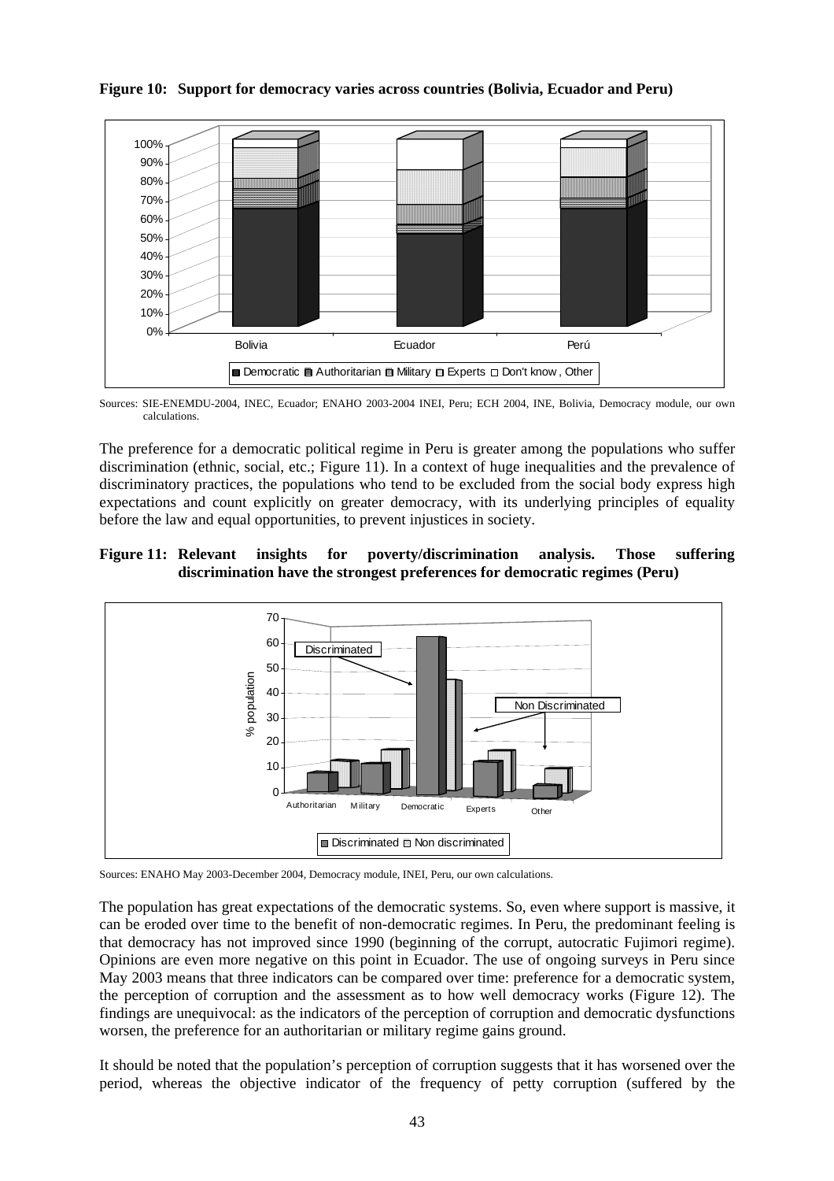**Figure 10: Support for democracy varies across countries (Bolivia, Ecuador and Peru)**

Sources: SIE-ENEMDU-2004, INEC, Ecuador; ENAHO 2003-2004 INEI, Peru; ECH 2004, INE, Bolivia, Democracy module, our own calculations.

The preference for a democratic political regime in Peru is greater among the populations who suffer discrimination (ethnic, social, etc.; Figure 11). In a context of huge inequalities and the prevalence of discriminatory practices, the populations who tend to be excluded from the social body express high expectations and count explicitly on greater democracy, with its underlying principles of equality before the law and equal opportunities, to prevent injustices in society.

**Figure 11: Relevant insights for poverty/discrimination analysis. Those suffering discrimination have the strongest preferences for democratic regimes (Peru)**

Sources: ENAHO May 2003-December 2004, Democracy module, INEI, Peru, our own calculations.

The population has great expectations of the democratic systems. So, even where support is massive, it can be eroded over time to the benefit of non-democratic regimes. In Peru, the predominant feeling is that democracy has not improved since 1990 (beginning of the corrupt, autocratic Fujimori regime). Opinions are even more negative on this point in Ecuador. The use of ongoing surveys in Peru since May 2003 means that three indicators can be compared over time: preference for a democratic system, the perception of corruption and the assessment as to how well democracy works (Figure 12). The findings are unequivocal: as the indicators of the perception of corruption and democratic dysfunctions worsen, the preference for an authoritarian or military regime gains ground.

It should be noted that the population's perception of corruption suggests that it has worsened over the period, whereas the objective indicator of the frequency of petty corruption (suffered by the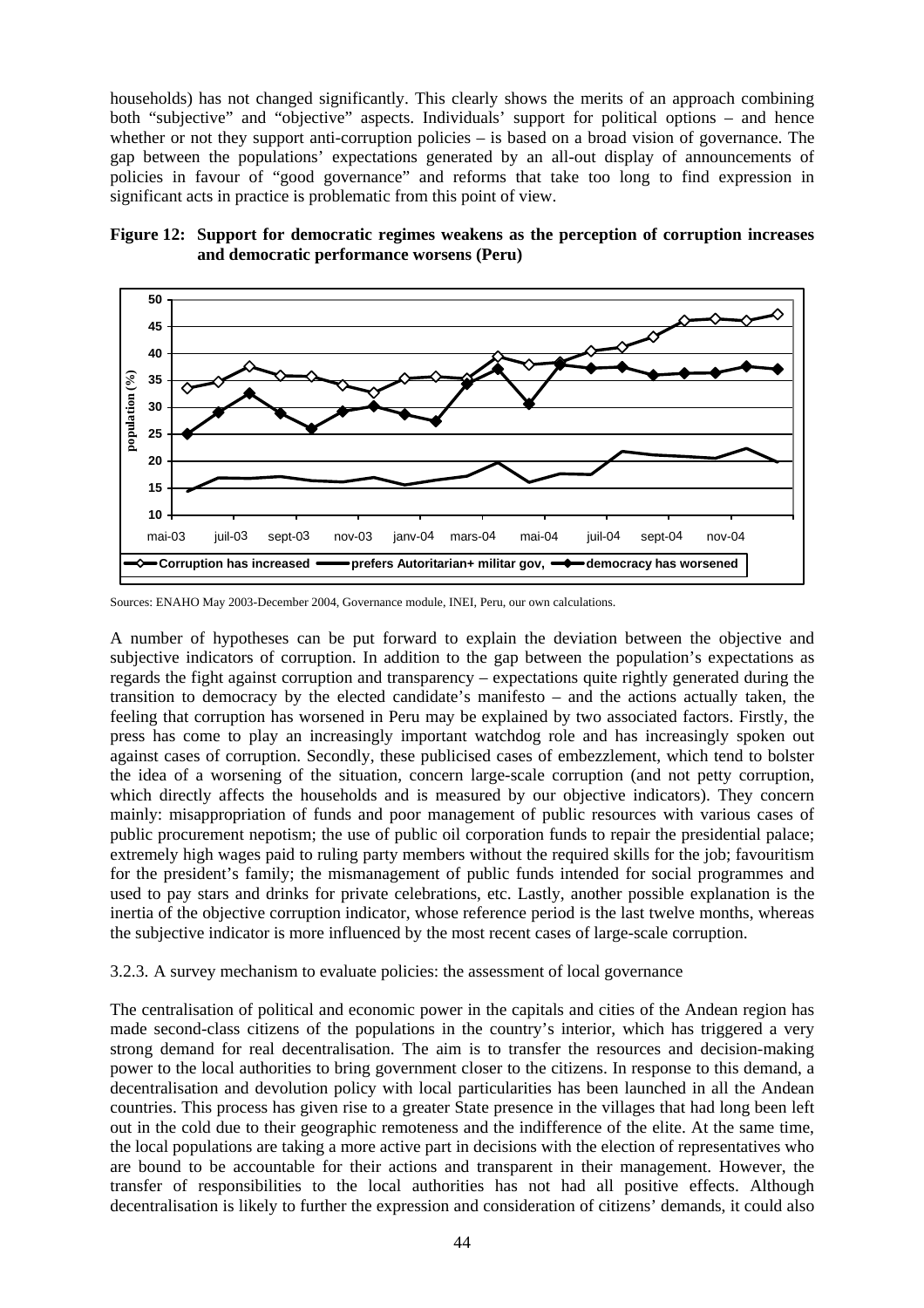households) has not changed significantly. This clearly shows the merits of an approach combining both "subjective" and "objective" aspects. Individuals' support for political options – and hence whether or not they support anti-corruption policies – is based on a broad vision of governance. The gap between the populations' expectations generated by an all-out display of announcements of policies in favour of "good governance" and reforms that take too long to find expression in significant acts in practice is problematic from this point of view.

**Figure 12: Support for democratic regimes weakens as the perception of corruption increases and democratic performance worsens (Peru)**

Sources: ENAHO May 2003-December 2004, Governance module, INEI, Peru, our own calculations.

A number of hypotheses can be put forward to explain the deviation between the objective and subjective indicators of corruption. In addition to the gap between the population's expectations as regards the fight against corruption and transparency – expectations quite rightly generated during the transition to democracy by the elected candidate's manifesto – and the actions actually taken, the feeling that corruption has worsened in Peru may be explained by two associated factors. Firstly, the press has come to play an increasingly important watchdog role and has increasingly spoken out against cases of corruption. Secondly, these publicised cases of embezzlement, which tend to bolster the idea of a worsening of the situation, concern large-scale corruption (and not petty corruption, which directly affects the households and is measured by our objective indicators). They concern mainly: misappropriation of funds and poor management of public resources with various cases of public procurement nepotism; the use of public oil corporation funds to repair the presidential palace; extremely high wages paid to ruling party members without the required skills for the job; favouritism for the president's family; the mismanagement of public funds intended for social programmes and used to pay stars and drinks for private celebrations, etc. Lastly, another possible explanation is the inertia of the objective corruption indicator, whose reference period is the last twelve months, whereas the subjective indicator is more influenced by the most recent cases of large-scale corruption.

3.2.3. A survey mechanism to evaluate policies: the assessment of local governance

The centralisation of political and economic power in the capitals and cities of the Andean region has made second-class citizens of the populations in the country's interior, which has triggered a very strong demand for real decentralisation. The aim is to transfer the resources and decision-making power to the local authorities to bring government closer to the citizens. In response to this demand, a decentralisation and devolution policy with local particularities has been launched in all the Andean countries. This process has given rise to a greater State presence in the villages that had long been left out in the cold due to their geographic remoteness and the indifference of the elite. At the same time, the local populations are taking a more active part in decisions with the election of representatives who are bound to be accountable for their actions and transparent in their management. However, the transfer of responsibilities to the local authorities has not had all positive effects. Although decentralisation is likely to further the expression and consideration of citizens' demands, it could also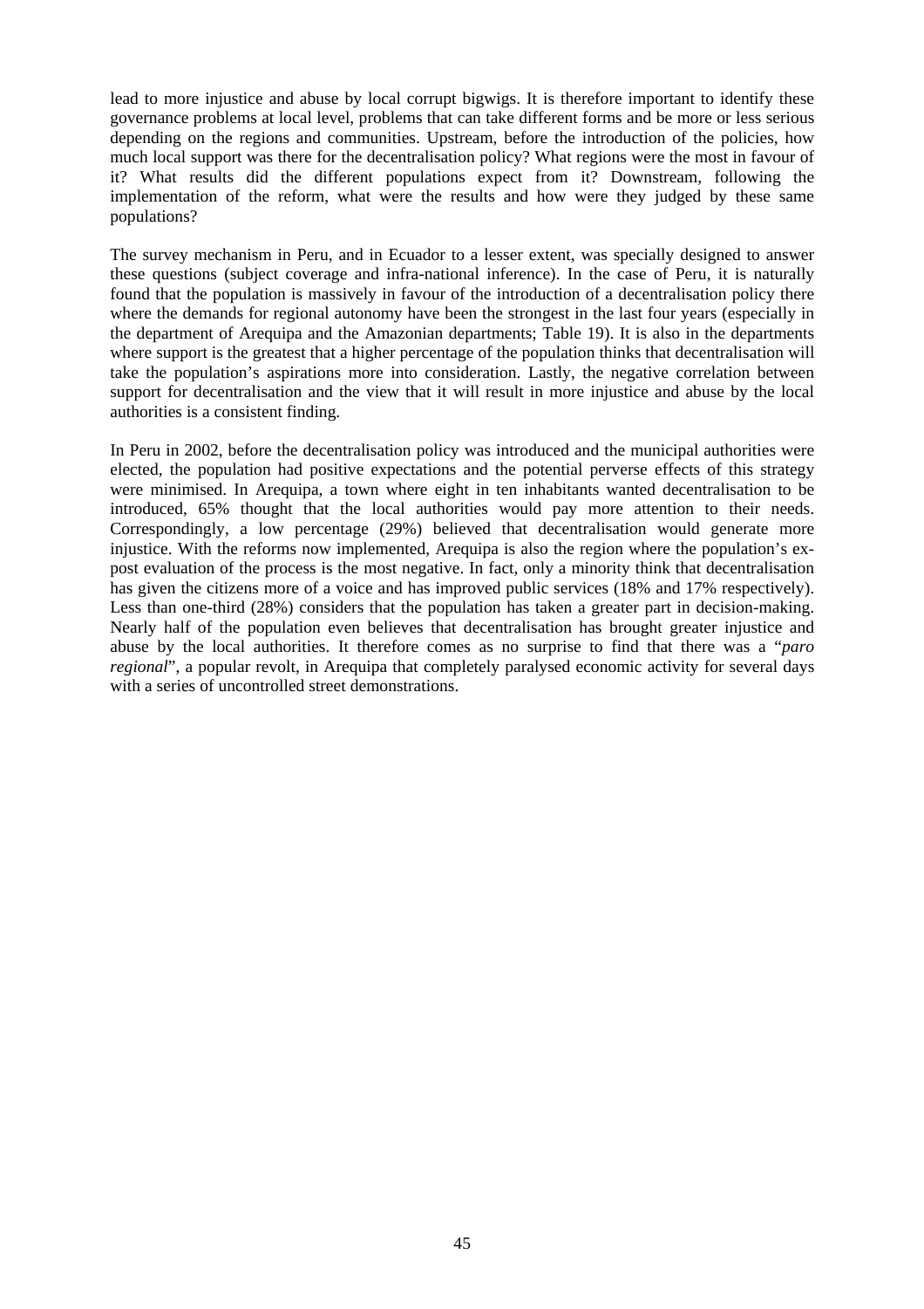lead to more injustice and abuse by local corrupt bigwigs. It is therefore important to identify these governance problems at local level, problems that can take different forms and be more or less serious depending on the regions and communities. Upstream, before the introduction of the policies, how much local support was there for the decentralisation policy? What regions were the most in favour of it? What results did the different populations expect from it? Downstream, following the implementation of the reform, what were the results and how were they judged by these same populations?

The survey mechanism in Peru, and in Ecuador to a lesser extent, was specially designed to answer these questions (subject coverage and infra-national inference). In the case of Peru, it is naturally found that the population is massively in favour of the introduction of a decentralisation policy there where the demands for regional autonomy have been the strongest in the last four years (especially in the department of Arequipa and the Amazonian departments; Table 19). It is also in the departments where support is the greatest that a higher percentage of the population thinks that decentralisation will take the population's aspirations more into consideration. Lastly, the negative correlation between support for decentralisation and the view that it will result in more injustice and abuse by the local authorities is a consistent finding.

In Peru in 2002, before the decentralisation policy was introduced and the municipal authorities were elected, the population had positive expectations and the potential perverse effects of this strategy were minimised. In Arequipa, a town where eight in ten inhabitants wanted decentralisation to be introduced, 65% thought that the local authorities would pay more attention to their needs. Correspondingly, a low percentage (29%) believed that decentralisation would generate more injustice. With the reforms now implemented, Arequipa is also the region where the population's ex-post evaluation of the process is the most negative. In fact, only a minority think that decentralisation has given the citizens more of a voice and has improved public services (18% and 17% respectively). Less than one-third (28%) considers that the population has taken a greater part in decision-making. Nearly half of the population even believes that decentralisation has brought greater injustice and abuse by the local authorities. It therefore comes as no surprise to find that there was a "*paro regional*", a popular revolt, in Arequipa that completely paralysed economic activity for several days with a series of uncontrolled street demonstrations.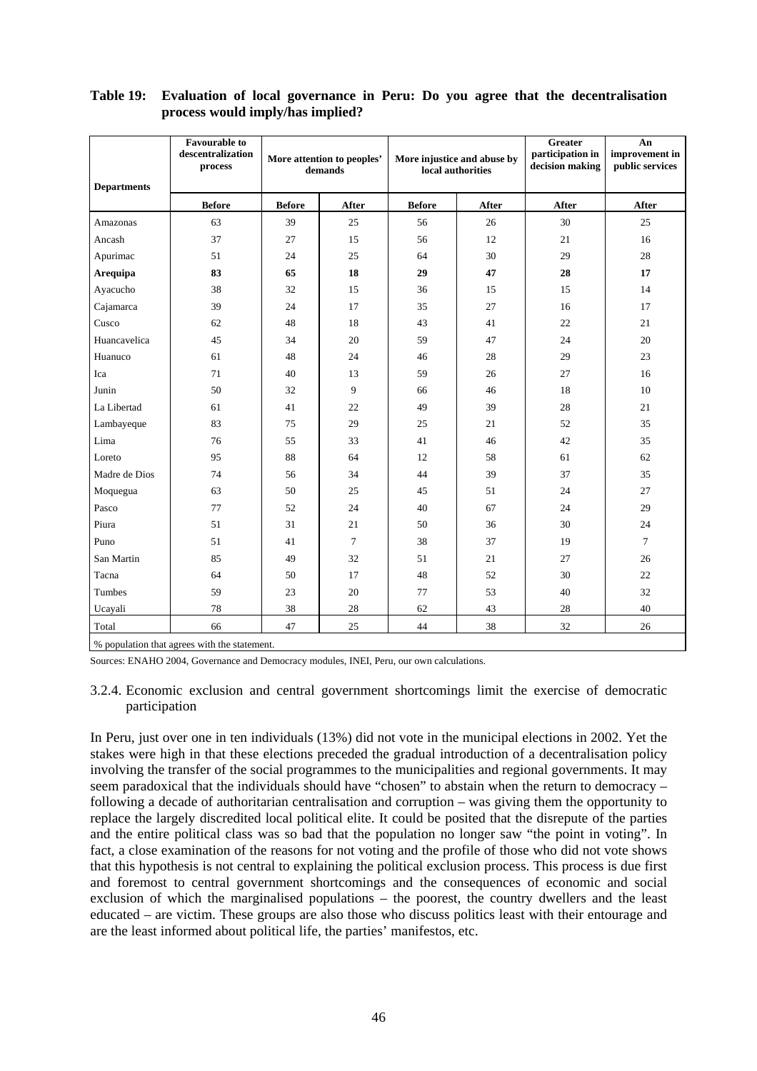**Table 19: Evaluation of local governance in Peru: Do you agree that the decentralisation process would imply/has implied?**

| Departments | Favourable to descentralization process | More attention to peoples' demands | | More injustice and abuse by local authorities | | Greater participation in decision making | An improvement in public services |
|---|---|---|---|---|---|---|---|
| | Before | Before | After | Before | After | After | After |
| Amazonas | 63 | 39 | 25 | 56 | 26 | 30 | 25 |
| Ancash | 37 | 27 | 15 | 56 | 12 | 21 | 16 |
| Apurimac | 51 | 24 | 25 | 64 | 30 | 29 | 28 |
| **Arequipa** | **83** | **65** | **18** | **29** | **47** | **28** | **17** |
| Ayacucho | 38 | 32 | 15 | 36 | 15 | 15 | 14 |
| Cajamarca | 39 | 24 | 17 | 35 | 27 | 16 | 17 |
| Cusco | 62 | 48 | 18 | 43 | 41 | 22 | 21 |
| Huancavelica | 45 | 34 | 20 | 59 | 47 | 24 | 20 |
| Huanuco | 61 | 48 | 24 | 46 | 28 | 29 | 23 |
| Ica | 71 | 40 | 13 | 59 | 26 | 27 | 16 |
| Junin | 50 | 32 | 9 | 66 | 46 | 18 | 10 |
| La Libertad | 61 | 41 | 22 | 49 | 39 | 28 | 21 |
| Lambayeque | 83 | 75 | 29 | 25 | 21 | 52 | 35 |
| Lima | 76 | 55 | 33 | 41 | 46 | 42 | 35 |
| Loreto | 95 | 88 | 64 | 12 | 58 | 61 | 62 |
| Madre de Dios | 74 | 56 | 34 | 44 | 39 | 37 | 35 |
| Moquegua | 63 | 50 | 25 | 45 | 51 | 24 | 27 |
| Pasco | 77 | 52 | 24 | 40 | 67 | 24 | 29 |
| Piura | 51 | 31 | 21 | 50 | 36 | 30 | 24 |
| Puno | 51 | 41 | 7 | 38 | 37 | 19 | 7 |
| San Martin | 85 | 49 | 32 | 51 | 21 | 27 | 26 |
| Tacna | 64 | 50 | 17 | 48 | 52 | 30 | 22 |
| Tumbes | 59 | 23 | 20 | 77 | 53 | 40 | 32 |
| Ucayali | 78 | 38 | 28 | 62 | 43 | 28 | 40 |
| Total | 66 | 47 | 25 | 44 | 38 | 32 | 26 |

% population that agrees with the statement.

Sources: ENAHO 2004, Governance and Democracy modules, INEI, Peru, our own calculations.

### 3.2.4. Economic exclusion and central government shortcomings limit the exercise of democratic participation

In Peru, just over one in ten individuals (13%) did not vote in the municipal elections in 2002. Yet the stakes were high in that these elections preceded the gradual introduction of a decentralisation policy involving the transfer of the social programmes to the municipalities and regional governments. It may seem paradoxical that the individuals should have "chosen" to abstain when the return to democracy – following a decade of authoritarian centralisation and corruption – was giving them the opportunity to replace the largely discredited local political elite. It could be posited that the disrepute of the parties and the entire political class was so bad that the population no longer saw "the point in voting". In fact, a close examination of the reasons for not voting and the profile of those who did not vote shows that this hypothesis is not central to explaining the political exclusion process. This process is due first and foremost to central government shortcomings and the consequences of economic and social exclusion of which the marginalised populations – the poorest, the country dwellers and the least educated – are victim. These groups are also those who discuss politics least with their entourage and are the least informed about political life, the parties' manifestos, etc.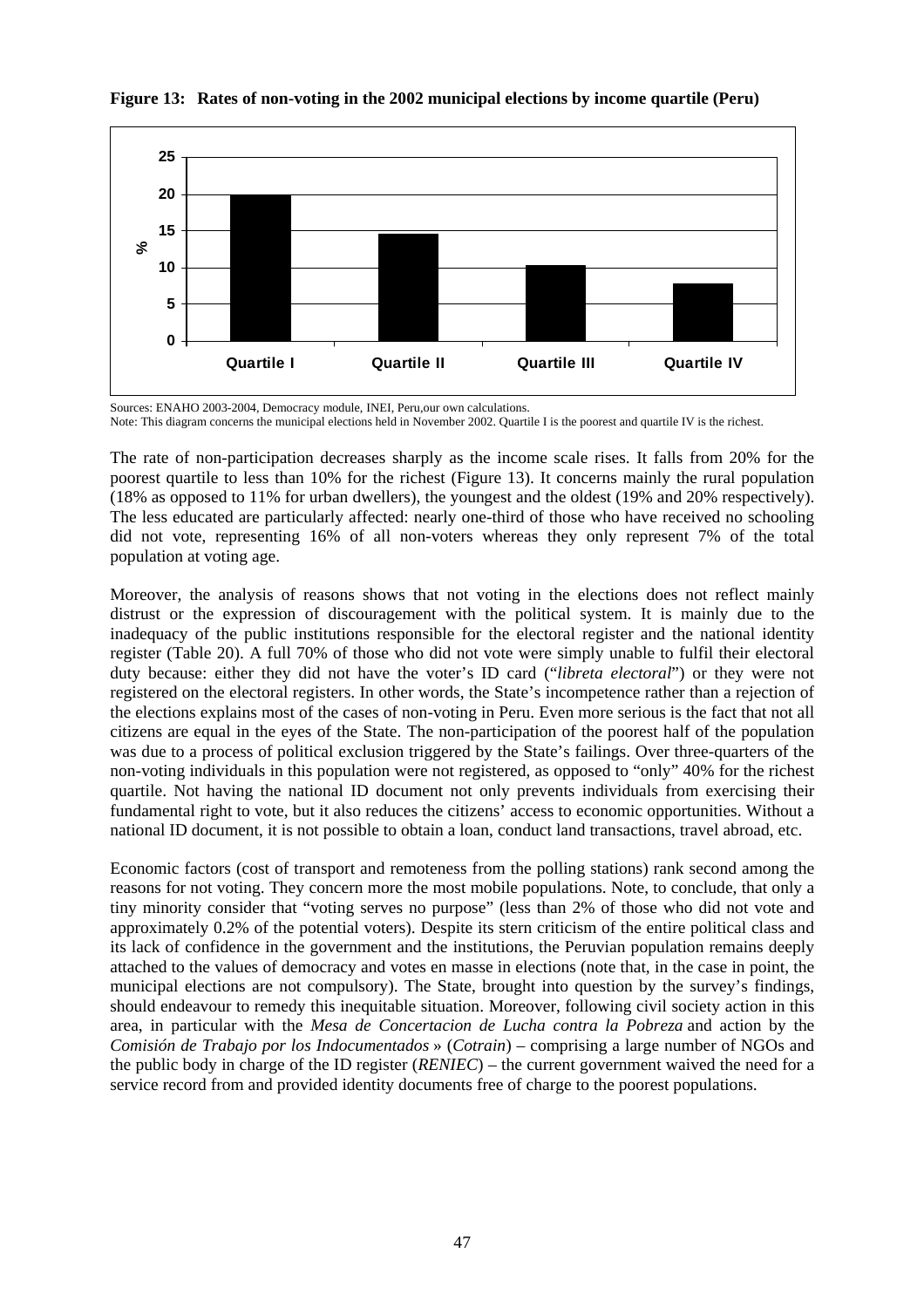**Figure 13: Rates of non-voting in the 2002 municipal elections by income quartile (Peru)**

Sources: ENAHO 2003-2004, Democracy module, INEI, Peru,our own calculations.

Note: This diagram concerns the municipal elections held in November 2002. Quartile I is the poorest and quartile IV is the richest.

The rate of non-participation decreases sharply as the income scale rises. It falls from 20% for the poorest quartile to less than 10% for the richest (Figure 13). It concerns mainly the rural population (18% as opposed to 11% for urban dwellers), the youngest and the oldest (19% and 20% respectively). The less educated are particularly affected: nearly one-third of those who have received no schooling did not vote, representing 16% of all non-voters whereas they only represent 7% of the total population at voting age.

Moreover, the analysis of reasons shows that not voting in the elections does not reflect mainly distrust or the expression of discouragement with the political system. It is mainly due to the inadequacy of the public institutions responsible for the electoral register and the national identity register (Table 20). A full 70% of those who did not vote were simply unable to fulfil their electoral duty because: either they did not have the voter's ID card ("*libreta electoral*") or they were not registered on the electoral registers. In other words, the State's incompetence rather than a rejection of the elections explains most of the cases of non-voting in Peru. Even more serious is the fact that not all citizens are equal in the eyes of the State. The non-participation of the poorest half of the population was due to a process of political exclusion triggered by the State's failings. Over three-quarters of the non-voting individuals in this population were not registered, as opposed to "only" 40% for the richest quartile. Not having the national ID document not only prevents individuals from exercising their fundamental right to vote, but it also reduces the citizens' access to economic opportunities. Without a national ID document, it is not possible to obtain a loan, conduct land transactions, travel abroad, etc.

Economic factors (cost of transport and remoteness from the polling stations) rank second among the reasons for not voting. They concern more the most mobile populations. Note, to conclude, that only a tiny minority consider that "voting serves no purpose" (less than 2% of those who did not vote and approximately 0.2% of the potential voters). Despite its stern criticism of the entire political class and its lack of confidence in the government and the institutions, the Peruvian population remains deeply attached to the values of democracy and votes en masse in elections (note that, in the case in point, the municipal elections are not compulsory). The State, brought into question by the survey's findings, should endeavour to remedy this inequitable situation. Moreover, following civil society action in this area, in particular with the *Mesa de Concertacion de Lucha contra la Pobreza* and action by the *Comisión de Trabajo por los Indocumentados* » (*Cotrain*) – comprising a large number of NGOs and the public body in charge of the ID register (*RENIEC*) – the current government waived the need for a service record from and provided identity documents free of charge to the poorest populations.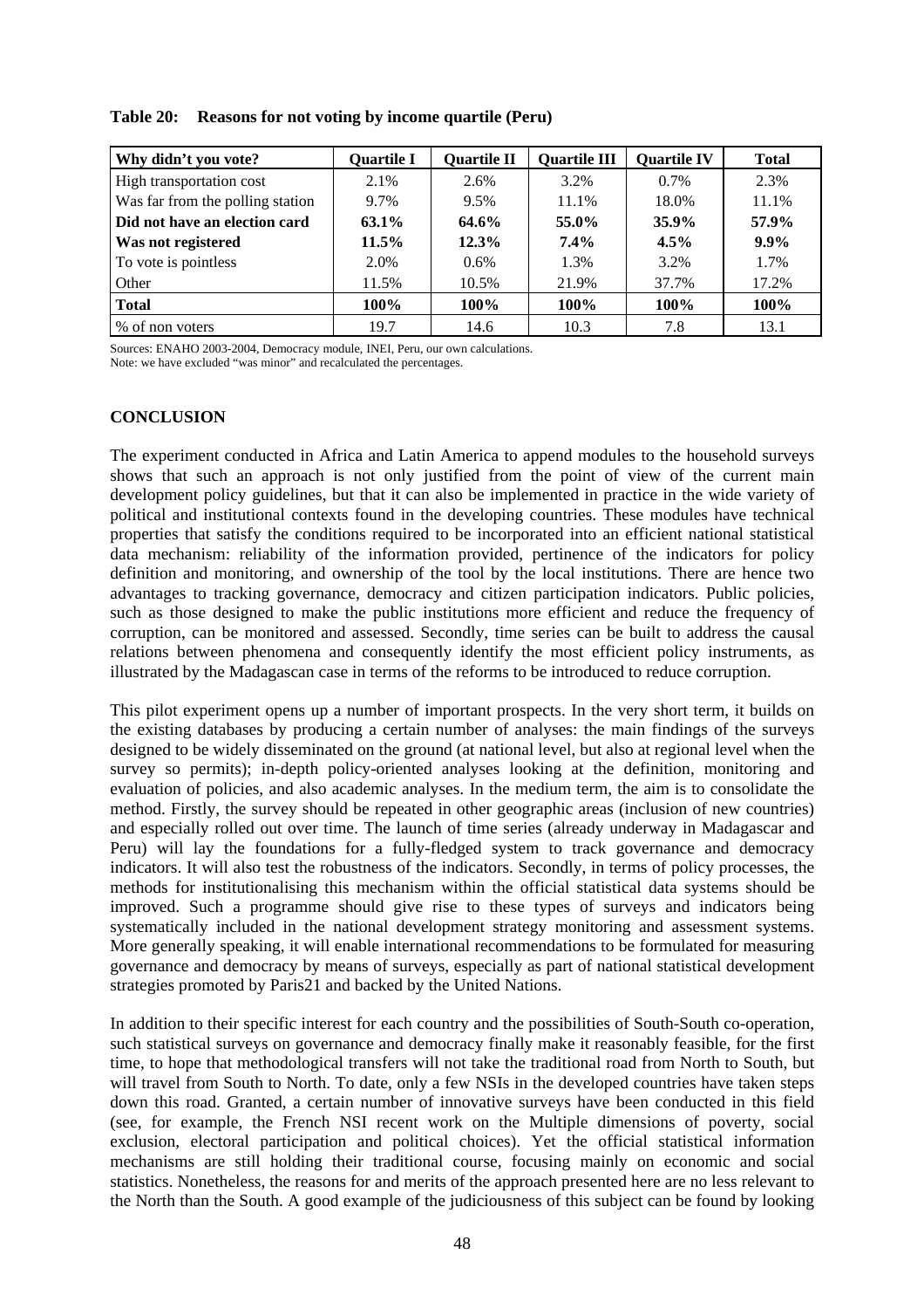**Table 20: Reasons for not voting by income quartile (Peru)**

| Why didn't you vote? | Quartile I | Quartile II | Quartile III | Quartile IV | Total |
|---|---|---|---|---|---|
| High transportation cost | 2.1% | 2.6% | 3.2% | 0.7% | 2.3% |
| Was far from the polling station | 9.7% | 9.5% | 11.1% | 18.0% | 11.1% |
| **Did not have an election card** | **63.1%** | **64.6%** | **55.0%** | **35.9%** | **57.9%** |
| **Was not registered** | **11.5%** | **12.3%** | **7.4%** | **4.5%** | **9.9%** |
| To vote is pointless | 2.0% | 0.6% | 1.3% | 3.2% | 1.7% |
| Other | 11.5% | 10.5% | 21.9% | 37.7% | 17.2% |
| **Total** | **100%** | **100%** | **100%** | **100%** | **100%** |
| % of non voters | 19.7 | 14.6 | 10.3 | 7.8 | 13.1 |

Sources: ENAHO 2003-2004, Democracy module, INEI, Peru, our own calculations.
Note: we have excluded "was minor" and recalculated the percentages.

## CONCLUSION

The experiment conducted in Africa and Latin America to append modules to the household surveys shows that such an approach is not only justified from the point of view of the current main development policy guidelines, but that it can also be implemented in practice in the wide variety of political and institutional contexts found in the developing countries. These modules have technical properties that satisfy the conditions required to be incorporated into an efficient national statistical data mechanism: reliability of the information provided, pertinence of the indicators for policy definition and monitoring, and ownership of the tool by the local institutions. There are hence two advantages to tracking governance, democracy and citizen participation indicators. Public policies, such as those designed to make the public institutions more efficient and reduce the frequency of corruption, can be monitored and assessed. Secondly, time series can be built to address the causal relations between phenomena and consequently identify the most efficient policy instruments, as illustrated by the Madagascan case in terms of the reforms to be introduced to reduce corruption.

This pilot experiment opens up a number of important prospects. In the very short term, it builds on the existing databases by producing a certain number of analyses: the main findings of the surveys designed to be widely disseminated on the ground (at national level, but also at regional level when the survey so permits); in-depth policy-oriented analyses looking at the definition, monitoring and evaluation of policies, and also academic analyses. In the medium term, the aim is to consolidate the method. Firstly, the survey should be repeated in other geographic areas (inclusion of new countries) and especially rolled out over time. The launch of time series (already underway in Madagascar and Peru) will lay the foundations for a fully-fledged system to track governance and democracy indicators. It will also test the robustness of the indicators. Secondly, in terms of policy processes, the methods for institutionalising this mechanism within the official statistical data systems should be improved. Such a programme should give rise to these types of surveys and indicators being systematically included in the national development strategy monitoring and assessment systems. More generally speaking, it will enable international recommendations to be formulated for measuring governance and democracy by means of surveys, especially as part of national statistical development strategies promoted by Paris21 and backed by the United Nations.

In addition to their specific interest for each country and the possibilities of South-South co-operation, such statistical surveys on governance and democracy finally make it reasonably feasible, for the first time, to hope that methodological transfers will not take the traditional road from North to South, but will travel from South to North. To date, only a few NSIs in the developed countries have taken steps down this road. Granted, a certain number of innovative surveys have been conducted in this field (see, for example, the French NSI recent work on the Multiple dimensions of poverty, social exclusion, electoral participation and political choices). Yet the official statistical information mechanisms are still holding their traditional course, focusing mainly on economic and social statistics. Nonetheless, the reasons for and merits of the approach presented here are no less relevant to the North than the South. A good example of the judiciousness of this subject can be found by looking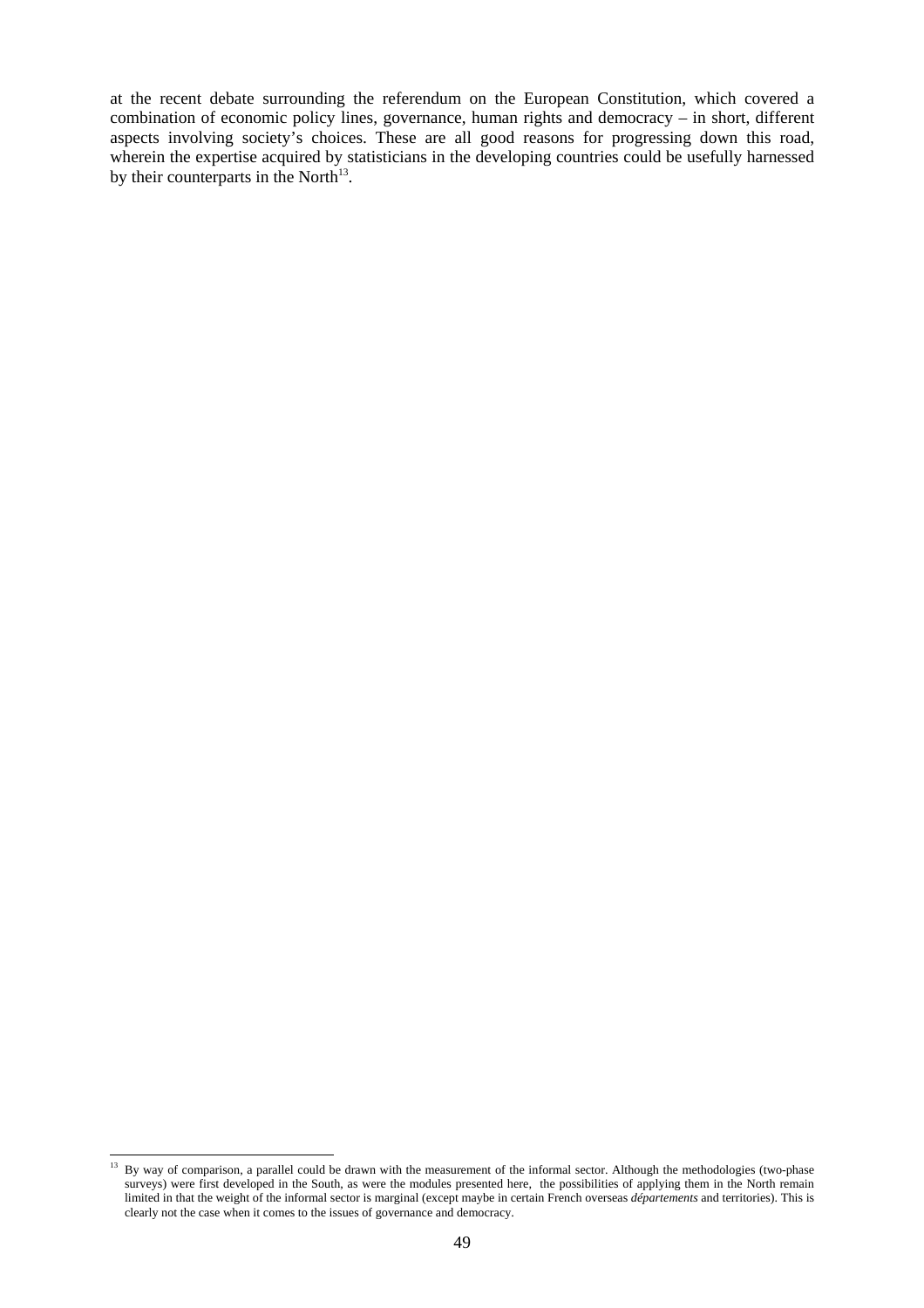at the recent debate surrounding the referendum on the European Constitution, which covered a combination of economic policy lines, governance, human rights and democracy – in short, different aspects involving society's choices. These are all good reasons for progressing down this road, wherein the expertise acquired by statisticians in the developing countries could be usefully harnessed by their counterparts in the North[13].

---

[13] By way of comparison, a parallel could be drawn with the measurement of the informal sector. Although the methodologies (two-phase surveys) were first developed in the South, as were the modules presented here, the possibilities of applying them in the North remain limited in that the weight of the informal sector is marginal (except maybe in certain French overseas *départements* and territories). This is clearly not the case when it comes to the issues of governance and democracy.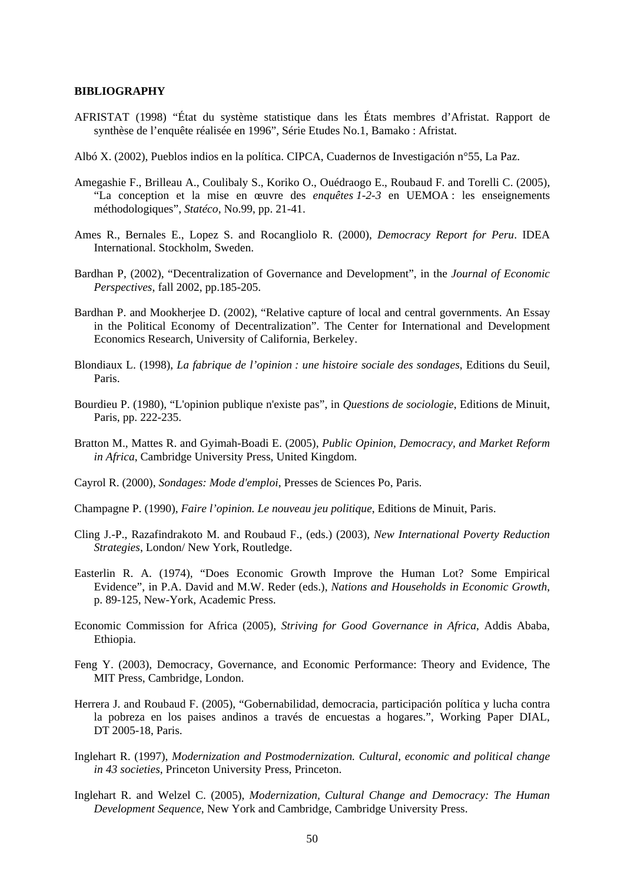**BIBLIOGRAPHY**

AFRISTAT (1998) “État du système statistique dans les États membres d’Afristat. Rapport de synthèse de l’enquête réalisée en 1996”, Série Etudes No.1, Bamako : Afristat.

Albó X. (2002), Pueblos indios en la política. CIPCA, Cuadernos de Investigación n°55, La Paz.

Amegashie F., Brilleau A., Coulibaly S., Koriko O., Ouédraogo E., Roubaud F. and Torelli C. (2005), “La conception et la mise en œuvre des *enquêtes 1-2-3* en UEMOA : les enseignements méthodologiques”, *Statéco*, No.99, pp. 21-41.

Ames R., Bernales E., Lopez S. and Rocangliolo R. (2000), *Democracy Report for Peru*. IDEA International. Stockholm, Sweden.

Bardhan P, (2002), “Decentralization of Governance and Development”, in the *Journal of Economic Perspectives*, fall 2002, pp.185-205.

Bardhan P. and Mookherjee D. (2002), “Relative capture of local and central governments. An Essay in the Political Economy of Decentralization”. The Center for International and Development Economics Research, University of California, Berkeley.

Blondiaux L. (1998), *La fabrique de l’opinion : une histoire sociale des sondages*, Editions du Seuil, Paris.

Bourdieu P. (1980), “L'opinion publique n'existe pas”, in *Questions de sociologie*, Editions de Minuit, Paris, pp. 222-235.

Bratton M., Mattes R. and Gyimah-Boadi E. (2005), *Public Opinion, Democracy, and Market Reform in Africa*, Cambridge University Press, United Kingdom.

Cayrol R. (2000), *Sondages: Mode d'emploi*, Presses de Sciences Po, Paris.

Champagne P. (1990), *Faire l’opinion. Le nouveau jeu politique*, Editions de Minuit, Paris.

Cling J.-P., Razafindrakoto M. and Roubaud F., (eds.) (2003), *New International Poverty Reduction Strategies*, London/ New York, Routledge.

Easterlin R. A. (1974), “Does Economic Growth Improve the Human Lot? Some Empirical Evidence”, in P.A. David and M.W. Reder (eds.), *Nations and Households in Economic Growth*, p. 89-125, New-York, Academic Press.

Economic Commission for Africa (2005), *Striving for Good Governance in Africa*, Addis Ababa, Ethiopia.

Feng Y. (2003), Democracy, Governance, and Economic Performance: Theory and Evidence, The MIT Press, Cambridge, London.

Herrera J. and Roubaud F. (2005), “Gobernabilidad, democracia, participación política y lucha contra la pobreza en los paises andinos a través de encuestas a hogares.”, Working Paper DIAL, DT 2005-18, Paris.

Inglehart R. (1997), *Modernization and Postmodernization. Cultural, economic and political change in 43 societies*, Princeton University Press, Princeton.

Inglehart R. and Welzel C. (2005), *Modernization, Cultural Change and Democracy: The Human Development Sequence*, New York and Cambridge, Cambridge University Press.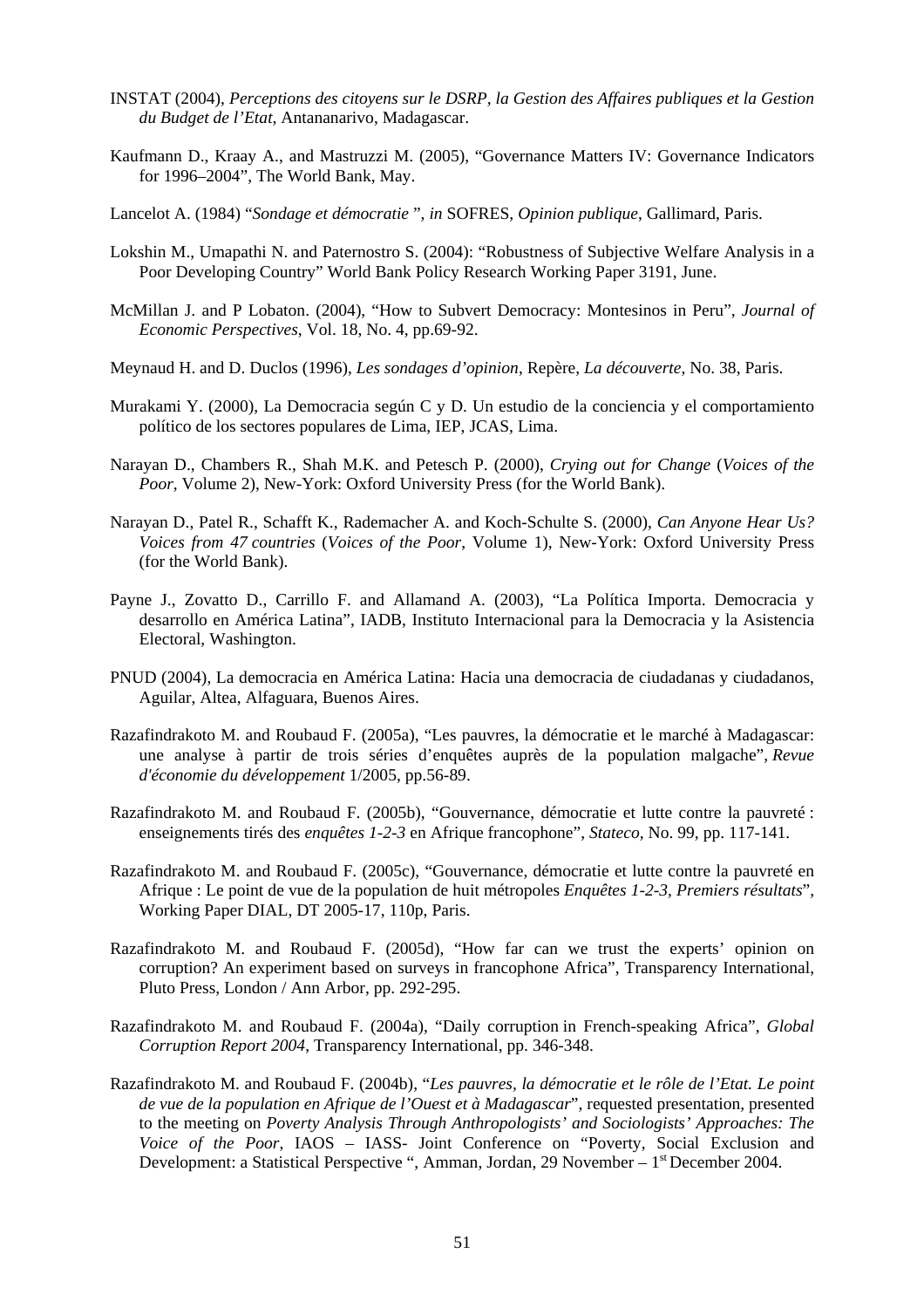INSTAT (2004), *Perceptions des citoyens sur le DSRP, la Gestion des Affaires publiques et la Gestion du Budget de l'Etat*, Antananarivo, Madagascar.

Kaufmann D., Kraay A., and Mastruzzi M. (2005), "Governance Matters IV: Governance Indicators for 1996–2004", The World Bank, May.

Lancelot A. (1984) "*Sondage et démocratie* ", *in* SOFRES, *Opinion publique*, Gallimard, Paris.

Lokshin M., Umapathi N. and Paternostro S. (2004): "Robustness of Subjective Welfare Analysis in a Poor Developing Country" World Bank Policy Research Working Paper 3191, June.

McMillan J. and P Lobaton. (2004), "How to Subvert Democracy: Montesinos in Peru", *Journal of Economic Perspectives*, Vol. 18, No. 4, pp.69-92.

Meynaud H. and D. Duclos (1996), *Les sondages d'opinion*, Repère, *La découverte*, No. 38, Paris.

Murakami Y. (2000), La Democracia según C y D. Un estudio de la conciencia y el comportamiento político de los sectores populares de Lima, IEP, JCAS, Lima.

Narayan D., Chambers R., Shah M.K. and Petesch P. (2000), *Crying out for Change* (*Voices of the Poor*, Volume 2), New-York: Oxford University Press (for the World Bank).

Narayan D., Patel R., Schafft K., Rademacher A. and Koch-Schulte S. (2000), *Can Anyone Hear Us? Voices from 47 countries* (*Voices of the Poor*, Volume 1), New-York: Oxford University Press (for the World Bank).

Payne J., Zovatto D., Carrillo F. and Allamand A. (2003), "La Política Importa. Democracia y desarrollo en América Latina", IADB, Instituto Internacional para la Democracia y la Asistencia Electoral, Washington.

PNUD (2004), La democracia en América Latina: Hacia una democracia de ciudadanas y ciudadanos, Aguilar, Altea, Alfaguara, Buenos Aires.

Razafindrakoto M. and Roubaud F. (2005a), "Les pauvres, la démocratie et le marché à Madagascar: une analyse à partir de trois séries d'enquêtes auprès de la population malgache", *Revue d'économie du développement* 1/2005, pp.56-89.

Razafindrakoto M. and Roubaud F. (2005b), "Gouvernance, démocratie et lutte contre la pauvreté : enseignements tirés des *enquêtes 1-2-3* en Afrique francophone", *Stateco*, No. 99, pp. 117-141.

Razafindrakoto M. and Roubaud F. (2005c), "Gouvernance, démocratie et lutte contre la pauvreté en Afrique : Le point de vue de la population de huit métropoles *Enquêtes 1-2-3, Premiers résultats*", Working Paper DIAL, DT 2005-17, 110p, Paris.

Razafindrakoto M. and Roubaud F. (2005d), "How far can we trust the experts' opinion on corruption? An experiment based on surveys in francophone Africa", Transparency International, Pluto Press, London / Ann Arbor, pp. 292-295.

Razafindrakoto M. and Roubaud F. (2004a), "Daily corruption in French-speaking Africa", *Global Corruption Report 2004*, Transparency International, pp. 346-348.

Razafindrakoto M. and Roubaud F. (2004b), "*Les pauvres, la démocratie et le rôle de l'Etat. Le point de vue de la population en Afrique de l'Ouest et à Madagascar*", requested presentation, presented to the meeting on *Poverty Analysis Through Anthropologists' and Sociologists' Approaches: The Voice of the Poor*, IAOS – IASS- Joint Conference on "Poverty, Social Exclusion and Development: a Statistical Perspective ", Amman, Jordan, 29 November – 1st December 2004.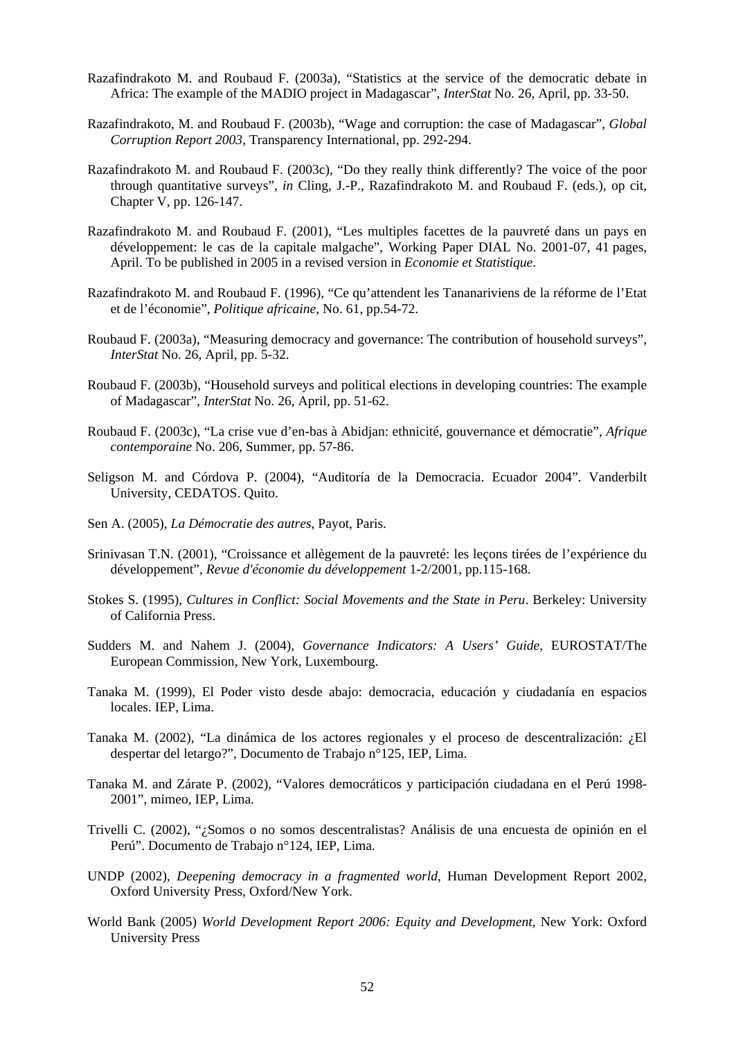Razafindrakoto M. and Roubaud F. (2003a), "Statistics at the service of the democratic debate in Africa: The example of the MADIO project in Madagascar", *InterStat* No. 26, April, pp. 33-50.

Razafindrakoto, M. and Roubaud F. (2003b), "Wage and corruption: the case of Madagascar", *Global Corruption Report 2003*, Transparency International, pp. 292-294.

Razafindrakoto M. and Roubaud F. (2003c), "Do they really think differently? The voice of the poor through quantitative surveys", *in* Cling, J.-P., Razafindrakoto M. and Roubaud F. (eds.), op cit, Chapter V, pp. 126-147.

Razafindrakoto M. and Roubaud F. (2001), "Les multiples facettes de la pauvreté dans un pays en développement: le cas de la capitale malgache", Working Paper DIAL No. 2001-07, 41 pages, April. To be published in 2005 in a revised version in *Economie et Statistique*.

Razafindrakoto M. and Roubaud F. (1996), "Ce qu'attendent les Tananariviens de la réforme de l'Etat et de l'économie", *Politique africaine*, No. 61, pp.54-72.

Roubaud F. (2003a), "Measuring democracy and governance: The contribution of household surveys", *InterStat* No. 26, April, pp. 5-32.

Roubaud F. (2003b), "Household surveys and political elections in developing countries: The example of Madagascar", *InterStat* No. 26, April, pp. 51-62.

Roubaud F. (2003c), "La crise vue d'en-bas à Abidjan: ethnicité, gouvernance et démocratie", *Afrique contemporaine* No. 206, Summer, pp. 57-86.

Seligson M. and Córdova P. (2004), "Auditoría de la Democracia. Ecuador 2004". Vanderbilt University, CEDATOS. Quito.

Sen A. (2005), *La Démocratie des autres*, Payot, Paris.

Srinivasan T.N. (2001), "Croissance et allègement de la pauvreté: les leçons tirées de l'expérience du développement", *Revue d'économie du développement* 1-2/2001, pp.115-168.

Stokes S. (1995), *Cultures in Conflict: Social Movements and the State in Peru*. Berkeley: University of California Press.

Sudders M. and Nahem J. (2004), *Governance Indicators: A Users' Guide*, EUROSTAT/The European Commission, New York, Luxembourg.

Tanaka M. (1999), El Poder visto desde abajo: democracia, educación y ciudadanía en espacios locales. IEP, Lima.

Tanaka M. (2002), "La dinámica de los actores regionales y el proceso de descentralización: ¿El despertar del letargo?", Documento de Trabajo n°125, IEP, Lima.

Tanaka M. and Zárate P. (2002), "Valores democráticos y participación ciudadana en el Perú 1998-2001", mimeo, IEP, Lima.

Trivelli C. (2002), "¿Somos o no somos descentralistas? Análisis de una encuesta de opinión en el Perú". Documento de Trabajo n°124, IEP, Lima.

UNDP (2002), *Deepening democracy in a fragmented world*, Human Development Report 2002, Oxford University Press, Oxford/New York.

World Bank (2005) *World Development Report 2006: Equity and Development*, New York: Oxford University Press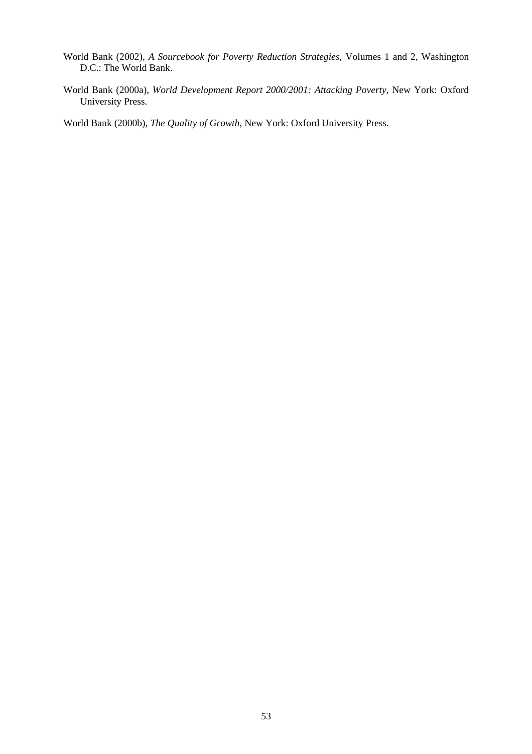World Bank (2002), *A Sourcebook for Poverty Reduction Strategies*, Volumes 1 and 2, Washington D.C.: The World Bank.

World Bank (2000a), *World Development Report 2000/2001: Attacking Poverty*, New York: Oxford University Press.

World Bank (2000b), *The Quality of Growth*, New York: Oxford University Press.